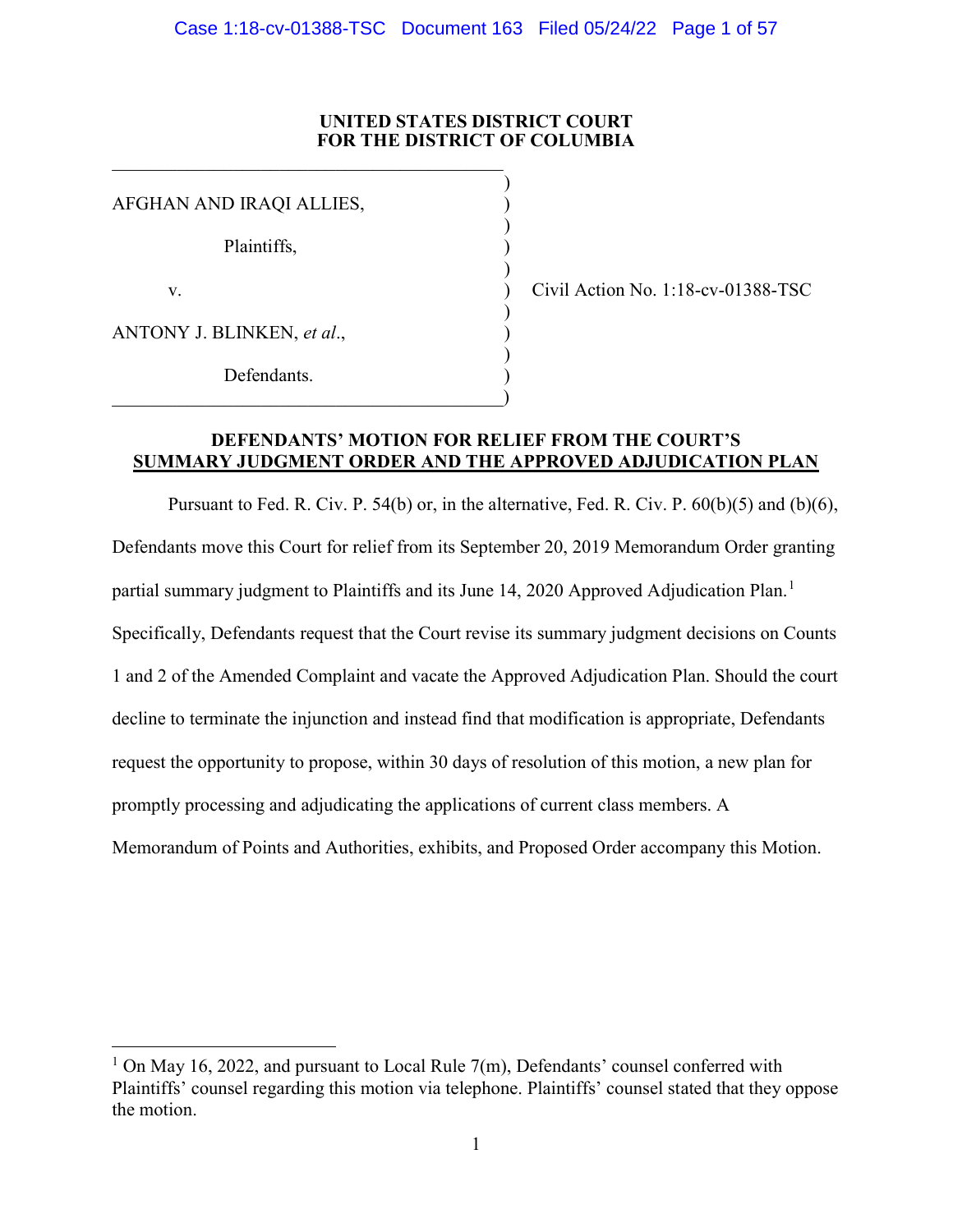**UNITED STATES DISTRICT COURT**
**FOR THE DISTRICT OF COLUMBIA**

AFGHAN AND IRAQI ALLIES,

Plaintiffs,

v.

ANTONY J. BLINKEN, *et al*.,

Defendants.

Civil Action No. 1:18-cv-01388-TSC

**DEFENDANTS' MOTION FOR RELIEF FROM THE COURT'S SUMMARY JUDGMENT ORDER AND THE APPROVED ADJUDICATION PLAN**

Pursuant to Fed. R. Civ. P. 54(b) or, in the alternative, Fed. R. Civ. P. 60(b)(5) and (b)(6), Defendants move this Court for relief from its September 20, 2019 Memorandum Order granting partial summary judgment to Plaintiffs and its June 14, 2020 Approved Adjudication Plan.[1] Specifically, Defendants request that the Court revise its summary judgment decisions on Counts 1 and 2 of the Amended Complaint and vacate the Approved Adjudication Plan. Should the court decline to terminate the injunction and instead find that modification is appropriate, Defendants request the opportunity to propose, within 30 days of resolution of this motion, a new plan for promptly processing and adjudicating the applications of current class members. A Memorandum of Points and Authorities, exhibits, and Proposed Order accompany this Motion.

[1] On May 16, 2022, and pursuant to Local Rule 7(m), Defendants' counsel conferred with Plaintiffs' counsel regarding this motion via telephone. Plaintiffs' counsel stated that they oppose the motion.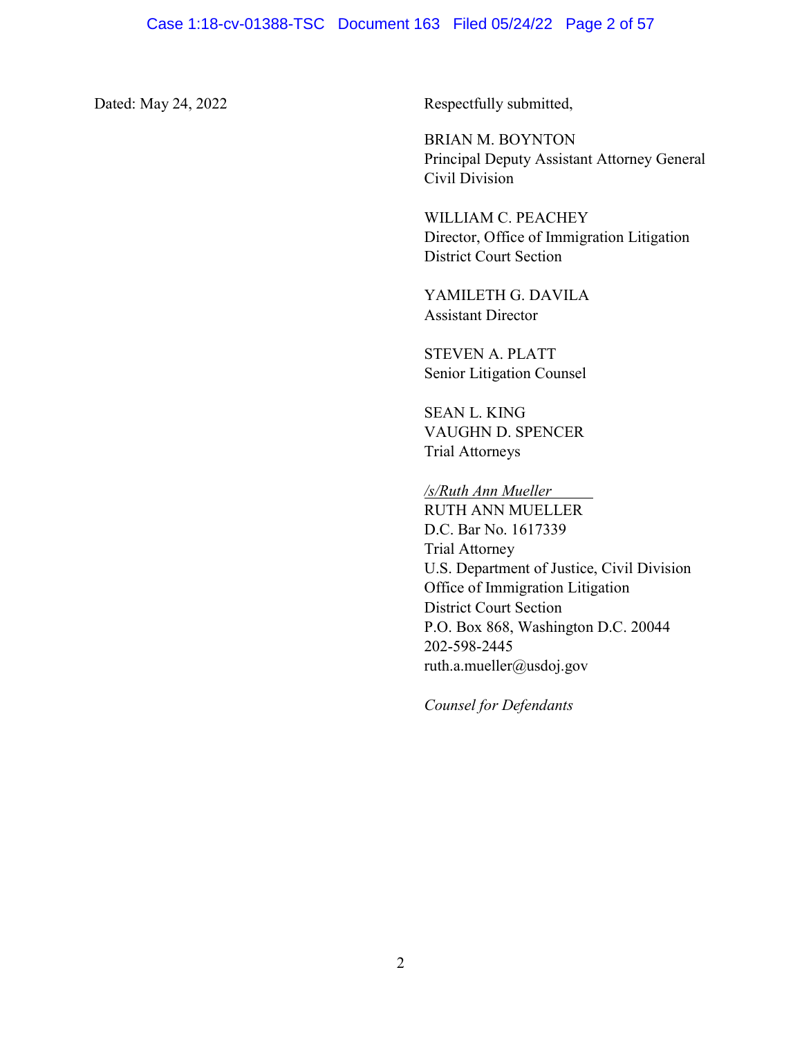Dated: May 24, 2022

Respectfully submitted,

BRIAN M. BOYNTON
Principal Deputy Assistant Attorney General
Civil Division

WILLIAM C. PEACHEY
Director, Office of Immigration Litigation
District Court Section

YAMILETH G. DAVILA
Assistant Director

STEVEN A. PLATT
Senior Litigation Counsel

SEAN L. KING
VAUGHN D. SPENCER
Trial Attorneys

*/s/Ruth Ann Mueller*
RUTH ANN MUELLER
D.C. Bar No. 1617339
Trial Attorney
U.S. Department of Justice, Civil Division
Office of Immigration Litigation
District Court Section
P.O. Box 868, Washington D.C. 20044
202-598-2445
ruth.a.mueller@usdoj.gov

*Counsel for Defendants*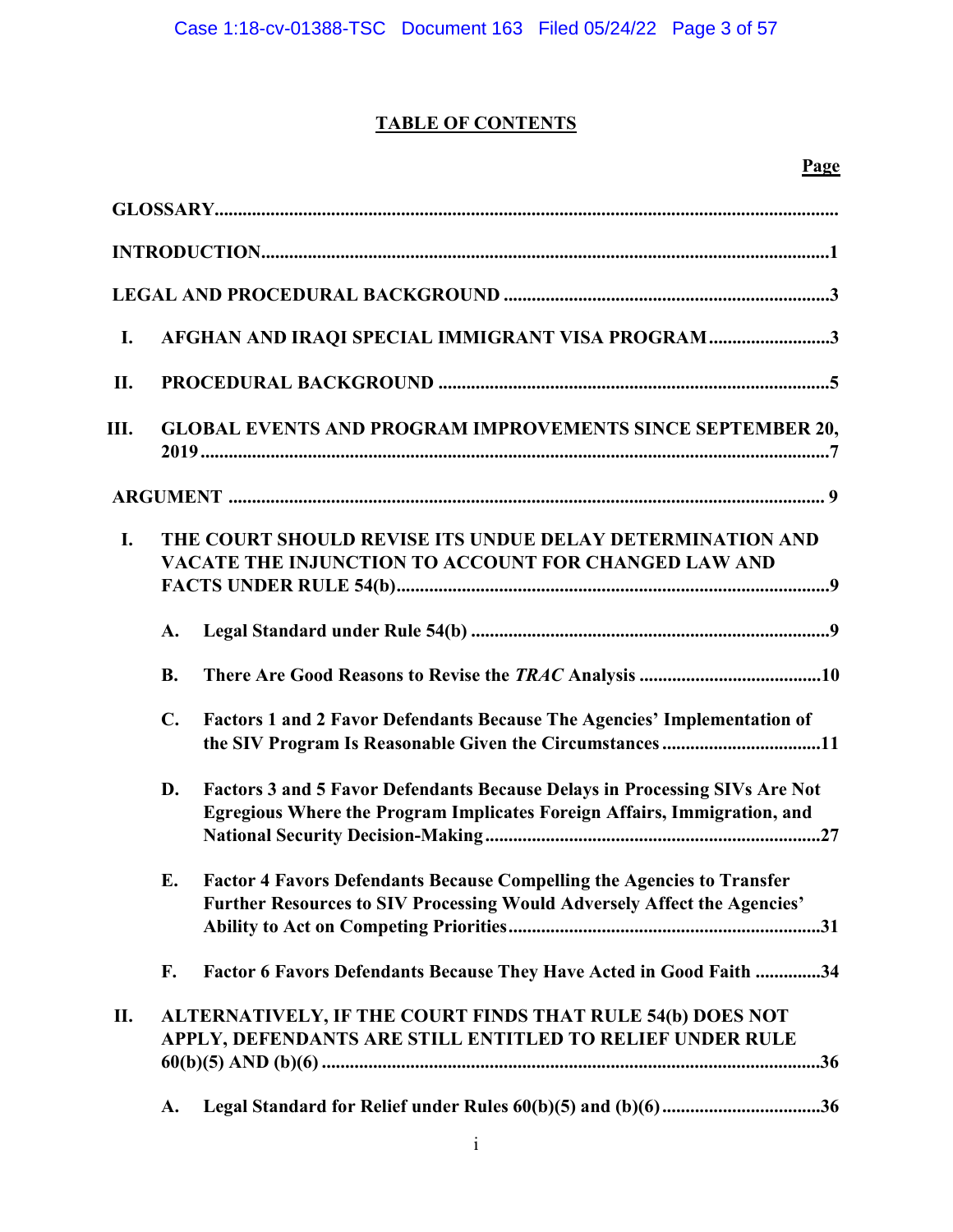# TABLE OF CONTENTS

**Page**

**GLOSSARY**

**INTRODUCTION** ..... 1

**LEGAL AND PROCEDURAL BACKGROUND** ..... 3

- **I. AFGHAN AND IRAQI SPECIAL IMMIGRANT VISA PROGRAM** ..... 3
- **II. PROCEDURAL BACKGROUND** ..... 5
- **III. GLOBAL EVENTS AND PROGRAM IMPROVEMENTS SINCE SEPTEMBER 20, 2019** ..... 7

**ARGUMENT** ..... 9

- **I. THE COURT SHOULD REVISE ITS UNDUE DELAY DETERMINATION AND VACATE THE INJUNCTION TO ACCOUNT FOR CHANGED LAW AND FACTS UNDER RULE 54(b)** ..... 9
  - **A. Legal Standard under Rule 54(b)** ..... 9
  - **B. There Are Good Reasons to Revise the *TRAC* Analysis** ..... 10
  - **C. Factors 1 and 2 Favor Defendants Because The Agencies' Implementation of the SIV Program Is Reasonable Given the Circumstances** ..... 11
  - **D. Factors 3 and 5 Favor Defendants Because Delays in Processing SIVs Are Not Egregious Where the Program Implicates Foreign Affairs, Immigration, and National Security Decision-Making** ..... 27
  - **E. Factor 4 Favors Defendants Because Compelling the Agencies to Transfer Further Resources to SIV Processing Would Adversely Affect the Agencies' Ability to Act on Competing Priorities** ..... 31
  - **F. Factor 6 Favors Defendants Because They Have Acted in Good Faith** ..... 34
- **II. ALTERNATIVELY, IF THE COURT FINDS THAT RULE 54(b) DOES NOT APPLY, DEFENDANTS ARE STILL ENTITLED TO RELIEF UNDER RULE 60(b)(5) AND (b)(6)** ..... 36
  - **A. Legal Standard for Relief under Rules 60(b)(5) and (b)(6)** ..... 36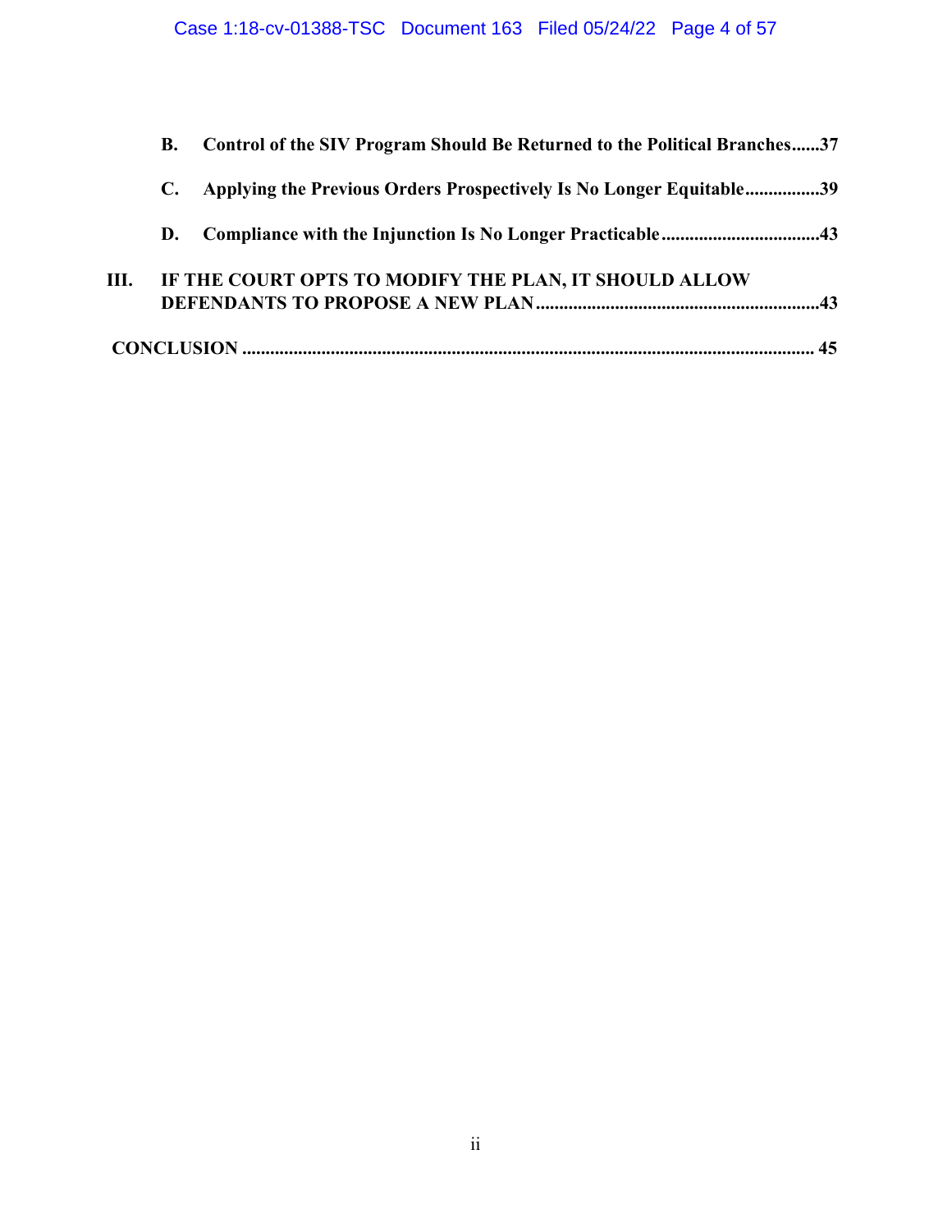**B. Control of the SIV Program Should Be Returned to the Political Branches......37**

**C. Applying the Previous Orders Prospectively Is No Longer Equitable................39**

**D. Compliance with the Injunction Is No Longer Practicable..................................43**

**III. IF THE COURT OPTS TO MODIFY THE PLAN, IT SHOULD ALLOW DEFENDANTS TO PROPOSE A NEW PLAN............................................................43**

**CONCLUSION .......................................................................................................................... 45**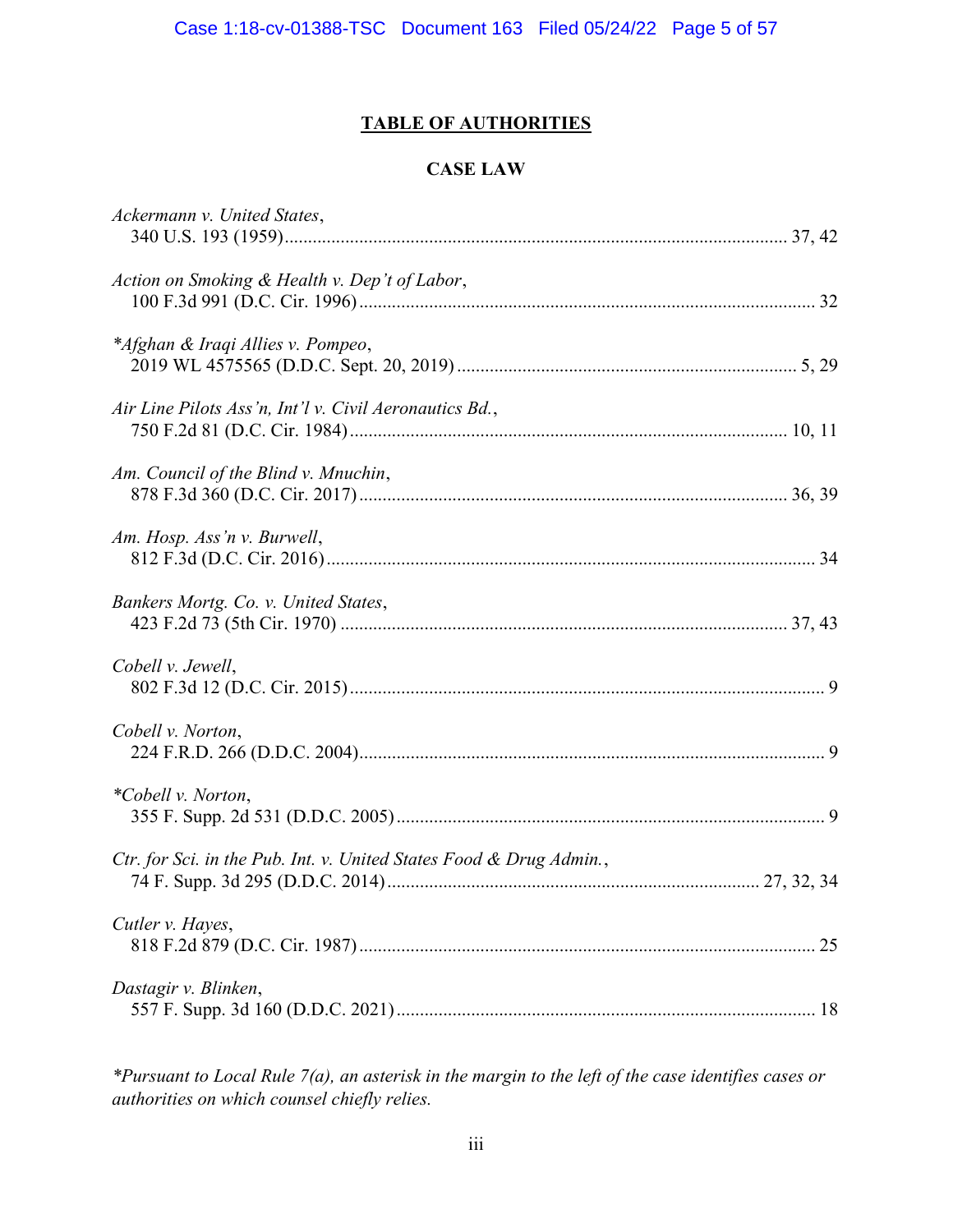## TABLE OF AUTHORITIES

### CASE LAW

*Ackermann v. United States*,
340 U.S. 193 (1959)............................................................................................................ 37, 42

*Action on Smoking & Health v. Dep't of Labor*,
100 F.3d 991 (D.C. Cir. 1996)................................................................................................. 32

*\*Afghan & Iraqi Allies v. Pompeo*,
2019 WL 4575565 (D.D.C. Sept. 20, 2019)........................................................................ 5, 29

*Air Line Pilots Ass'n, Int'l v. Civil Aeronautics Bd.*,
750 F.2d 81 (D.C. Cir. 1984)............................................................................................. 10, 11

*Am. Council of the Blind v. Mnuchin*,
878 F.3d 360 (D.C. Cir. 2017)........................................................................................... 36, 39

*Am. Hosp. Ass'n v. Burwell*,
812 F.3d (D.C. Cir. 2016)......................................................................................................... 34

*Bankers Mortg. Co. v. United States*,
423 F.2d 73 (5th Cir. 1970) ............................................................................................... 37, 43

*Cobell v. Jewell*,
802 F.3d 12 (D.C. Cir. 2015)..................................................................................................... 9

*Cobell v. Norton*,
224 F.R.D. 266 (D.D.C. 2004)................................................................................................... 9

*\*Cobell v. Norton*,
355 F. Supp. 2d 531 (D.D.C. 2005)........................................................................................... 9

*Ctr. for Sci. in the Pub. Int. v. United States Food & Drug Admin.*,
74 F. Supp. 3d 295 (D.D.C. 2014)............................................................................... 27, 32, 34

*Cutler v. Hayes*,
818 F.2d 879 (D.C. Cir. 1987)................................................................................................. 25

*Dastagir v. Blinken*,
557 F. Supp. 3d 160 (D.D.C. 2021)......................................................................................... 18

*\*Pursuant to Local Rule 7(a), an asterisk in the margin to the left of the case identifies cases or authorities on which counsel chiefly relies.*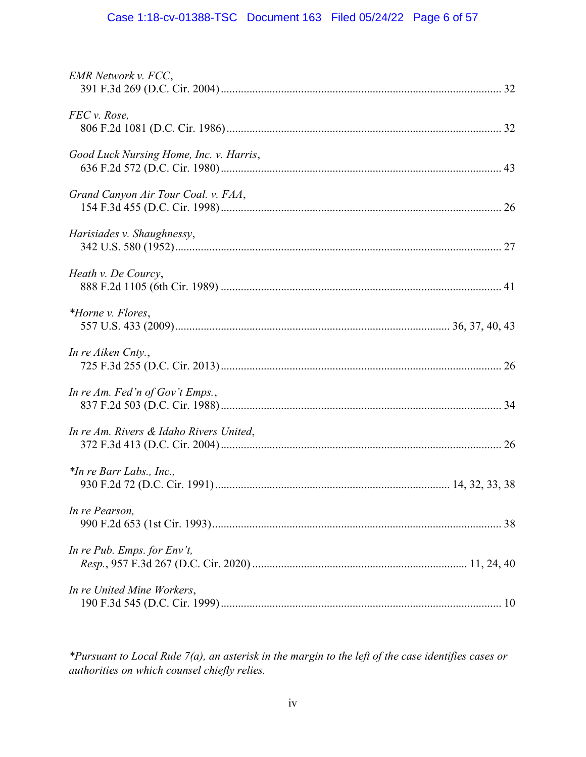*EMR Network v. FCC*,
391 F.3d 269 (D.C. Cir. 2004) ........................................................................................ 32

*FEC v. Rose,*
806 F.2d 1081 (D.C. Cir. 1986) ...................................................................................... 32

*Good Luck Nursing Home, Inc. v. Harris*,
636 F.2d 572 (D.C. Cir. 1980) ........................................................................................ 43

*Grand Canyon Air Tour Coal. v. FAA*,
154 F.3d 455 (D.C. Cir. 1998) ........................................................................................ 26

*Harisiades v. Shaughnessy*,
342 U.S. 580 (1952) ........................................................................................................ 27

*Heath v. De Courcy*,
888 F.2d 1105 (6th Cir. 1989) ........................................................................................ 41

**Horne v. Flores*,
557 U.S. 433 (2009) ...................................................................................... 36, 37, 40, 43

*In re Aiken Cnty.*,
725 F.3d 255 (D.C. Cir. 2013) ........................................................................................ 26

*In re Am. Fed'n of Gov't Emps.*,
837 F.2d 503 (D.C. Cir. 1988) ........................................................................................ 34

*In re Am. Rivers & Idaho Rivers United*,
372 F.3d 413 (D.C. Cir. 2004) ........................................................................................ 26

**In re Barr Labs., Inc.*,
930 F.2d 72 (D.C. Cir. 1991) ........................................................................... 14, 32, 33, 38

*In re Pearson,*
990 F.2d 653 (1st Cir. 1993) ........................................................................................... 38

*In re Pub. Emps. for Env't,*
*Resp.*, 957 F.3d 267 (D.C. Cir. 2020) ............................................................... 11, 24, 40

*In re United Mine Workers*,
190 F.3d 545 (D.C. Cir. 1999) ........................................................................................ 10

**Pursuant to Local Rule 7(a), an asterisk in the margin to the left of the case identifies cases or authorities on which counsel chiefly relies.*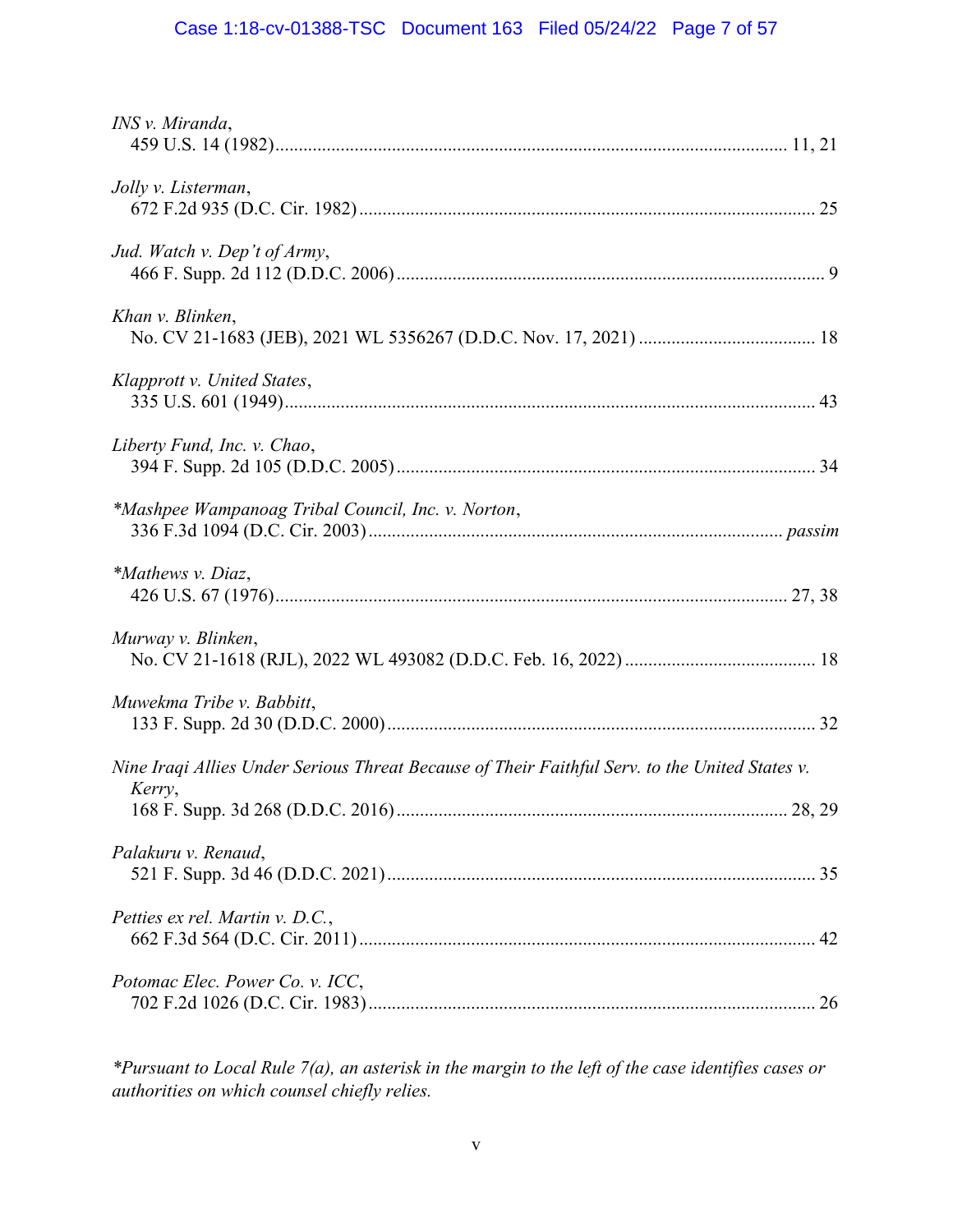*INS v. Miranda*,
459 U.S. 14 (1982) .......... 11, 21

*Jolly v. Listerman*,
672 F.2d 935 (D.C. Cir. 1982) .......... 25

*Jud. Watch v. Dep't of Army*,
466 F. Supp. 2d 112 (D.D.C. 2006) .......... 9

*Khan v. Blinken*,
No. CV 21-1683 (JEB), 2021 WL 5356267 (D.D.C. Nov. 17, 2021) .......... 18

*Klapprott v. United States*,
335 U.S. 601 (1949) .......... 43

*Liberty Fund, Inc. v. Chao*,
394 F. Supp. 2d 105 (D.D.C. 2005) .......... 34

**Mashpee Wampanoag Tribal Council, Inc. v. Norton*,
336 F.3d 1094 (D.C. Cir. 2003) .......... *passim*

**Mathews v. Diaz*,
426 U.S. 67 (1976) .......... 27, 38

*Murway v. Blinken*,
No. CV 21-1618 (RJL), 2022 WL 493082 (D.D.C. Feb. 16, 2022) .......... 18

*Muwekma Tribe v. Babbitt*,
133 F. Supp. 2d 30 (D.D.C. 2000) .......... 32

*Nine Iraqi Allies Under Serious Threat Because of Their Faithful Serv. to the United States v. Kerry*,
168 F. Supp. 3d 268 (D.D.C. 2016) .......... 28, 29

*Palakuru v. Renaud*,
521 F. Supp. 3d 46 (D.D.C. 2021) .......... 35

*Petties ex rel. Martin v. D.C.*,
662 F.3d 564 (D.C. Cir. 2011) .......... 42

*Potomac Elec. Power Co. v. ICC*,
702 F.2d 1026 (D.C. Cir. 1983) .......... 26

**Pursuant to Local Rule 7(a), an asterisk in the margin to the left of the case identifies cases or authorities on which counsel chiefly relies.*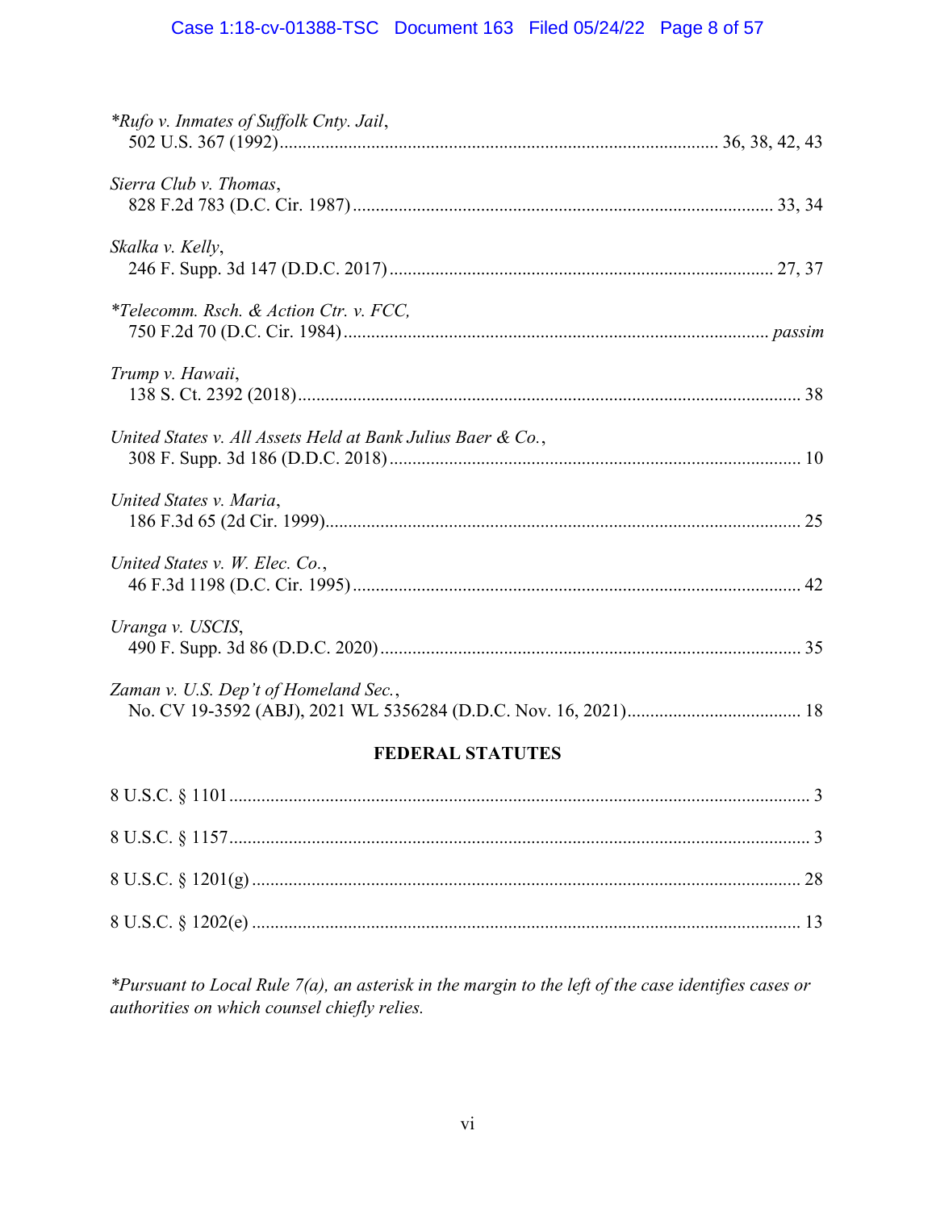*\*Rufo v. Inmates of Suffolk Cnty. Jail*,
502 U.S. 367 (1992)................................................................................................ 36, 38, 42, 43

*Sierra Club v. Thomas*,
828 F.2d 783 (D.C. Cir. 1987)........................................................................................... 33, 34

*Skalka v. Kelly*,
246 F. Supp. 3d 147 (D.D.C. 2017)................................................................................... 27, 37

*\*Telecomm. Rsch. & Action Ctr. v. FCC,*
750 F.2d 70 (D.C. Cir. 1984)............................................................................................. *passim*

*Trump v. Hawaii*,
138 S. Ct. 2392 (2018)............................................................................................................. 38

*United States v. All Assets Held at Bank Julius Baer & Co.*,
308 F. Supp. 3d 186 (D.D.C. 2018).......................................................................................... 10

*United States v. Maria*,
186 F.3d 65 (2d Cir. 1999)....................................................................................................... 25

*United States v. W. Elec. Co.*,
46 F.3d 1198 (D.C. Cir. 1995)................................................................................................. 42

*Uranga v. USCIS*,
490 F. Supp. 3d 86 (D.D.C. 2020)........................................................................................... 35

*Zaman v. U.S. Dep't of Homeland Sec.*,
No. CV 19-3592 (ABJ), 2021 WL 5356284 (D.D.C. Nov. 16, 2021)...................................... 18

## FEDERAL STATUTES

8 U.S.C. § 1101............................................................................................................................. 3

8 U.S.C. § 1157............................................................................................................................. 3

8 U.S.C. § 1201(g)....................................................................................................................... 28

8 U.S.C. § 1202(e)....................................................................................................................... 13

*\*Pursuant to Local Rule 7(a), an asterisk in the margin to the left of the case identifies cases or authorities on which counsel chiefly relies.*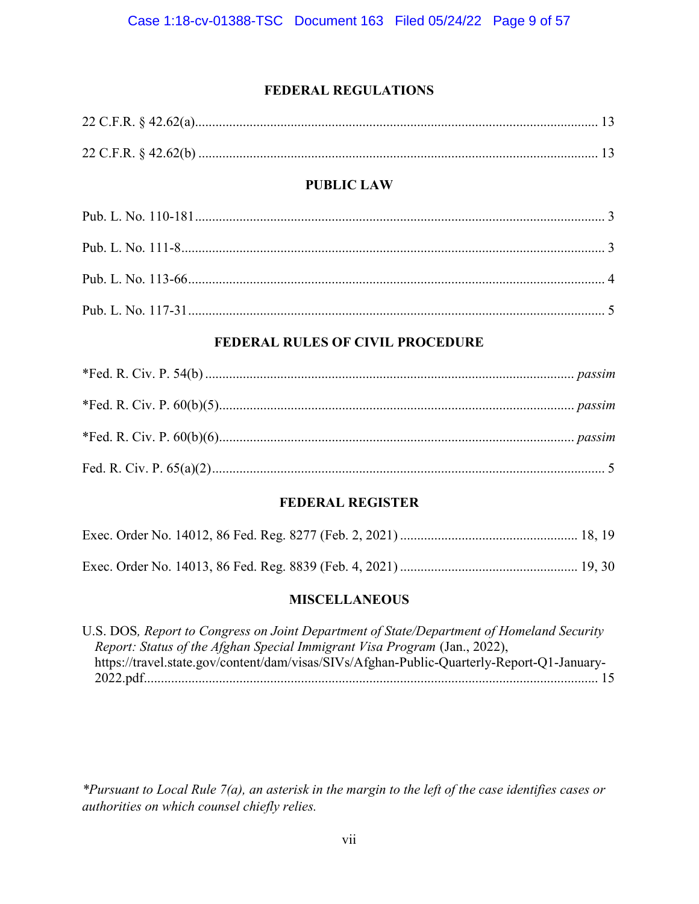## FEDERAL REGULATIONS

22 C.F.R. § 42.62(a)........................................................................................................ 13

22 C.F.R. § 42.62(b) ....................................................................................................... 13

## PUBLIC LAW

Pub. L. No. 110-181........................................................................................................ 3

Pub. L. No. 111-8............................................................................................................ 3

Pub. L. No. 113-66.......................................................................................................... 4

Pub. L. No. 117-31.......................................................................................................... 5

## FEDERAL RULES OF CIVIL PROCEDURE

*Fed. R. Civ. P. 54(b) ............................................................................................. *passim*

*Fed. R. Civ. P. 60(b)(5)......................................................................................... *passim*

*Fed. R. Civ. P. 60(b)(6)......................................................................................... *passim*

Fed. R. Civ. P. 65(a)(2).................................................................................................... 5

## FEDERAL REGISTER

Exec. Order No. 14012, 86 Fed. Reg. 8277 (Feb. 2, 2021) .................................................... 18, 19

Exec. Order No. 14013, 86 Fed. Reg. 8839 (Feb. 4, 2021) .................................................... 19, 30

## MISCELLANEOUS

U.S. DOS*, Report to Congress on Joint Department of State/Department of Homeland Security Report: Status of the Afghan Special Immigrant Visa Program* (Jan., 2022), https://travel.state.gov/content/dam/visas/SIVs/Afghan-Public-Quarterly-Report-Q1-January-2022.pdf...................................................................................................................... 15

*\*Pursuant to Local Rule 7(a), an asterisk in the margin to the left of the case identifies cases or authorities on which counsel chiefly relies.*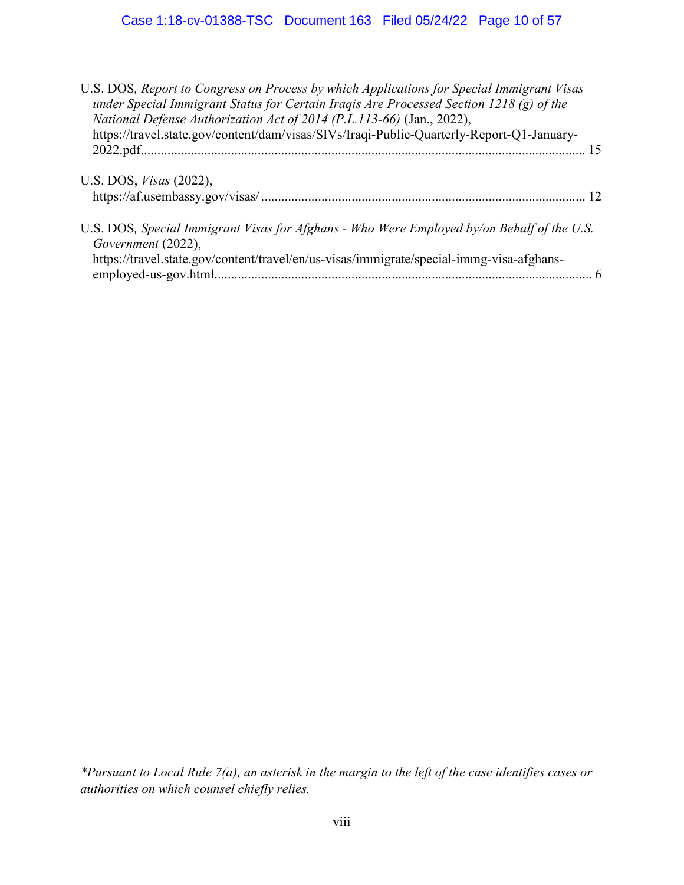U.S. DOS, *Report to Congress on Process by which Applications for Special Immigrant Visas under Special Immigrant Status for Certain Iraqis Are Processed Section 1218 (g) of the National Defense Authorization Act of 2014 (P.L.113-66)* (Jan., 2022), https://travel.state.gov/content/dam/visas/SIVs/Iraqi-Public-Quarterly-Report-Q1-January-2022.pdf.................................................................................................................................. 15

U.S. DOS, *Visas* (2022), https://af.usembassy.gov/visas/ ............................................................................................... 12

U.S. DOS, *Special Immigrant Visas for Afghans - Who Were Employed by/on Behalf of the U.S. Government* (2022), https://travel.state.gov/content/travel/en/us-visas/immigrate/special-immg-visa-afghans-employed-us-gov.html................................................................................................................ 6

*\*Pursuant to Local Rule 7(a), an asterisk in the margin to the left of the case identifies cases or authorities on which counsel chiefly relies.*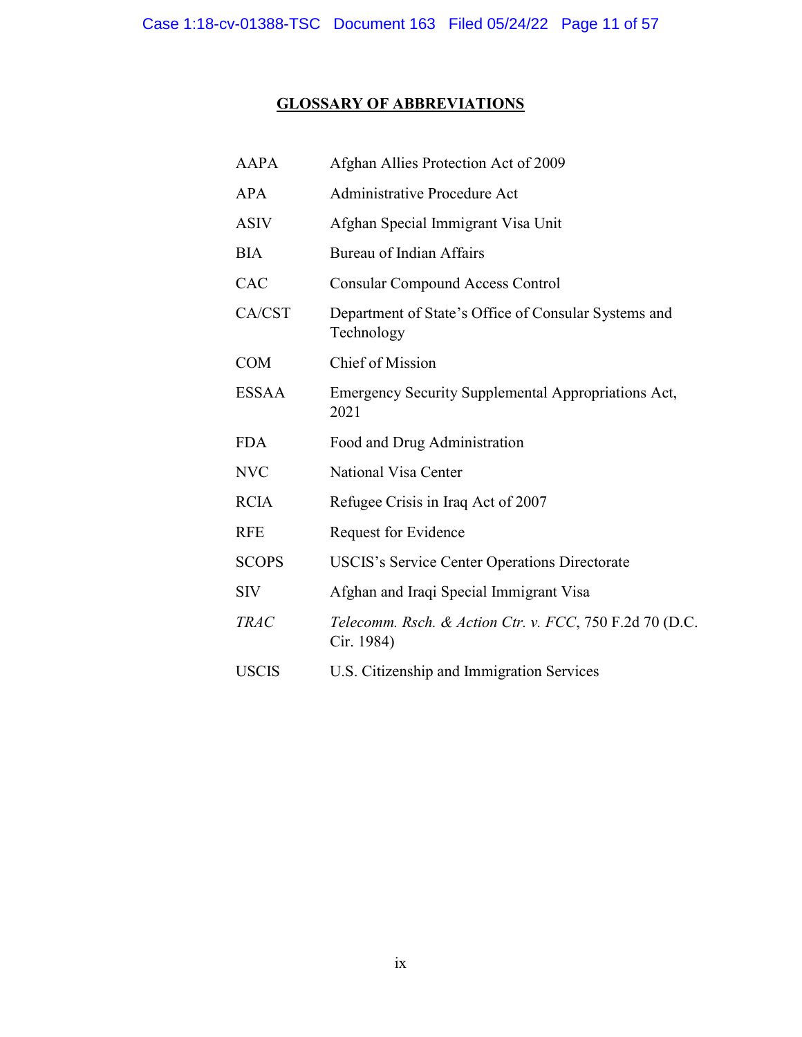## GLOSSARY OF ABBREVIATIONS

| | |
|---|---|
| AAPA | Afghan Allies Protection Act of 2009 |
| APA | Administrative Procedure Act |
| ASIV | Afghan Special Immigrant Visa Unit |
| BIA | Bureau of Indian Affairs |
| CAC | Consular Compound Access Control |
| CA/CST | Department of State's Office of Consular Systems and Technology |
| COM | Chief of Mission |
| ESSAA | Emergency Security Supplemental Appropriations Act, 2021 |
| FDA | Food and Drug Administration |
| NVC | National Visa Center |
| RCIA | Refugee Crisis in Iraq Act of 2007 |
| RFE | Request for Evidence |
| SCOPS | USCIS's Service Center Operations Directorate |
| SIV | Afghan and Iraqi Special Immigrant Visa |
| *TRAC* | *Telecomm. Rsch. & Action Ctr. v. FCC*, 750 F.2d 70 (D.C. Cir. 1984) |
| USCIS | U.S. Citizenship and Immigration Services |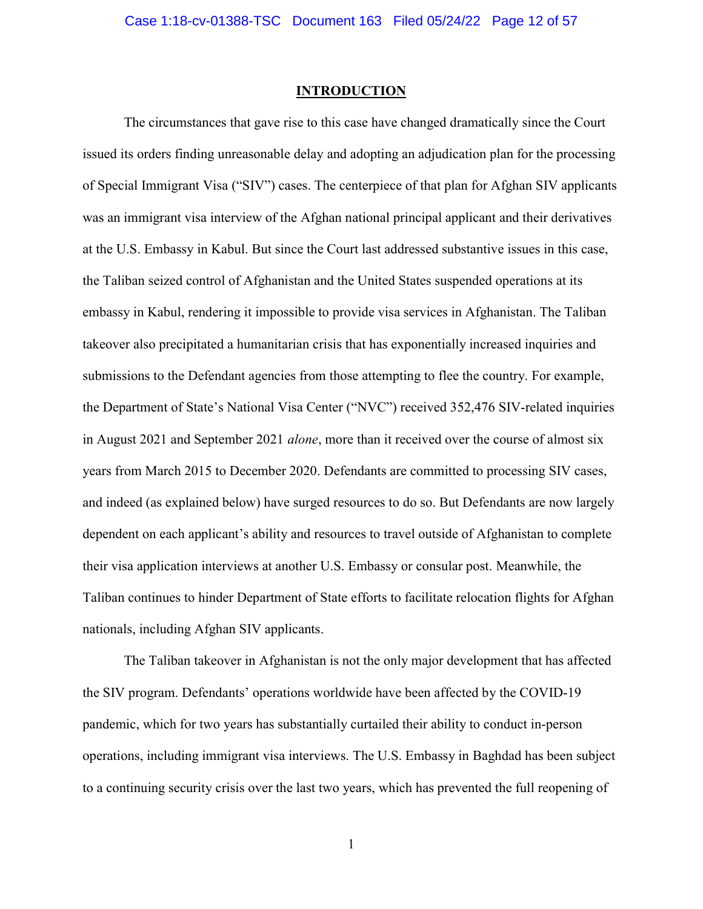## INTRODUCTION

The circumstances that gave rise to this case have changed dramatically since the Court issued its orders finding unreasonable delay and adopting an adjudication plan for the processing of Special Immigrant Visa ("SIV") cases. The centerpiece of that plan for Afghan SIV applicants was an immigrant visa interview of the Afghan national principal applicant and their derivatives at the U.S. Embassy in Kabul. But since the Court last addressed substantive issues in this case, the Taliban seized control of Afghanistan and the United States suspended operations at its embassy in Kabul, rendering it impossible to provide visa services in Afghanistan. The Taliban takeover also precipitated a humanitarian crisis that has exponentially increased inquiries and submissions to the Defendant agencies from those attempting to flee the country. For example, the Department of State's National Visa Center ("NVC") received 352,476 SIV-related inquiries in August 2021 and September 2021 *alone*, more than it received over the course of almost six years from March 2015 to December 2020. Defendants are committed to processing SIV cases, and indeed (as explained below) have surged resources to do so. But Defendants are now largely dependent on each applicant's ability and resources to travel outside of Afghanistan to complete their visa application interviews at another U.S. Embassy or consular post. Meanwhile, the Taliban continues to hinder Department of State efforts to facilitate relocation flights for Afghan nationals, including Afghan SIV applicants.

The Taliban takeover in Afghanistan is not the only major development that has affected the SIV program. Defendants' operations worldwide have been affected by the COVID-19 pandemic, which for two years has substantially curtailed their ability to conduct in-person operations, including immigrant visa interviews. The U.S. Embassy in Baghdad has been subject to a continuing security crisis over the last two years, which has prevented the full reopening of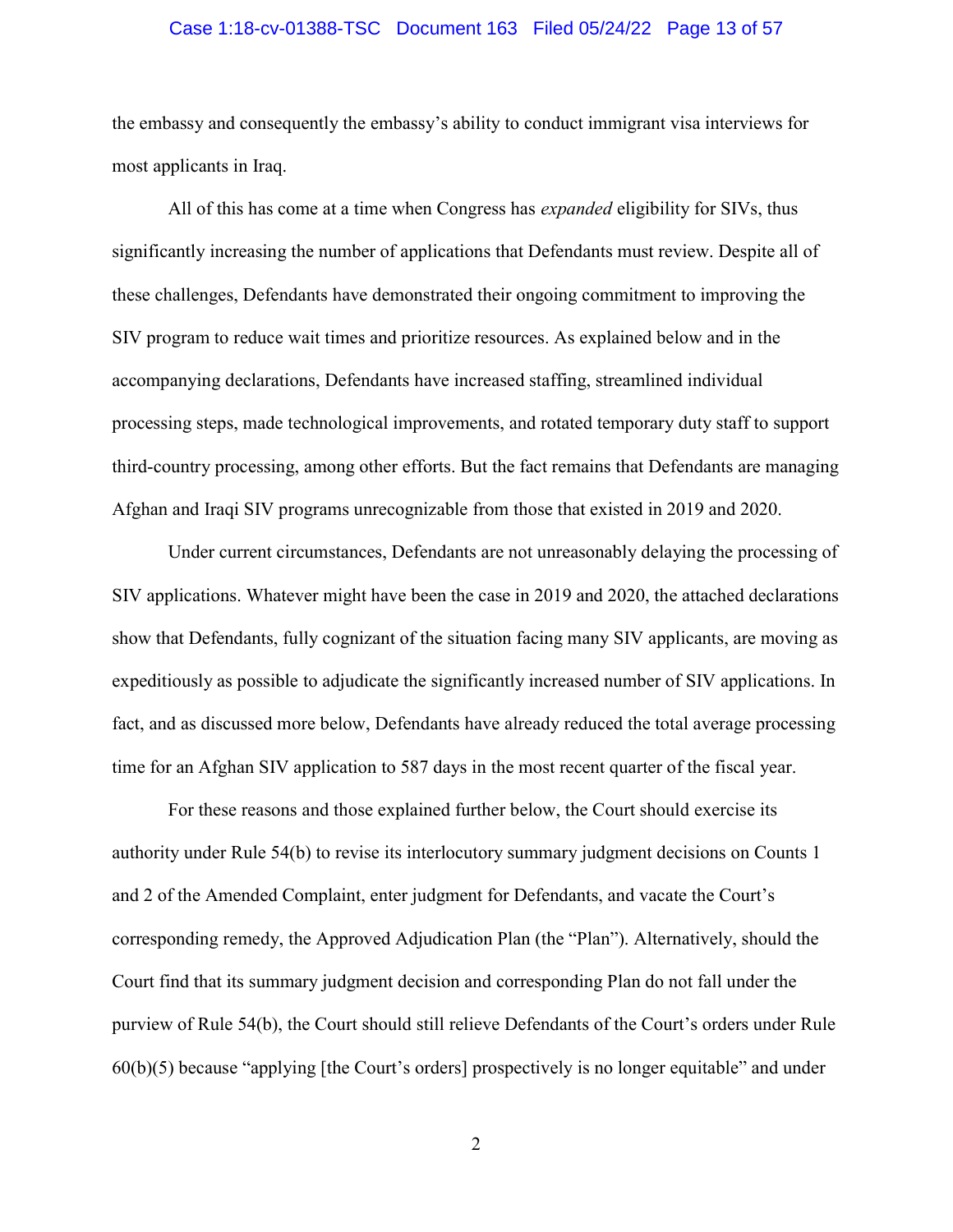the embassy and consequently the embassy's ability to conduct immigrant visa interviews for most applicants in Iraq.

All of this has come at a time when Congress has *expanded* eligibility for SIVs, thus significantly increasing the number of applications that Defendants must review. Despite all of these challenges, Defendants have demonstrated their ongoing commitment to improving the SIV program to reduce wait times and prioritize resources. As explained below and in the accompanying declarations, Defendants have increased staffing, streamlined individual processing steps, made technological improvements, and rotated temporary duty staff to support third-country processing, among other efforts. But the fact remains that Defendants are managing Afghan and Iraqi SIV programs unrecognizable from those that existed in 2019 and 2020.

Under current circumstances, Defendants are not unreasonably delaying the processing of SIV applications. Whatever might have been the case in 2019 and 2020, the attached declarations show that Defendants, fully cognizant of the situation facing many SIV applicants, are moving as expeditiously as possible to adjudicate the significantly increased number of SIV applications. In fact, and as discussed more below, Defendants have already reduced the total average processing time for an Afghan SIV application to 587 days in the most recent quarter of the fiscal year.

For these reasons and those explained further below, the Court should exercise its authority under Rule 54(b) to revise its interlocutory summary judgment decisions on Counts 1 and 2 of the Amended Complaint, enter judgment for Defendants, and vacate the Court's corresponding remedy, the Approved Adjudication Plan (the "Plan"). Alternatively, should the Court find that its summary judgment decision and corresponding Plan do not fall under the purview of Rule 54(b), the Court should still relieve Defendants of the Court's orders under Rule 60(b)(5) because "applying [the Court's orders] prospectively is no longer equitable" and under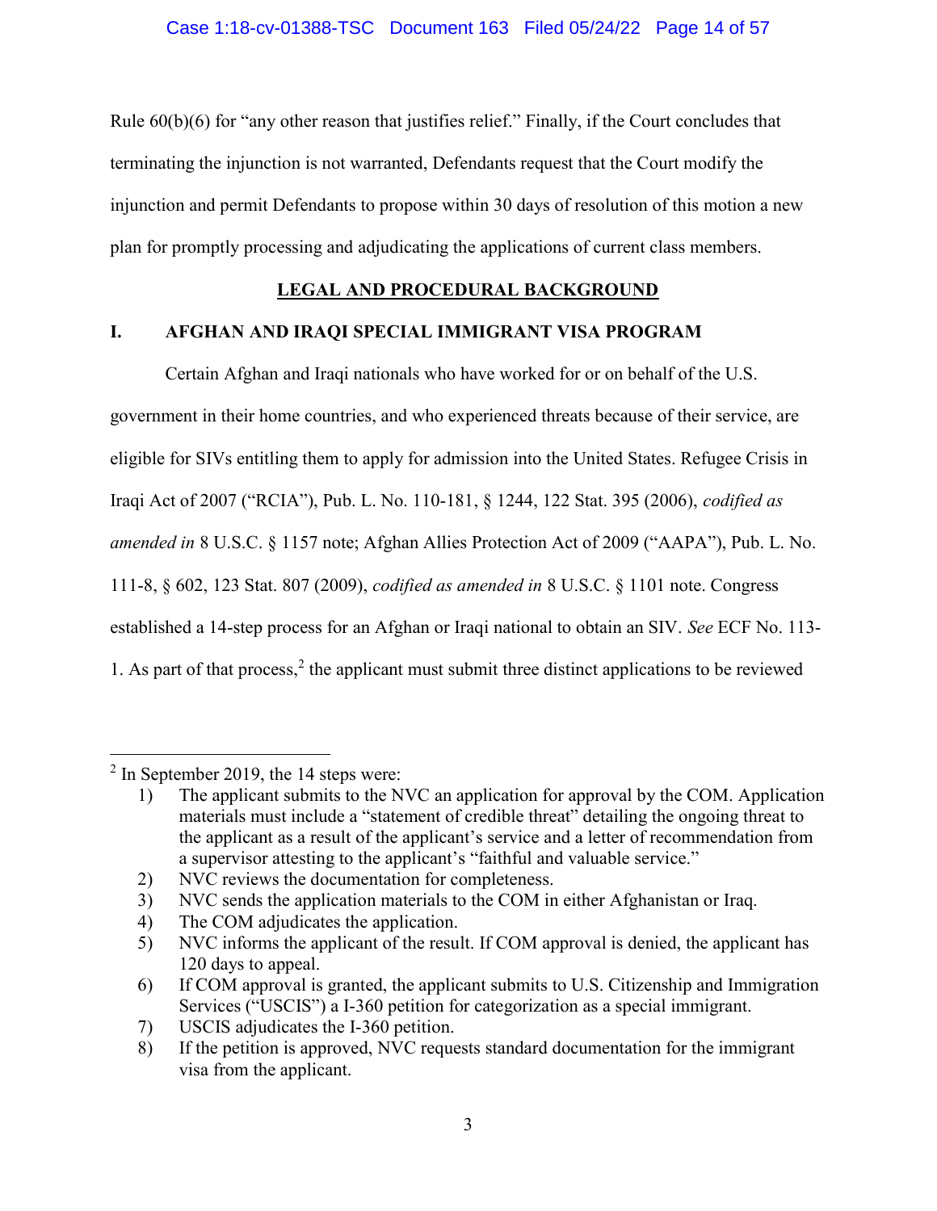Rule 60(b)(6) for "any other reason that justifies relief." Finally, if the Court concludes that terminating the injunction is not warranted, Defendants request that the Court modify the injunction and permit Defendants to propose within 30 days of resolution of this motion a new plan for promptly processing and adjudicating the applications of current class members.

## LEGAL AND PROCEDURAL BACKGROUND

### I. AFGHAN AND IRAQI SPECIAL IMMIGRANT VISA PROGRAM

Certain Afghan and Iraqi nationals who have worked for or on behalf of the U.S. government in their home countries, and who experienced threats because of their service, are eligible for SIVs entitling them to apply for admission into the United States. Refugee Crisis in Iraqi Act of 2007 ("RCIA"), Pub. L. No. 110-181, § 1244, 122 Stat. 395 (2006), *codified as amended in* 8 U.S.C. § 1157 note; Afghan Allies Protection Act of 2009 ("AAPA"), Pub. L. No. 111-8, § 602, 123 Stat. 807 (2009), *codified as amended in* 8 U.S.C. § 1101 note. Congress established a 14-step process for an Afghan or Iraqi national to obtain an SIV. *See* ECF No. 113-1. As part of that process,[2] the applicant must submit three distinct applications to be reviewed

---

[2] In September 2019, the 14 steps were:

1) The applicant submits to the NVC an application for approval by the COM. Application materials must include a "statement of credible threat" detailing the ongoing threat to the applicant as a result of the applicant's service and a letter of recommendation from a supervisor attesting to the applicant's "faithful and valuable service."
2) NVC reviews the documentation for completeness.
3) NVC sends the application materials to the COM in either Afghanistan or Iraq.
4) The COM adjudicates the application.
5) NVC informs the applicant of the result. If COM approval is denied, the applicant has 120 days to appeal.
6) If COM approval is granted, the applicant submits to U.S. Citizenship and Immigration Services ("USCIS") a I-360 petition for categorization as a special immigrant.
7) USCIS adjudicates the I-360 petition.
8) If the petition is approved, NVC requests standard documentation for the immigrant visa from the applicant.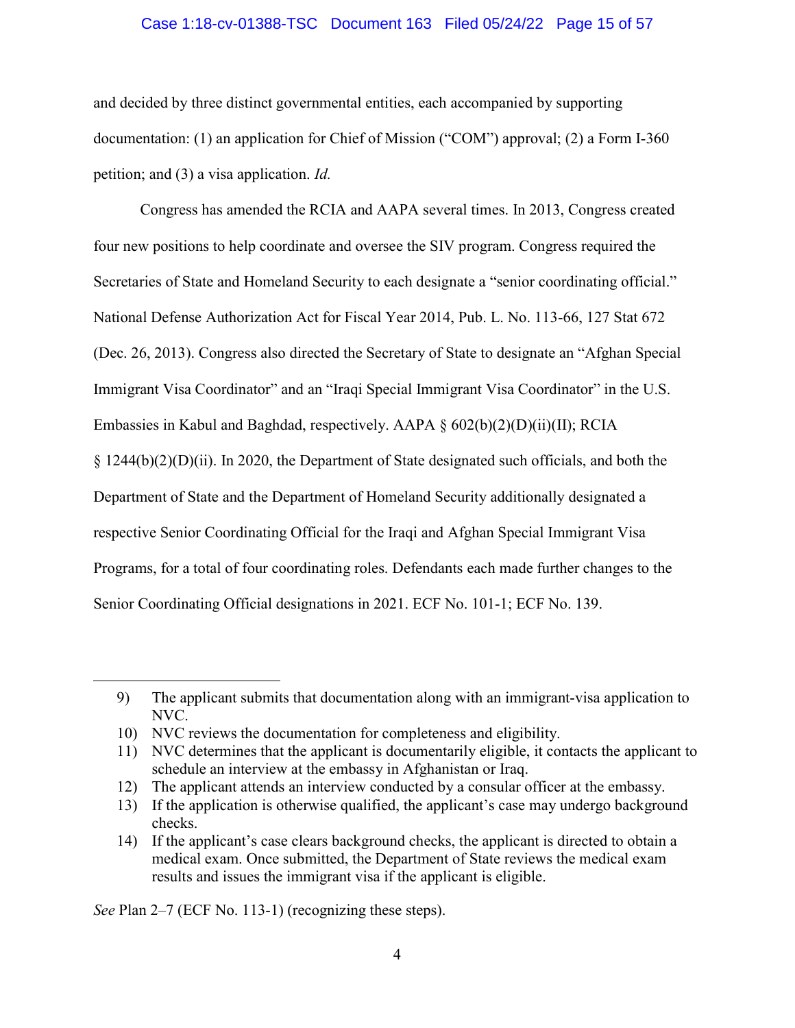and decided by three distinct governmental entities, each accompanied by supporting documentation: (1) an application for Chief of Mission ("COM") approval; (2) a Form I-360 petition; and (3) a visa application. *Id.*

Congress has amended the RCIA and AAPA several times. In 2013, Congress created four new positions to help coordinate and oversee the SIV program. Congress required the Secretaries of State and Homeland Security to each designate a "senior coordinating official." National Defense Authorization Act for Fiscal Year 2014, Pub. L. No. 113-66, 127 Stat 672 (Dec. 26, 2013). Congress also directed the Secretary of State to designate an "Afghan Special Immigrant Visa Coordinator" and an "Iraqi Special Immigrant Visa Coordinator" in the U.S. Embassies in Kabul and Baghdad, respectively. AAPA § 602(b)(2)(D)(ii)(II); RCIA § 1244(b)(2)(D)(ii). In 2020, the Department of State designated such officials, and both the Department of State and the Department of Homeland Security additionally designated a respective Senior Coordinating Official for the Iraqi and Afghan Special Immigrant Visa Programs, for a total of four coordinating roles. Defendants each made further changes to the Senior Coordinating Official designations in 2021. ECF No. 101-1; ECF No. 139.

---

9) The applicant submits that documentation along with an immigrant-visa application to NVC.
10) NVC reviews the documentation for completeness and eligibility.
11) NVC determines that the applicant is documentarily eligible, it contacts the applicant to schedule an interview at the embassy in Afghanistan or Iraq.
12) The applicant attends an interview conducted by a consular officer at the embassy.
13) If the application is otherwise qualified, the applicant's case may undergo background checks.
14) If the applicant's case clears background checks, the applicant is directed to obtain a medical exam. Once submitted, the Department of State reviews the medical exam results and issues the immigrant visa if the applicant is eligible.

*See* Plan 2–7 (ECF No. 113-1) (recognizing these steps).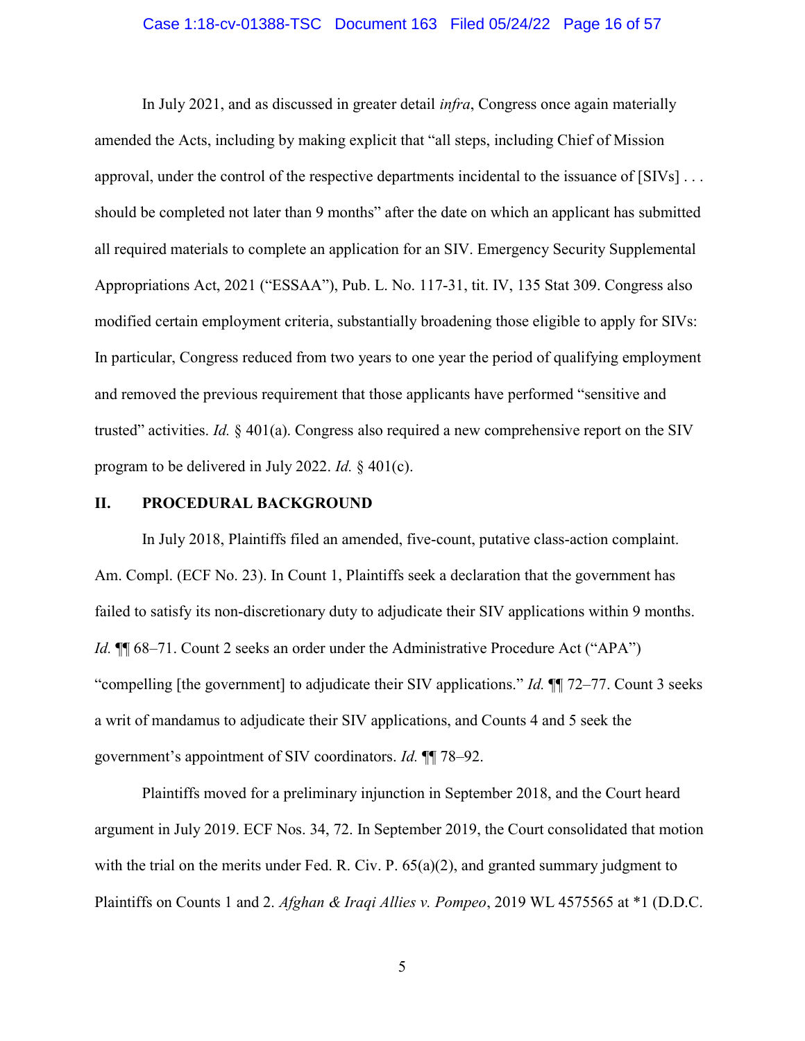In July 2021, and as discussed in greater detail *infra*, Congress once again materially amended the Acts, including by making explicit that "all steps, including Chief of Mission approval, under the control of the respective departments incidental to the issuance of [SIVs] . . . should be completed not later than 9 months" after the date on which an applicant has submitted all required materials to complete an application for an SIV. Emergency Security Supplemental Appropriations Act, 2021 ("ESSAA"), Pub. L. No. 117-31, tit. IV, 135 Stat 309. Congress also modified certain employment criteria, substantially broadening those eligible to apply for SIVs: In particular, Congress reduced from two years to one year the period of qualifying employment and removed the previous requirement that those applicants have performed "sensitive and trusted" activities. *Id.* § 401(a). Congress also required a new comprehensive report on the SIV program to be delivered in July 2022. *Id.* § 401(c).

## II. PROCEDURAL BACKGROUND

In July 2018, Plaintiffs filed an amended, five-count, putative class-action complaint. Am. Compl. (ECF No. 23). In Count 1, Plaintiffs seek a declaration that the government has failed to satisfy its non-discretionary duty to adjudicate their SIV applications within 9 months. *Id.* ¶¶ 68–71. Count 2 seeks an order under the Administrative Procedure Act ("APA") "compelling [the government] to adjudicate their SIV applications." *Id.* ¶¶ 72–77. Count 3 seeks a writ of mandamus to adjudicate their SIV applications, and Counts 4 and 5 seek the government's appointment of SIV coordinators. *Id.* ¶¶ 78–92.

Plaintiffs moved for a preliminary injunction in September 2018, and the Court heard argument in July 2019. ECF Nos. 34, 72. In September 2019, the Court consolidated that motion with the trial on the merits under Fed. R. Civ. P. 65(a)(2), and granted summary judgment to Plaintiffs on Counts 1 and 2. *Afghan & Iraqi Allies v. Pompeo*, 2019 WL 4575565 at *1 (D.D.C.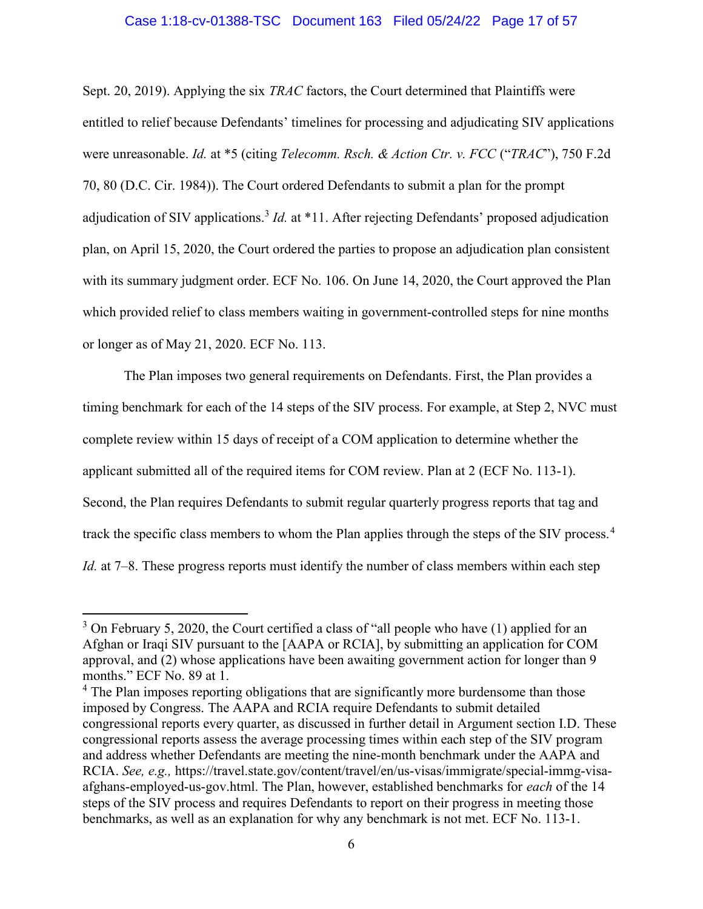Sept. 20, 2019). Applying the six *TRAC* factors, the Court determined that Plaintiffs were entitled to relief because Defendants' timelines for processing and adjudicating SIV applications were unreasonable. *Id.* at *5 (citing *Telecomm. Rsch. & Action Ctr. v. FCC* ("*TRAC*"), 750 F.2d 70, 80 (D.C. Cir. 1984)). The Court ordered Defendants to submit a plan for the prompt adjudication of SIV applications.[3] *Id.* at *11. After rejecting Defendants' proposed adjudication plan, on April 15, 2020, the Court ordered the parties to propose an adjudication plan consistent with its summary judgment order. ECF No. 106. On June 14, 2020, the Court approved the Plan which provided relief to class members waiting in government-controlled steps for nine months or longer as of May 21, 2020. ECF No. 113.

The Plan imposes two general requirements on Defendants. First, the Plan provides a timing benchmark for each of the 14 steps of the SIV process. For example, at Step 2, NVC must complete review within 15 days of receipt of a COM application to determine whether the applicant submitted all of the required items for COM review. Plan at 2 (ECF No. 113-1). Second, the Plan requires Defendants to submit regular quarterly progress reports that tag and track the specific class members to whom the Plan applies through the steps of the SIV process.[4] *Id.* at 7–8. These progress reports must identify the number of class members within each step

---

[3] On February 5, 2020, the Court certified a class of "all people who have (1) applied for an Afghan or Iraqi SIV pursuant to the [AAPA or RCIA], by submitting an application for COM approval, and (2) whose applications have been awaiting government action for longer than 9 months." ECF No. 89 at 1.

[4] The Plan imposes reporting obligations that are significantly more burdensome than those imposed by Congress. The AAPA and RCIA require Defendants to submit detailed congressional reports every quarter, as discussed in further detail in Argument section I.D. These congressional reports assess the average processing times within each step of the SIV program and address whether Defendants are meeting the nine-month benchmark under the AAPA and RCIA. *See, e.g.,* https://travel.state.gov/content/travel/en/us-visas/immigrate/special-immg-visa-afghans-employed-us-gov.html. The Plan, however, established benchmarks for *each* of the 14 steps of the SIV process and requires Defendants to report on their progress in meeting those benchmarks, as well as an explanation for why any benchmark is not met. ECF No. 113-1.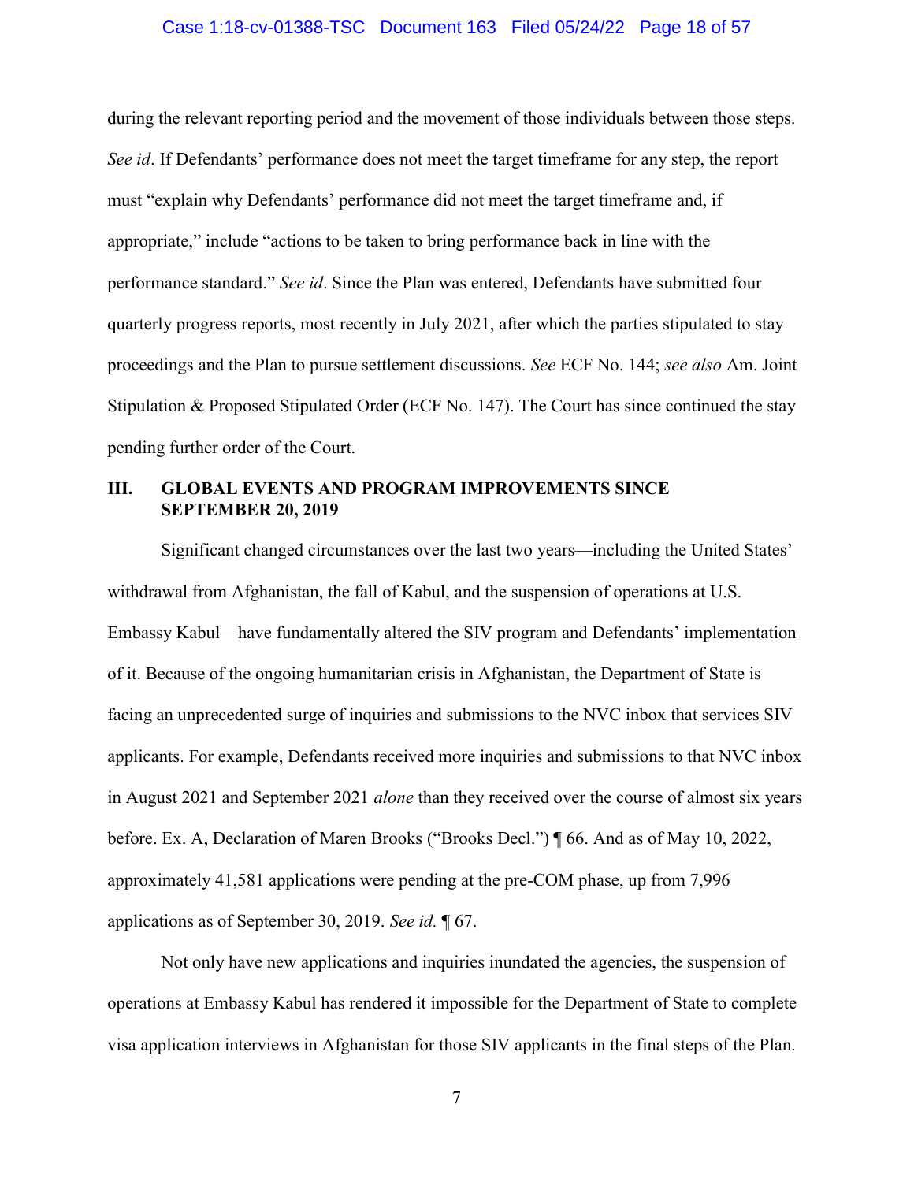during the relevant reporting period and the movement of those individuals between those steps. *See id*. If Defendants' performance does not meet the target timeframe for any step, the report must "explain why Defendants' performance did not meet the target timeframe and, if appropriate," include "actions to be taken to bring performance back in line with the performance standard." *See id*. Since the Plan was entered, Defendants have submitted four quarterly progress reports, most recently in July 2021, after which the parties stipulated to stay proceedings and the Plan to pursue settlement discussions. *See* ECF No. 144; *see also* Am. Joint Stipulation & Proposed Stipulated Order (ECF No. 147). The Court has since continued the stay pending further order of the Court.

## III. GLOBAL EVENTS AND PROGRAM IMPROVEMENTS SINCE SEPTEMBER 20, 2019

Significant changed circumstances over the last two years—including the United States' withdrawal from Afghanistan, the fall of Kabul, and the suspension of operations at U.S. Embassy Kabul—have fundamentally altered the SIV program and Defendants' implementation of it. Because of the ongoing humanitarian crisis in Afghanistan, the Department of State is facing an unprecedented surge of inquiries and submissions to the NVC inbox that services SIV applicants. For example, Defendants received more inquiries and submissions to that NVC inbox in August 2021 and September 2021 *alone* than they received over the course of almost six years before. Ex. A, Declaration of Maren Brooks ("Brooks Decl.") ¶ 66. And as of May 10, 2022, approximately 41,581 applications were pending at the pre-COM phase, up from 7,996 applications as of September 30, 2019. *See id.* ¶ 67.

Not only have new applications and inquiries inundated the agencies, the suspension of operations at Embassy Kabul has rendered it impossible for the Department of State to complete visa application interviews in Afghanistan for those SIV applicants in the final steps of the Plan.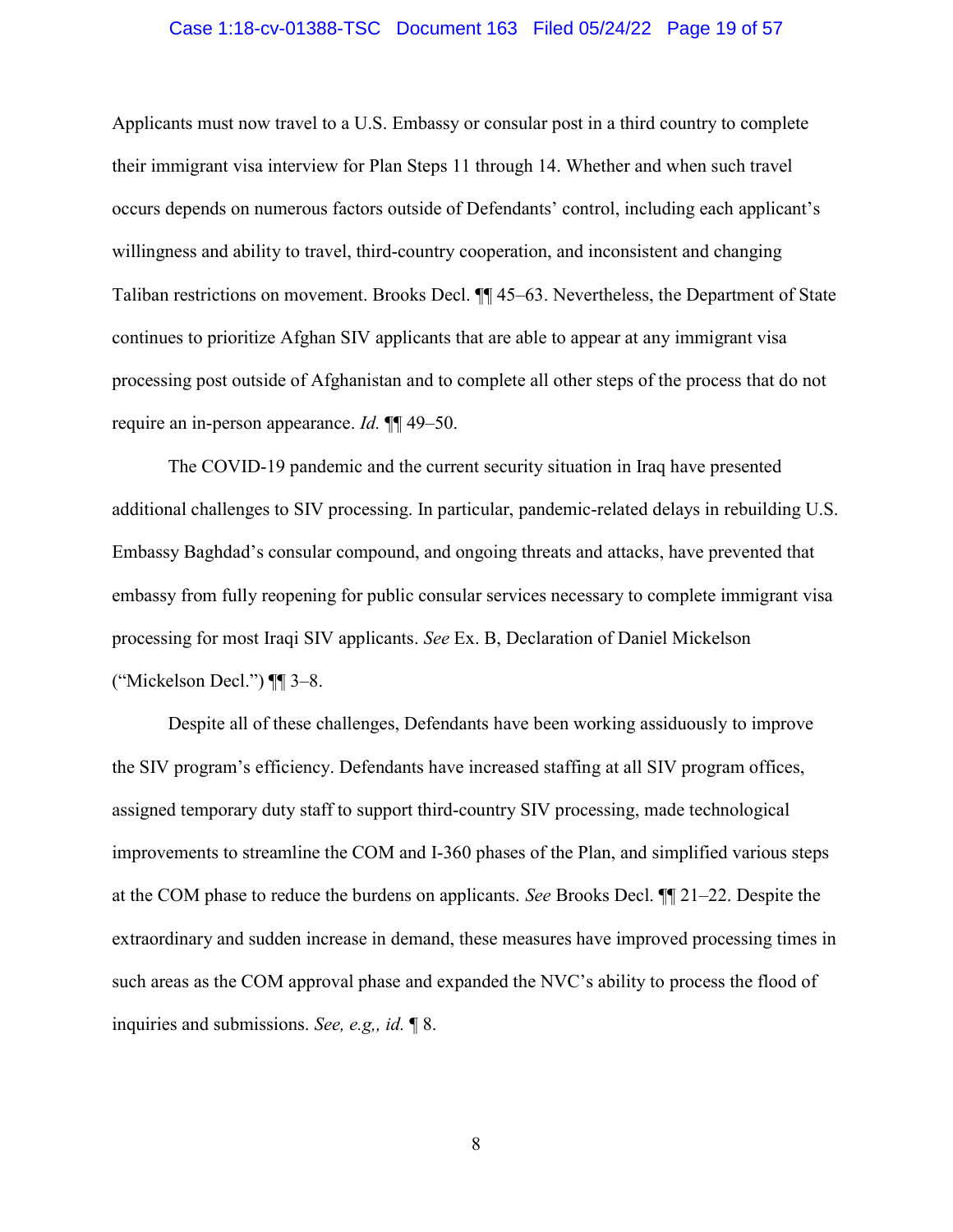Applicants must now travel to a U.S. Embassy or consular post in a third country to complete their immigrant visa interview for Plan Steps 11 through 14. Whether and when such travel occurs depends on numerous factors outside of Defendants' control, including each applicant's willingness and ability to travel, third-country cooperation, and inconsistent and changing Taliban restrictions on movement. Brooks Decl. ¶¶ 45–63. Nevertheless, the Department of State continues to prioritize Afghan SIV applicants that are able to appear at any immigrant visa processing post outside of Afghanistan and to complete all other steps of the process that do not require an in-person appearance. *Id.* ¶¶ 49–50.

The COVID-19 pandemic and the current security situation in Iraq have presented additional challenges to SIV processing. In particular, pandemic-related delays in rebuilding U.S. Embassy Baghdad's consular compound, and ongoing threats and attacks, have prevented that embassy from fully reopening for public consular services necessary to complete immigrant visa processing for most Iraqi SIV applicants. *See* Ex. B, Declaration of Daniel Mickelson ("Mickelson Decl.") ¶¶ 3–8.

Despite all of these challenges, Defendants have been working assiduously to improve the SIV program's efficiency. Defendants have increased staffing at all SIV program offices, assigned temporary duty staff to support third-country SIV processing, made technological improvements to streamline the COM and I-360 phases of the Plan, and simplified various steps at the COM phase to reduce the burdens on applicants. *See* Brooks Decl. ¶¶ 21–22. Despite the extraordinary and sudden increase in demand, these measures have improved processing times in such areas as the COM approval phase and expanded the NVC's ability to process the flood of inquiries and submissions. *See, e.g,, id.* ¶ 8.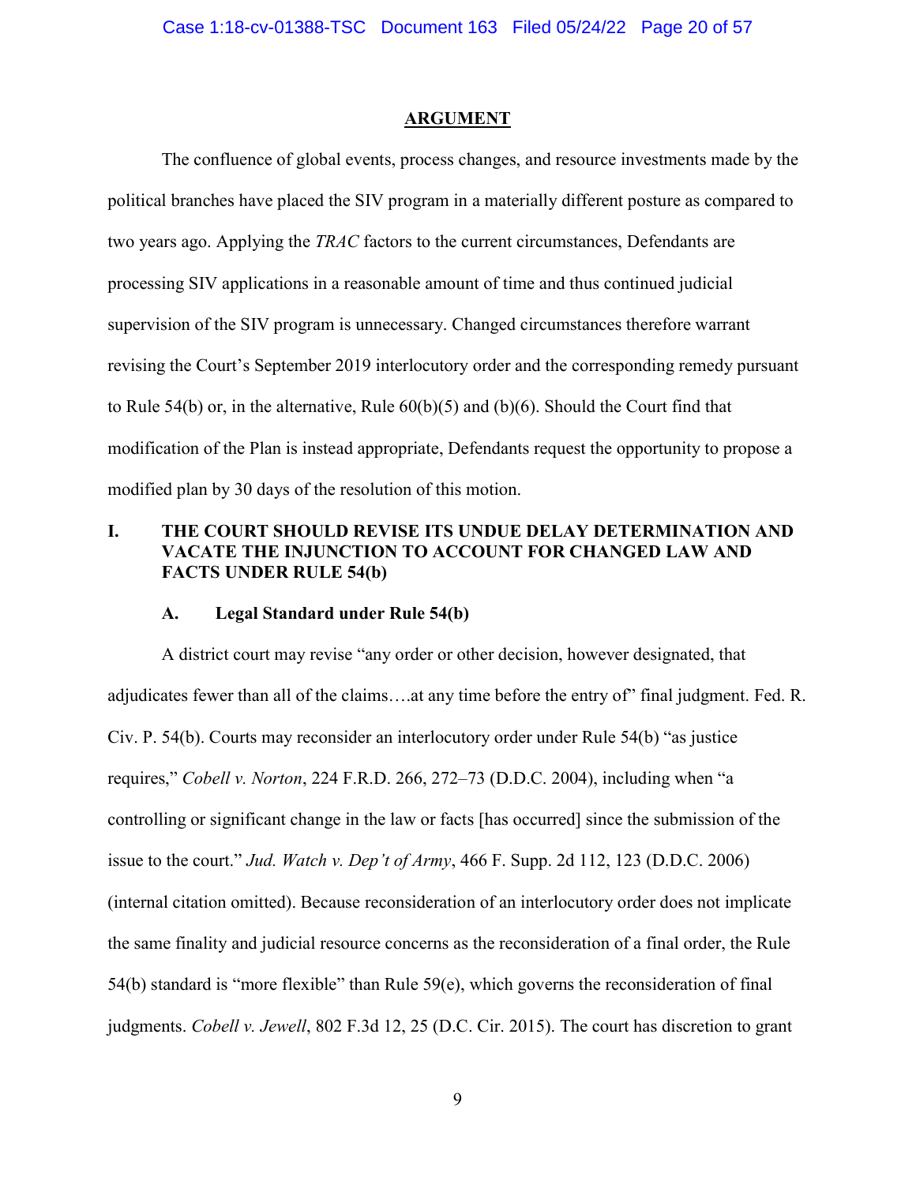## ARGUMENT

The confluence of global events, process changes, and resource investments made by the political branches have placed the SIV program in a materially different posture as compared to two years ago. Applying the *TRAC* factors to the current circumstances, Defendants are processing SIV applications in a reasonable amount of time and thus continued judicial supervision of the SIV program is unnecessary. Changed circumstances therefore warrant revising the Court's September 2019 interlocutory order and the corresponding remedy pursuant to Rule 54(b) or, in the alternative, Rule 60(b)(5) and (b)(6). Should the Court find that modification of the Plan is instead appropriate, Defendants request the opportunity to propose a modified plan by 30 days of the resolution of this motion.

### I. THE COURT SHOULD REVISE ITS UNDUE DELAY DETERMINATION AND VACATE THE INJUNCTION TO ACCOUNT FOR CHANGED LAW AND FACTS UNDER RULE 54(b)

#### A. Legal Standard under Rule 54(b)

A district court may revise "any order or other decision, however designated, that adjudicates fewer than all of the claims….at any time before the entry of" final judgment. Fed. R. Civ. P. 54(b). Courts may reconsider an interlocutory order under Rule 54(b) "as justice requires," *Cobell v. Norton*, 224 F.R.D. 266, 272–73 (D.D.C. 2004), including when "a controlling or significant change in the law or facts [has occurred] since the submission of the issue to the court." *Jud. Watch v. Dep't of Army*, 466 F. Supp. 2d 112, 123 (D.D.C. 2006) (internal citation omitted). Because reconsideration of an interlocutory order does not implicate the same finality and judicial resource concerns as the reconsideration of a final order, the Rule 54(b) standard is "more flexible" than Rule 59(e), which governs the reconsideration of final judgments. *Cobell v. Jewell*, 802 F.3d 12, 25 (D.C. Cir. 2015). The court has discretion to grant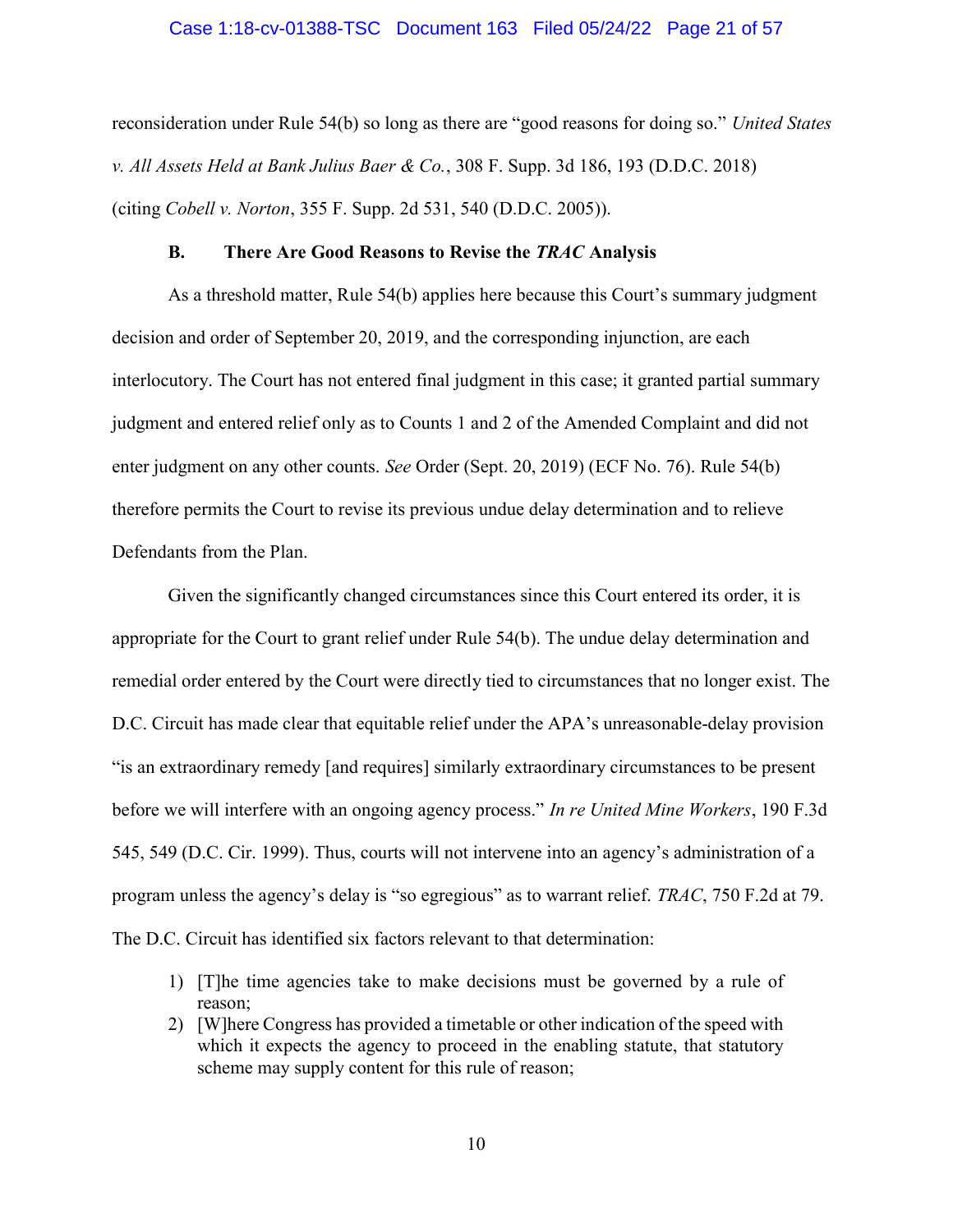reconsideration under Rule 54(b) so long as there are "good reasons for doing so." *United States v. All Assets Held at Bank Julius Baer & Co.*, 308 F. Supp. 3d 186, 193 (D.D.C. 2018) (citing *Cobell v. Norton*, 355 F. Supp. 2d 531, 540 (D.D.C. 2005)).

### B. There Are Good Reasons to Revise the *TRAC* Analysis

As a threshold matter, Rule 54(b) applies here because this Court's summary judgment decision and order of September 20, 2019, and the corresponding injunction, are each interlocutory. The Court has not entered final judgment in this case; it granted partial summary judgment and entered relief only as to Counts 1 and 2 of the Amended Complaint and did not enter judgment on any other counts. *See* Order (Sept. 20, 2019) (ECF No. 76). Rule 54(b) therefore permits the Court to revise its previous undue delay determination and to relieve Defendants from the Plan.

Given the significantly changed circumstances since this Court entered its order, it is appropriate for the Court to grant relief under Rule 54(b). The undue delay determination and remedial order entered by the Court were directly tied to circumstances that no longer exist. The D.C. Circuit has made clear that equitable relief under the APA's unreasonable-delay provision "is an extraordinary remedy [and requires] similarly extraordinary circumstances to be present before we will interfere with an ongoing agency process." *In re United Mine Workers*, 190 F.3d 545, 549 (D.C. Cir. 1999). Thus, courts will not intervene into an agency's administration of a program unless the agency's delay is "so egregious" as to warrant relief. *TRAC*, 750 F.2d at 79. The D.C. Circuit has identified six factors relevant to that determination:

1) [T]he time agencies take to make decisions must be governed by a rule of reason;
2) [W]here Congress has provided a timetable or other indication of the speed with which it expects the agency to proceed in the enabling statute, that statutory scheme may supply content for this rule of reason;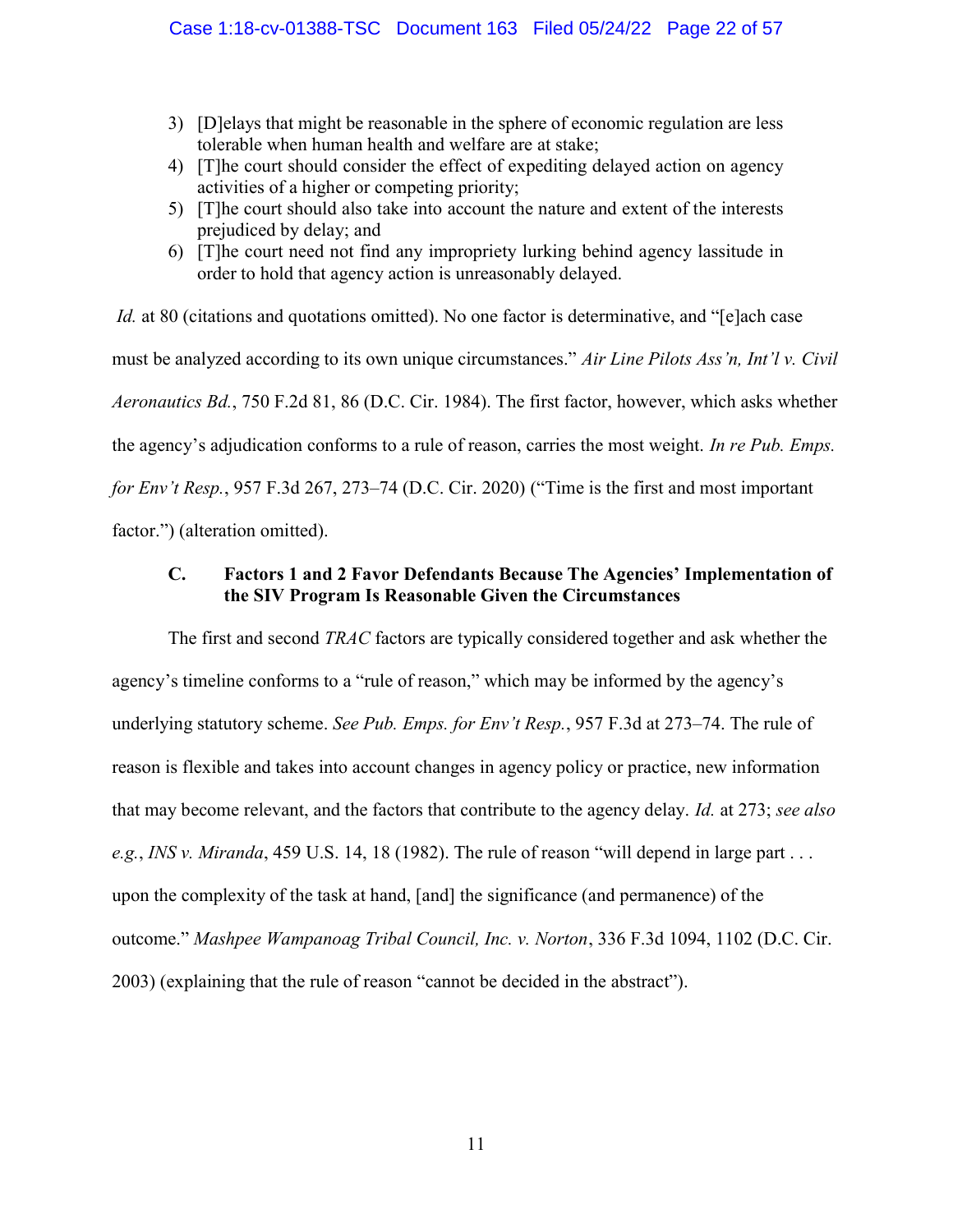3) [D]elays that might be reasonable in the sphere of economic regulation are less tolerable when human health and welfare are at stake;
4) [T]he court should consider the effect of expediting delayed action on agency activities of a higher or competing priority;
5) [T]he court should also take into account the nature and extent of the interests prejudiced by delay; and
6) [T]he court need not find any impropriety lurking behind agency lassitude in order to hold that agency action is unreasonably delayed.

*Id.* at 80 (citations and quotations omitted). No one factor is determinative, and "[e]ach case must be analyzed according to its own unique circumstances." *Air Line Pilots Ass'n, Int'l v. Civil Aeronautics Bd.*, 750 F.2d 81, 86 (D.C. Cir. 1984). The first factor, however, which asks whether the agency's adjudication conforms to a rule of reason, carries the most weight. *In re Pub. Emps. for Env't Resp.*, 957 F.3d 267, 273–74 (D.C. Cir. 2020) ("Time is the first and most important factor.") (alteration omitted).

### C. Factors 1 and 2 Favor Defendants Because The Agencies' Implementation of the SIV Program Is Reasonable Given the Circumstances

The first and second *TRAC* factors are typically considered together and ask whether the agency's timeline conforms to a "rule of reason," which may be informed by the agency's underlying statutory scheme. *See Pub. Emps. for Env't Resp.*, 957 F.3d at 273–74. The rule of reason is flexible and takes into account changes in agency policy or practice, new information that may become relevant, and the factors that contribute to the agency delay. *Id.* at 273; *see also e.g.*, *INS v. Miranda*, 459 U.S. 14, 18 (1982). The rule of reason "will depend in large part . . . upon the complexity of the task at hand, [and] the significance (and permanence) of the outcome." *Mashpee Wampanoag Tribal Council, Inc. v. Norton*, 336 F.3d 1094, 1102 (D.C. Cir. 2003) (explaining that the rule of reason "cannot be decided in the abstract").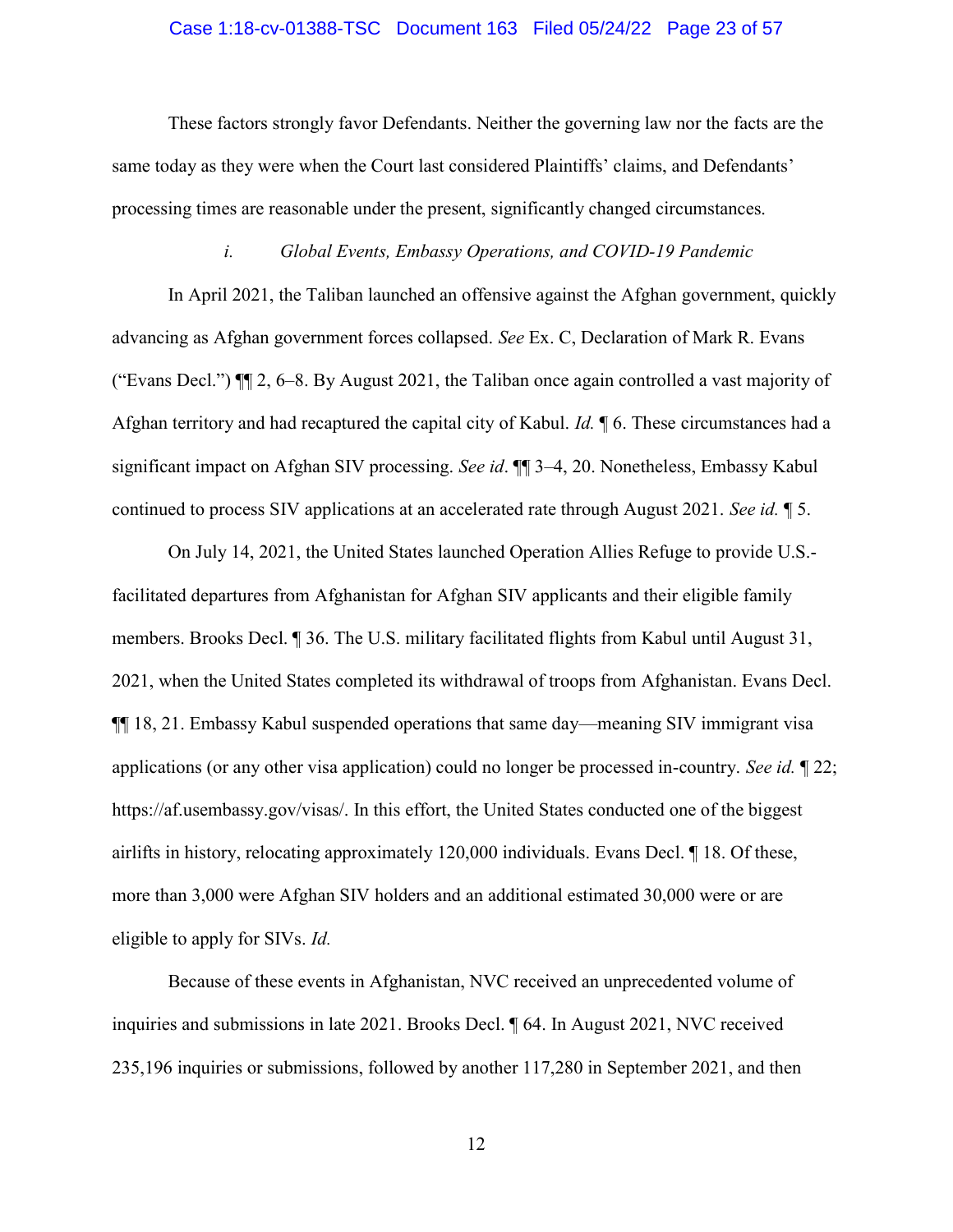These factors strongly favor Defendants. Neither the governing law nor the facts are the same today as they were when the Court last considered Plaintiffs' claims, and Defendants' processing times are reasonable under the present, significantly changed circumstances.

### *i. Global Events, Embassy Operations, and COVID-19 Pandemic*

In April 2021, the Taliban launched an offensive against the Afghan government, quickly advancing as Afghan government forces collapsed. *See* Ex. C, Declaration of Mark R. Evans ("Evans Decl.") ¶¶ 2, 6–8. By August 2021, the Taliban once again controlled a vast majority of Afghan territory and had recaptured the capital city of Kabul. *Id.* ¶ 6. These circumstances had a significant impact on Afghan SIV processing. *See id*. ¶¶ 3–4, 20. Nonetheless, Embassy Kabul continued to process SIV applications at an accelerated rate through August 2021. *See id.* ¶ 5.

On July 14, 2021, the United States launched Operation Allies Refuge to provide U.S.-facilitated departures from Afghanistan for Afghan SIV applicants and their eligible family members. Brooks Decl. ¶ 36. The U.S. military facilitated flights from Kabul until August 31, 2021, when the United States completed its withdrawal of troops from Afghanistan. Evans Decl. ¶¶ 18, 21. Embassy Kabul suspended operations that same day—meaning SIV immigrant visa applications (or any other visa application) could no longer be processed in-country. *See id.* ¶ 22; https://af.usembassy.gov/visas/. In this effort, the United States conducted one of the biggest airlifts in history, relocating approximately 120,000 individuals. Evans Decl. ¶ 18. Of these, more than 3,000 were Afghan SIV holders and an additional estimated 30,000 were or are eligible to apply for SIVs. *Id.*

Because of these events in Afghanistan, NVC received an unprecedented volume of inquiries and submissions in late 2021. Brooks Decl. ¶ 64. In August 2021, NVC received 235,196 inquiries or submissions, followed by another 117,280 in September 2021, and then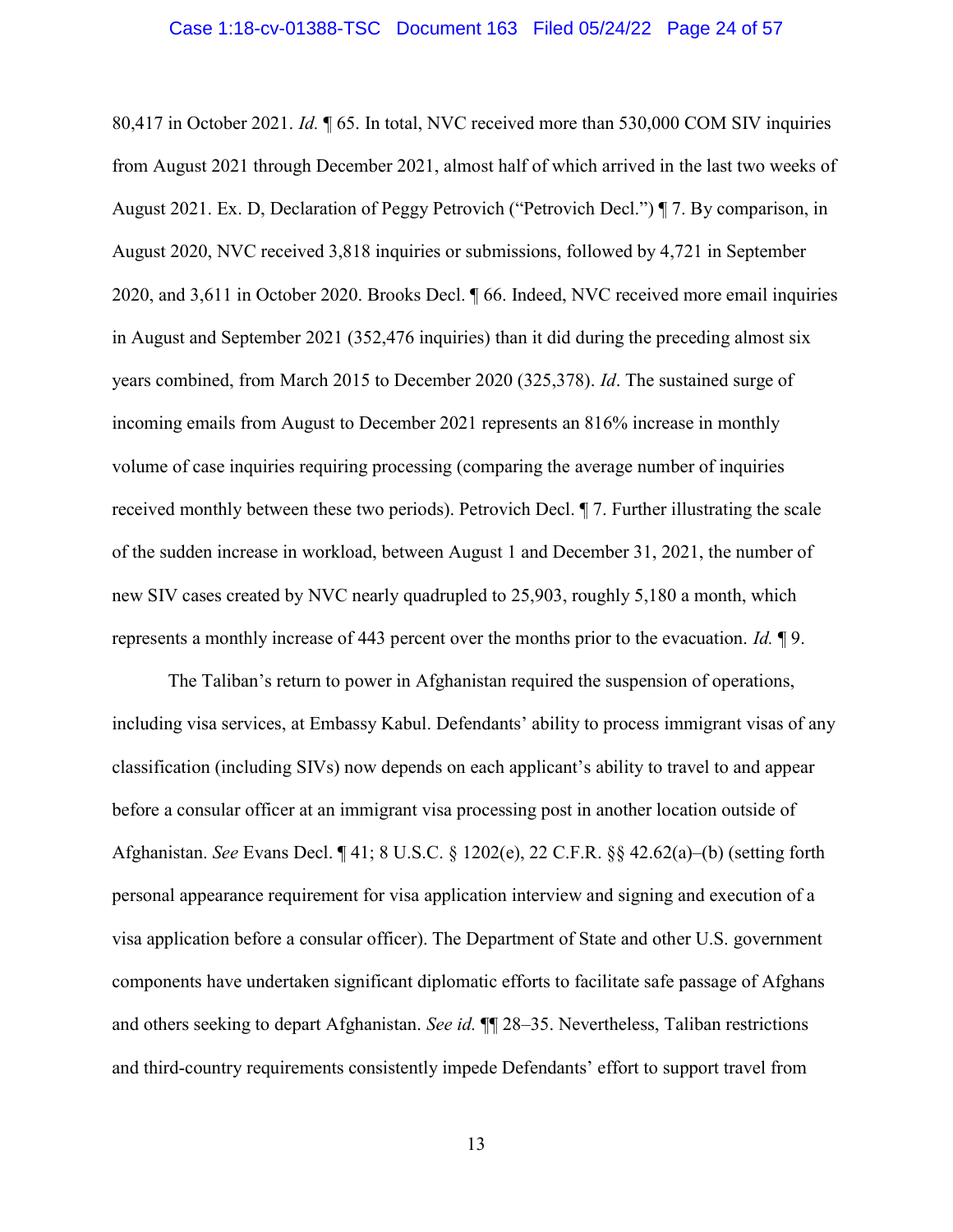80,417 in October 2021. *Id.* ¶ 65. In total, NVC received more than 530,000 COM SIV inquiries from August 2021 through December 2021, almost half of which arrived in the last two weeks of August 2021. Ex. D, Declaration of Peggy Petrovich ("Petrovich Decl.") ¶ 7. By comparison, in August 2020, NVC received 3,818 inquiries or submissions, followed by 4,721 in September 2020, and 3,611 in October 2020. Brooks Decl. ¶ 66. Indeed, NVC received more email inquiries in August and September 2021 (352,476 inquiries) than it did during the preceding almost six years combined, from March 2015 to December 2020 (325,378). *Id*. The sustained surge of incoming emails from August to December 2021 represents an 816% increase in monthly volume of case inquiries requiring processing (comparing the average number of inquiries received monthly between these two periods). Petrovich Decl. ¶ 7. Further illustrating the scale of the sudden increase in workload, between August 1 and December 31, 2021, the number of new SIV cases created by NVC nearly quadrupled to 25,903, roughly 5,180 a month, which represents a monthly increase of 443 percent over the months prior to the evacuation. *Id.* ¶ 9.

The Taliban's return to power in Afghanistan required the suspension of operations, including visa services, at Embassy Kabul. Defendants' ability to process immigrant visas of any classification (including SIVs) now depends on each applicant's ability to travel to and appear before a consular officer at an immigrant visa processing post in another location outside of Afghanistan. *See* Evans Decl. ¶ 41; 8 U.S.C. § 1202(e), 22 C.F.R. §§ 42.62(a)–(b) (setting forth personal appearance requirement for visa application interview and signing and execution of a visa application before a consular officer). The Department of State and other U.S. government components have undertaken significant diplomatic efforts to facilitate safe passage of Afghans and others seeking to depart Afghanistan. *See id.* ¶¶ 28–35. Nevertheless, Taliban restrictions and third-country requirements consistently impede Defendants' effort to support travel from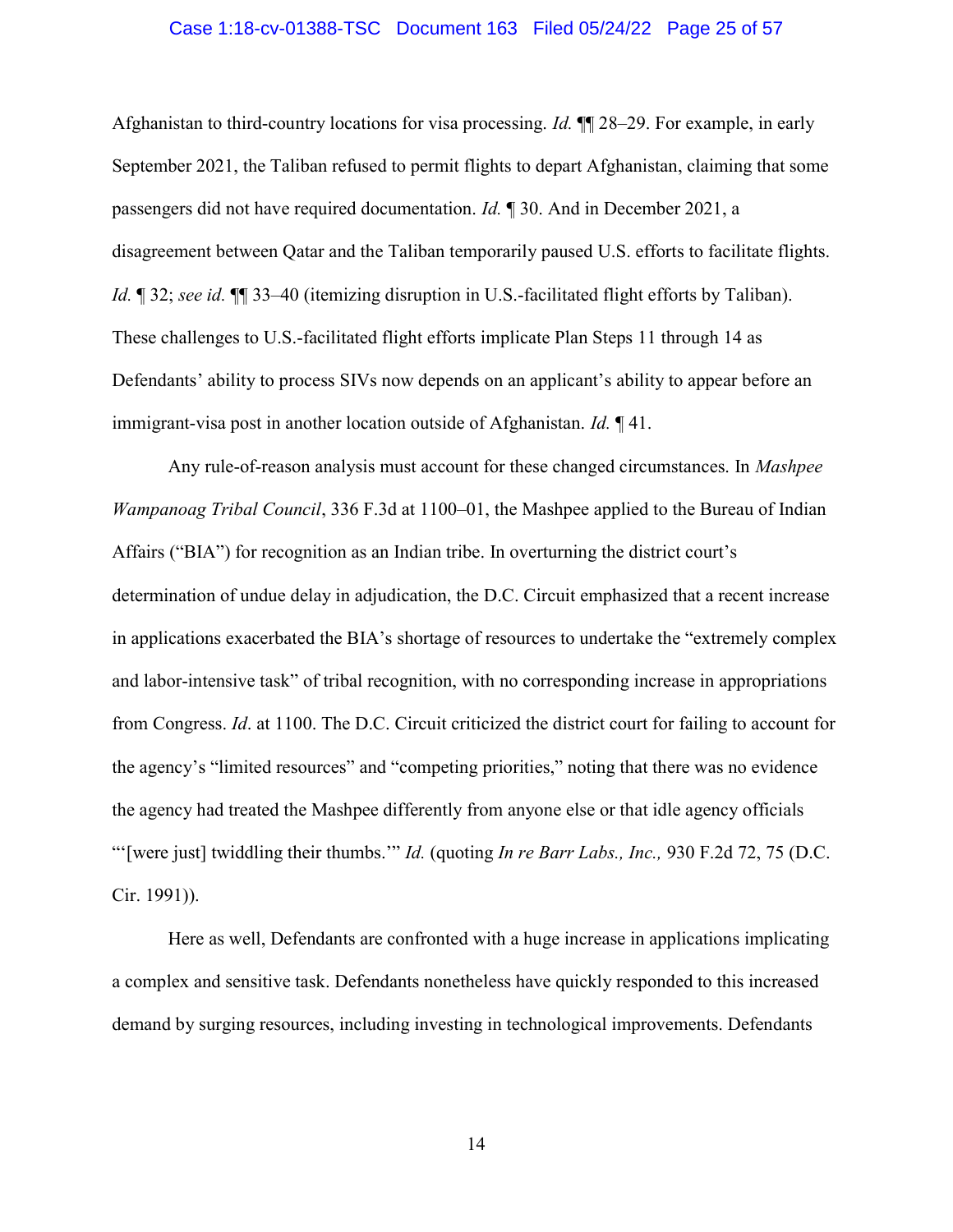Afghanistan to third-country locations for visa processing. *Id.* ¶¶ 28–29. For example, in early September 2021, the Taliban refused to permit flights to depart Afghanistan, claiming that some passengers did not have required documentation. *Id.* ¶ 30. And in December 2021, a disagreement between Qatar and the Taliban temporarily paused U.S. efforts to facilitate flights. *Id.* ¶ 32; *see id.* ¶¶ 33–40 (itemizing disruption in U.S.-facilitated flight efforts by Taliban). These challenges to U.S.-facilitated flight efforts implicate Plan Steps 11 through 14 as Defendants' ability to process SIVs now depends on an applicant's ability to appear before an immigrant-visa post in another location outside of Afghanistan. *Id.* ¶ 41.

Any rule-of-reason analysis must account for these changed circumstances. In *Mashpee Wampanoag Tribal Council*, 336 F.3d at 1100–01, the Mashpee applied to the Bureau of Indian Affairs ("BIA") for recognition as an Indian tribe. In overturning the district court's determination of undue delay in adjudication, the D.C. Circuit emphasized that a recent increase in applications exacerbated the BIA's shortage of resources to undertake the "extremely complex and labor-intensive task" of tribal recognition, with no corresponding increase in appropriations from Congress. *Id*. at 1100. The D.C. Circuit criticized the district court for failing to account for the agency's "limited resources" and "competing priorities," noting that there was no evidence the agency had treated the Mashpee differently from anyone else or that idle agency officials "'[were just] twiddling their thumbs.'" *Id.* (quoting *In re Barr Labs., Inc.,* 930 F.2d 72, 75 (D.C. Cir. 1991)).

Here as well, Defendants are confronted with a huge increase in applications implicating a complex and sensitive task. Defendants nonetheless have quickly responded to this increased demand by surging resources, including investing in technological improvements. Defendants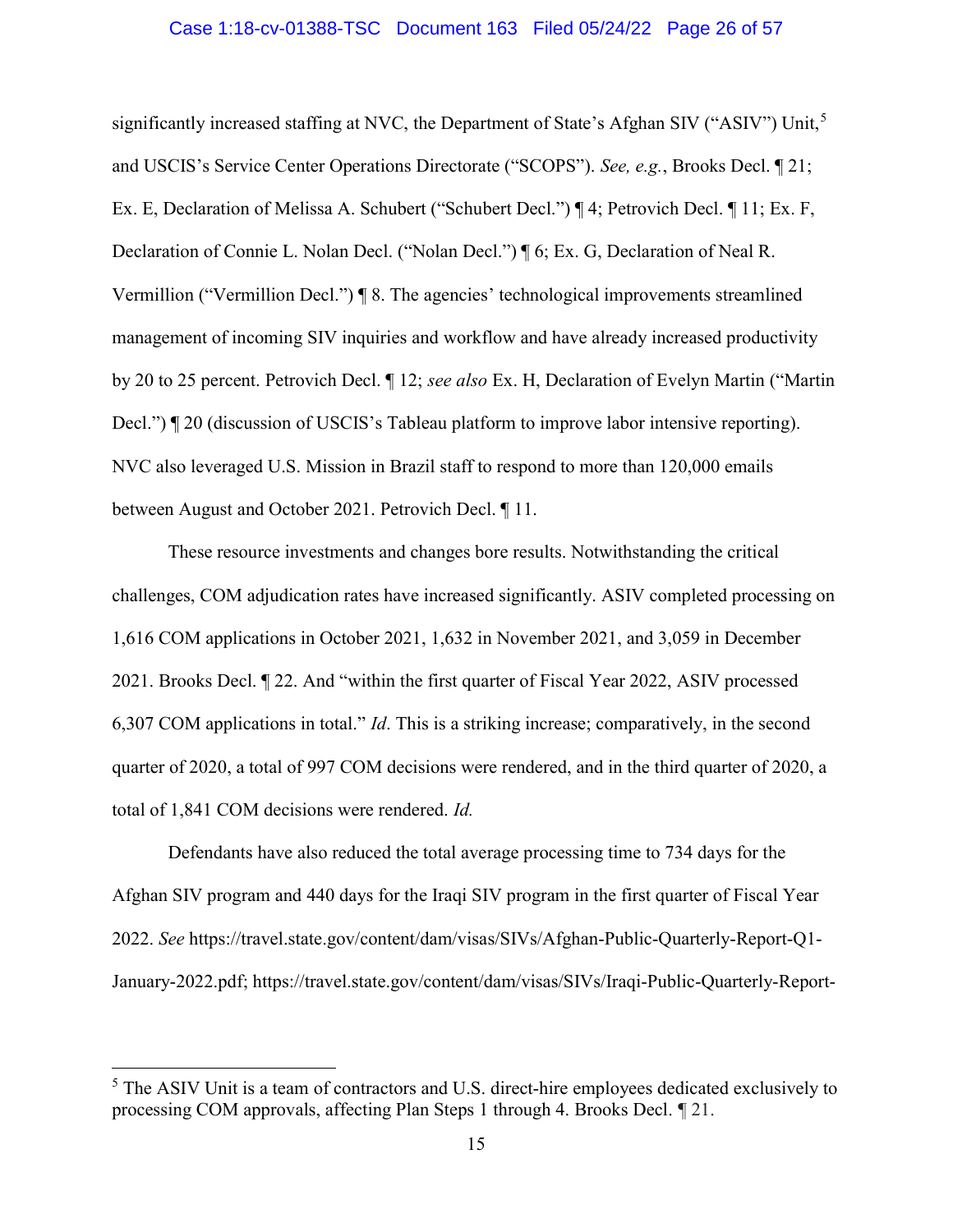significantly increased staffing at NVC, the Department of State's Afghan SIV ("ASIV") Unit,[5] and USCIS's Service Center Operations Directorate ("SCOPS"). *See, e.g.*, Brooks Decl. ¶ 21; Ex. E, Declaration of Melissa A. Schubert ("Schubert Decl.") ¶ 4; Petrovich Decl. ¶ 11; Ex. F, Declaration of Connie L. Nolan Decl. ("Nolan Decl.") ¶ 6; Ex. G, Declaration of Neal R. Vermillion ("Vermillion Decl.") ¶ 8. The agencies' technological improvements streamlined management of incoming SIV inquiries and workflow and have already increased productivity by 20 to 25 percent. Petrovich Decl. ¶ 12; *see also* Ex. H, Declaration of Evelyn Martin ("Martin Decl.") ¶ 20 (discussion of USCIS's Tableau platform to improve labor intensive reporting). NVC also leveraged U.S. Mission in Brazil staff to respond to more than 120,000 emails between August and October 2021. Petrovich Decl. ¶ 11.

These resource investments and changes bore results. Notwithstanding the critical challenges, COM adjudication rates have increased significantly. ASIV completed processing on 1,616 COM applications in October 2021, 1,632 in November 2021, and 3,059 in December 2021. Brooks Decl. ¶ 22. And "within the first quarter of Fiscal Year 2022, ASIV processed 6,307 COM applications in total." *Id*. This is a striking increase; comparatively, in the second quarter of 2020, a total of 997 COM decisions were rendered, and in the third quarter of 2020, a total of 1,841 COM decisions were rendered. *Id.*

Defendants have also reduced the total average processing time to 734 days for the Afghan SIV program and 440 days for the Iraqi SIV program in the first quarter of Fiscal Year 2022. *See* https://travel.state.gov/content/dam/visas/SIVs/Afghan-Public-Quarterly-Report-Q1-January-2022.pdf; https://travel.state.gov/content/dam/visas/SIVs/Iraqi-Public-Quarterly-Report-

---

[5] The ASIV Unit is a team of contractors and U.S. direct-hire employees dedicated exclusively to processing COM approvals, affecting Plan Steps 1 through 4. Brooks Decl. ¶ 21.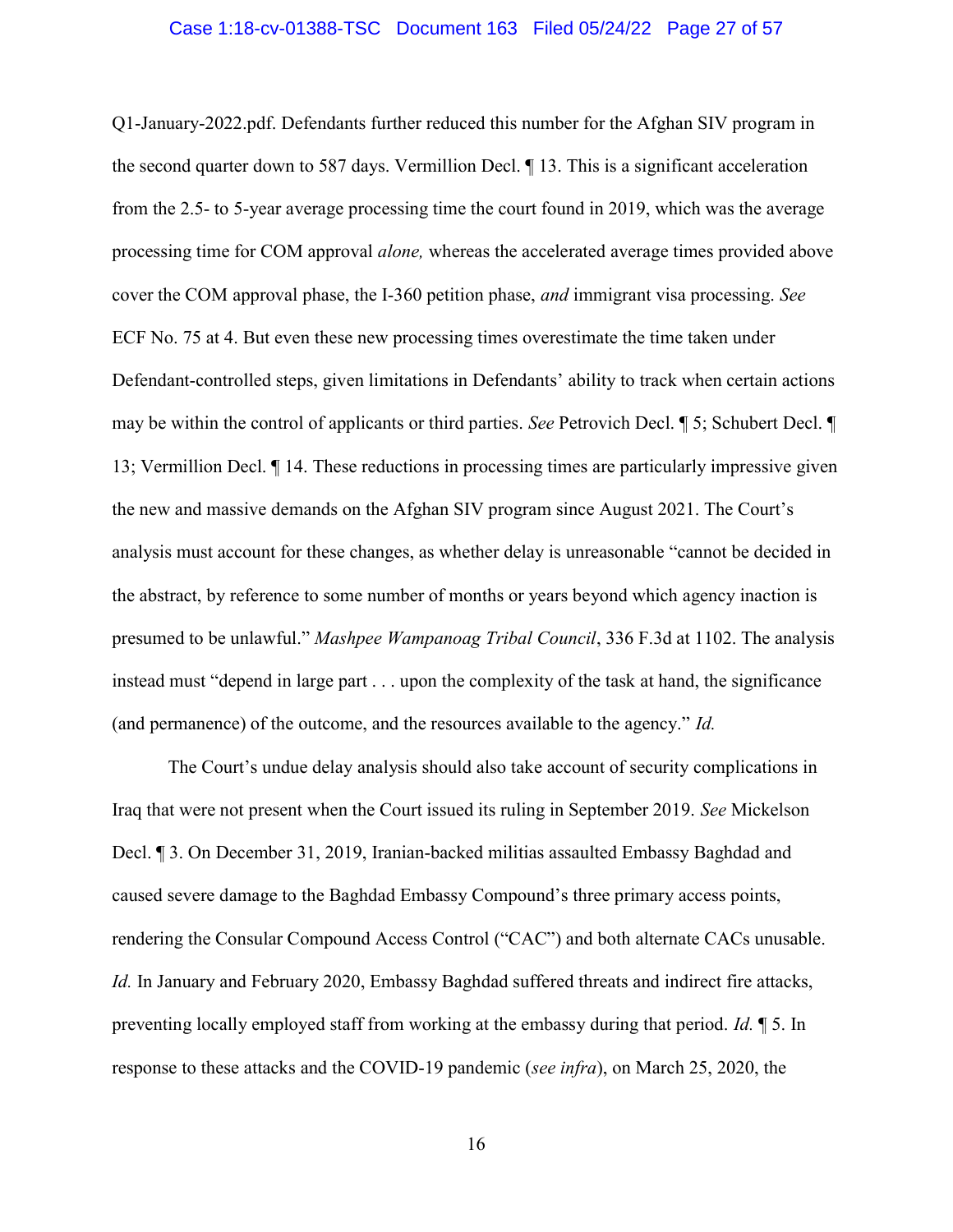Q1-January-2022.pdf. Defendants further reduced this number for the Afghan SIV program in the second quarter down to 587 days. Vermillion Decl. ¶ 13. This is a significant acceleration from the 2.5- to 5-year average processing time the court found in 2019, which was the average processing time for COM approval *alone,* whereas the accelerated average times provided above cover the COM approval phase, the I-360 petition phase, *and* immigrant visa processing. *See* ECF No. 75 at 4. But even these new processing times overestimate the time taken under Defendant-controlled steps, given limitations in Defendants' ability to track when certain actions may be within the control of applicants or third parties. *See* Petrovich Decl. ¶ 5; Schubert Decl. ¶ 13; Vermillion Decl. ¶ 14. These reductions in processing times are particularly impressive given the new and massive demands on the Afghan SIV program since August 2021. The Court's analysis must account for these changes, as whether delay is unreasonable "cannot be decided in the abstract, by reference to some number of months or years beyond which agency inaction is presumed to be unlawful." *Mashpee Wampanoag Tribal Council*, 336 F.3d at 1102. The analysis instead must "depend in large part . . . upon the complexity of the task at hand, the significance (and permanence) of the outcome, and the resources available to the agency." *Id.*

The Court's undue delay analysis should also take account of security complications in Iraq that were not present when the Court issued its ruling in September 2019. *See* Mickelson Decl. ¶ 3. On December 31, 2019, Iranian-backed militias assaulted Embassy Baghdad and caused severe damage to the Baghdad Embassy Compound's three primary access points, rendering the Consular Compound Access Control ("CAC") and both alternate CACs unusable. *Id.* In January and February 2020, Embassy Baghdad suffered threats and indirect fire attacks, preventing locally employed staff from working at the embassy during that period. *Id.* ¶ 5. In response to these attacks and the COVID-19 pandemic (*see infra*), on March 25, 2020, the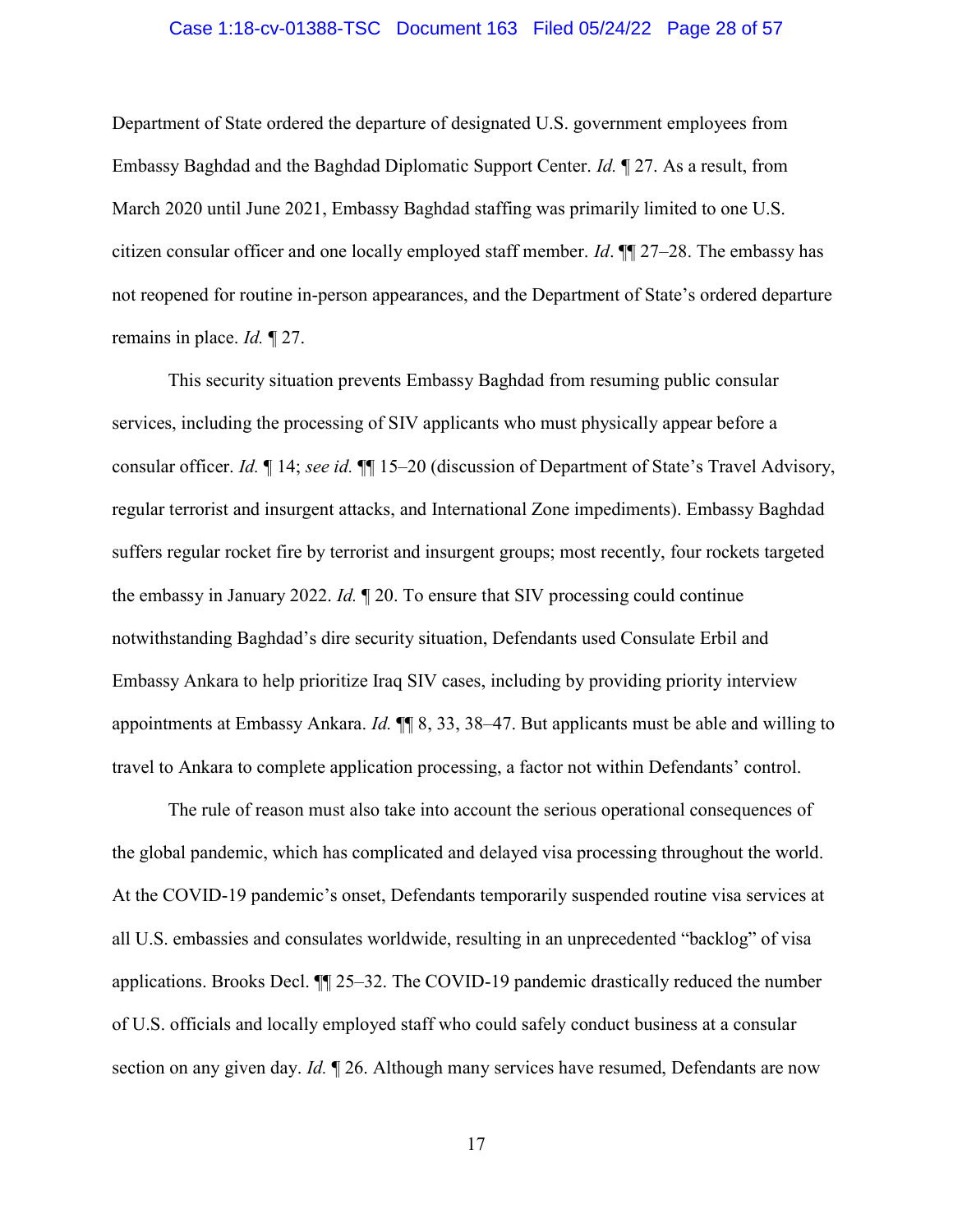Department of State ordered the departure of designated U.S. government employees from Embassy Baghdad and the Baghdad Diplomatic Support Center. *Id.* ¶ 27. As a result, from March 2020 until June 2021, Embassy Baghdad staffing was primarily limited to one U.S. citizen consular officer and one locally employed staff member. *Id*. ¶¶ 27–28. The embassy has not reopened for routine in-person appearances, and the Department of State's ordered departure remains in place. *Id.* ¶ 27.

This security situation prevents Embassy Baghdad from resuming public consular services, including the processing of SIV applicants who must physically appear before a consular officer. *Id.* ¶ 14; *see id.* ¶¶ 15–20 (discussion of Department of State's Travel Advisory, regular terrorist and insurgent attacks, and International Zone impediments). Embassy Baghdad suffers regular rocket fire by terrorist and insurgent groups; most recently, four rockets targeted the embassy in January 2022. *Id.* ¶ 20. To ensure that SIV processing could continue notwithstanding Baghdad's dire security situation, Defendants used Consulate Erbil and Embassy Ankara to help prioritize Iraq SIV cases, including by providing priority interview appointments at Embassy Ankara. *Id.* ¶¶ 8, 33, 38–47. But applicants must be able and willing to travel to Ankara to complete application processing, a factor not within Defendants' control.

The rule of reason must also take into account the serious operational consequences of the global pandemic, which has complicated and delayed visa processing throughout the world. At the COVID-19 pandemic's onset, Defendants temporarily suspended routine visa services at all U.S. embassies and consulates worldwide, resulting in an unprecedented "backlog" of visa applications. Brooks Decl. ¶¶ 25–32. The COVID-19 pandemic drastically reduced the number of U.S. officials and locally employed staff who could safely conduct business at a consular section on any given day. *Id.* ¶ 26. Although many services have resumed, Defendants are now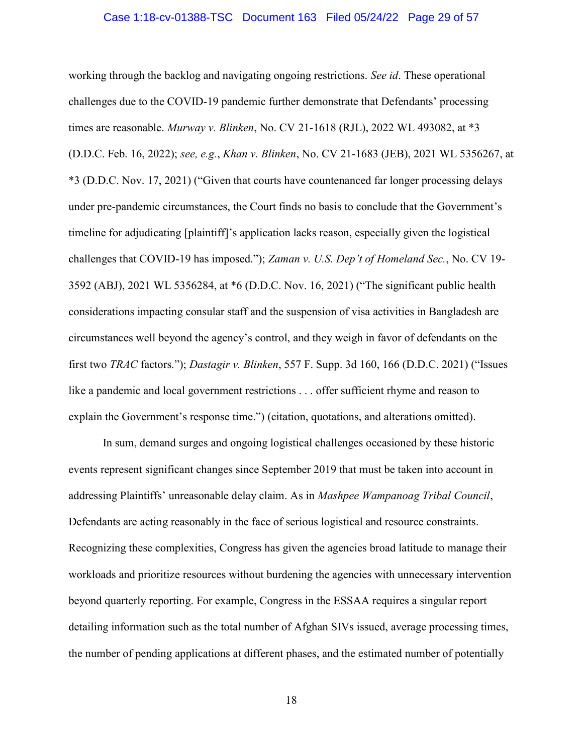working through the backlog and navigating ongoing restrictions. *See id*. These operational challenges due to the COVID-19 pandemic further demonstrate that Defendants' processing times are reasonable. *Murway v. Blinken*, No. CV 21-1618 (RJL), 2022 WL 493082, at *3 (D.D.C. Feb. 16, 2022); *see, e.g.*, *Khan v. Blinken*, No. CV 21-1683 (JEB), 2021 WL 5356267, at *3 (D.D.C. Nov. 17, 2021) ("Given that courts have countenanced far longer processing delays under pre-pandemic circumstances, the Court finds no basis to conclude that the Government's timeline for adjudicating [plaintiff]'s application lacks reason, especially given the logistical challenges that COVID-19 has imposed."); *Zaman v. U.S. Dep't of Homeland Sec.*, No. CV 19-3592 (ABJ), 2021 WL 5356284, at *6 (D.D.C. Nov. 16, 2021) ("The significant public health considerations impacting consular staff and the suspension of visa activities in Bangladesh are circumstances well beyond the agency's control, and they weigh in favor of defendants on the first two *TRAC* factors."); *Dastagir v. Blinken*, 557 F. Supp. 3d 160, 166 (D.D.C. 2021) ("Issues like a pandemic and local government restrictions . . . offer sufficient rhyme and reason to explain the Government's response time.") (citation, quotations, and alterations omitted).

In sum, demand surges and ongoing logistical challenges occasioned by these historic events represent significant changes since September 2019 that must be taken into account in addressing Plaintiffs' unreasonable delay claim. As in *Mashpee Wampanoag Tribal Council*, Defendants are acting reasonably in the face of serious logistical and resource constraints. Recognizing these complexities, Congress has given the agencies broad latitude to manage their workloads and prioritize resources without burdening the agencies with unnecessary intervention beyond quarterly reporting. For example, Congress in the ESSAA requires a singular report detailing information such as the total number of Afghan SIVs issued, average processing times, the number of pending applications at different phases, and the estimated number of potentially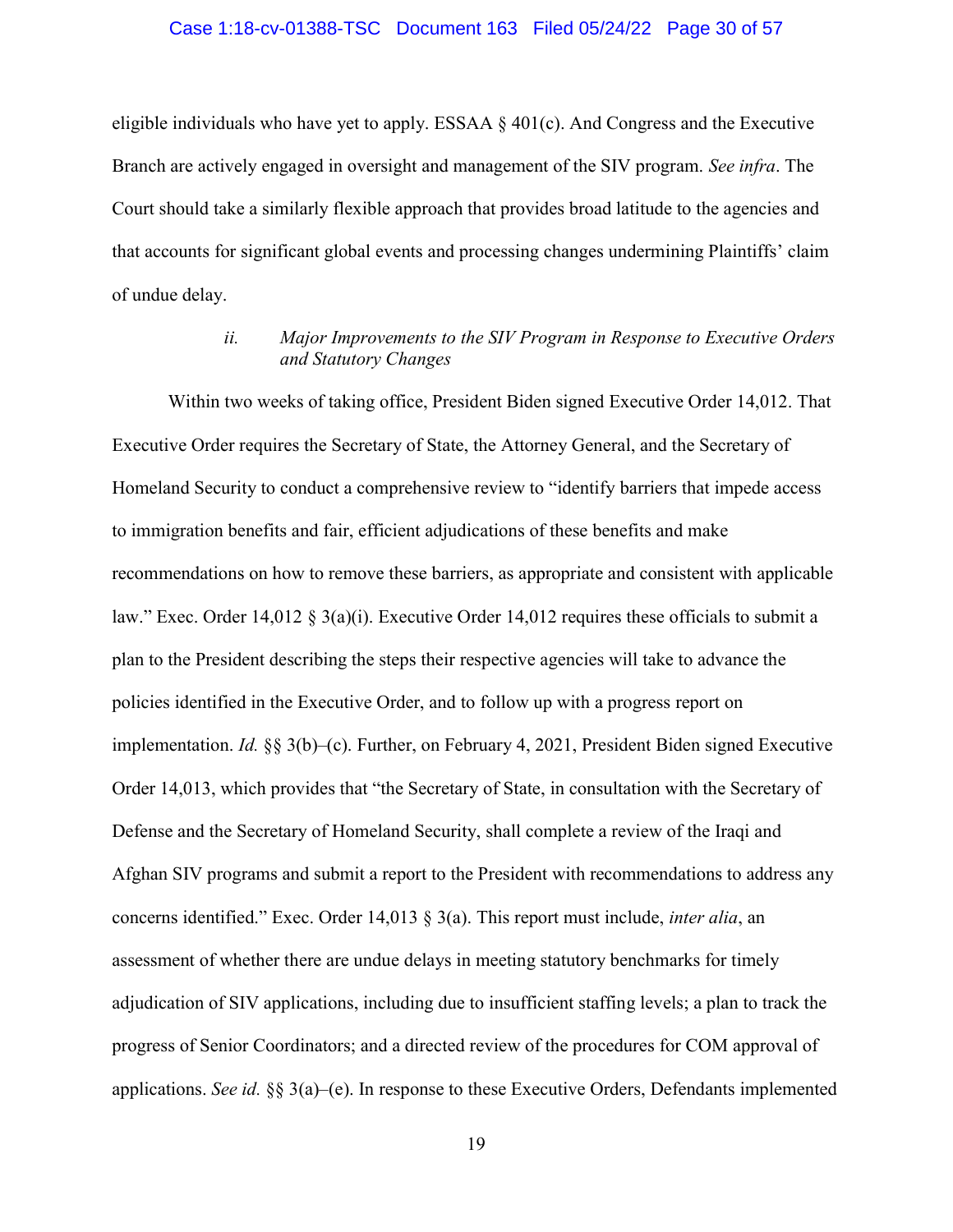eligible individuals who have yet to apply. ESSAA § 401(c). And Congress and the Executive Branch are actively engaged in oversight and management of the SIV program. *See infra*. The Court should take a similarly flexible approach that provides broad latitude to the agencies and that accounts for significant global events and processing changes undermining Plaintiffs' claim of undue delay.

#### *ii. Major Improvements to the SIV Program in Response to Executive Orders and Statutory Changes*

Within two weeks of taking office, President Biden signed Executive Order 14,012. That Executive Order requires the Secretary of State, the Attorney General, and the Secretary of Homeland Security to conduct a comprehensive review to "identify barriers that impede access to immigration benefits and fair, efficient adjudications of these benefits and make recommendations on how to remove these barriers, as appropriate and consistent with applicable law." Exec. Order 14,012 § 3(a)(i). Executive Order 14,012 requires these officials to submit a plan to the President describing the steps their respective agencies will take to advance the policies identified in the Executive Order, and to follow up with a progress report on implementation. *Id.* §§ 3(b)–(c). Further, on February 4, 2021, President Biden signed Executive Order 14,013, which provides that "the Secretary of State, in consultation with the Secretary of Defense and the Secretary of Homeland Security, shall complete a review of the Iraqi and Afghan SIV programs and submit a report to the President with recommendations to address any concerns identified." Exec. Order 14,013 § 3(a). This report must include, *inter alia*, an assessment of whether there are undue delays in meeting statutory benchmarks for timely adjudication of SIV applications, including due to insufficient staffing levels; a plan to track the progress of Senior Coordinators; and a directed review of the procedures for COM approval of applications. *See id.* §§ 3(a)–(e). In response to these Executive Orders, Defendants implemented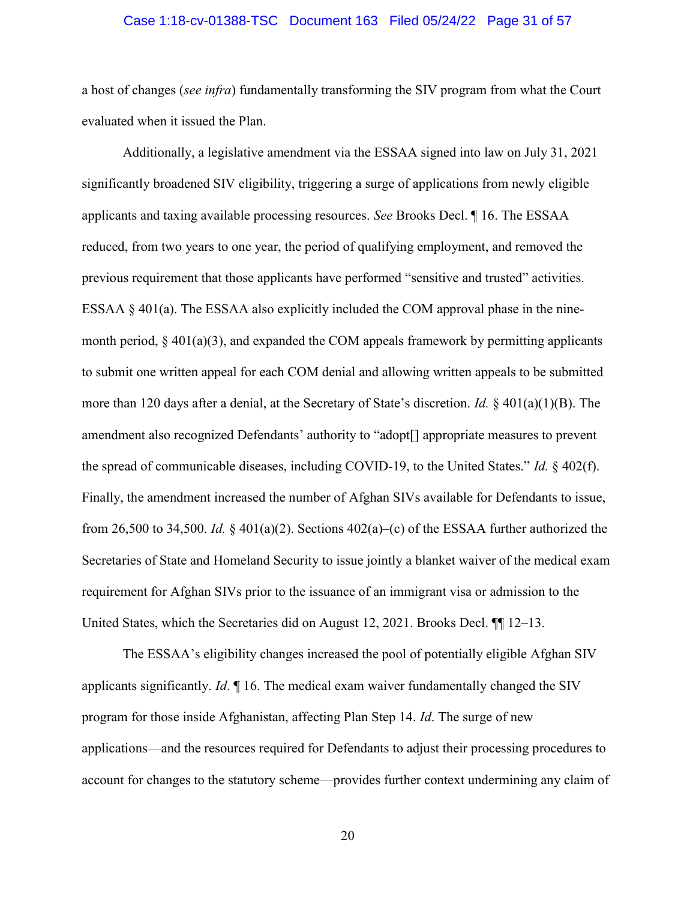a host of changes (*see infra*) fundamentally transforming the SIV program from what the Court evaluated when it issued the Plan.

Additionally, a legislative amendment via the ESSAA signed into law on July 31, 2021 significantly broadened SIV eligibility, triggering a surge of applications from newly eligible applicants and taxing available processing resources. *See* Brooks Decl. ¶ 16. The ESSAA reduced, from two years to one year, the period of qualifying employment, and removed the previous requirement that those applicants have performed "sensitive and trusted" activities. ESSAA § 401(a). The ESSAA also explicitly included the COM approval phase in the nine-month period, § 401(a)(3), and expanded the COM appeals framework by permitting applicants to submit one written appeal for each COM denial and allowing written appeals to be submitted more than 120 days after a denial, at the Secretary of State's discretion. *Id.* § 401(a)(1)(B). The amendment also recognized Defendants' authority to "adopt[] appropriate measures to prevent the spread of communicable diseases, including COVID-19, to the United States." *Id.* § 402(f). Finally, the amendment increased the number of Afghan SIVs available for Defendants to issue, from 26,500 to 34,500. *Id.* § 401(a)(2). Sections 402(a)–(c) of the ESSAA further authorized the Secretaries of State and Homeland Security to issue jointly a blanket waiver of the medical exam requirement for Afghan SIVs prior to the issuance of an immigrant visa or admission to the United States, which the Secretaries did on August 12, 2021. Brooks Decl. ¶¶ 12–13.

The ESSAA's eligibility changes increased the pool of potentially eligible Afghan SIV applicants significantly. *Id*. ¶ 16. The medical exam waiver fundamentally changed the SIV program for those inside Afghanistan, affecting Plan Step 14. *Id*. The surge of new applications—and the resources required for Defendants to adjust their processing procedures to account for changes to the statutory scheme—provides further context undermining any claim of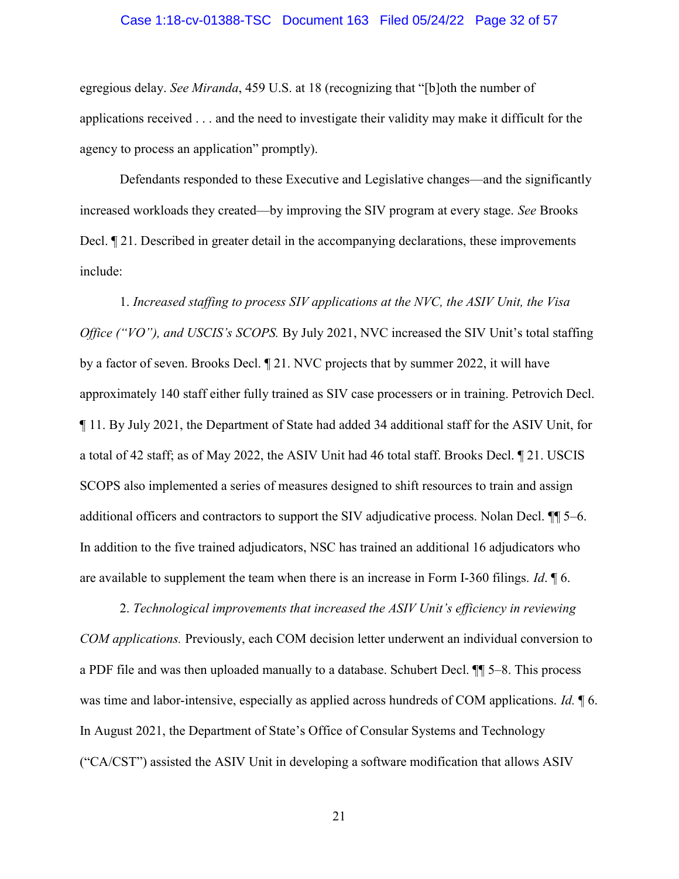egregious delay. *See Miranda*, 459 U.S. at 18 (recognizing that "[b]oth the number of applications received . . . and the need to investigate their validity may make it difficult for the agency to process an application" promptly).

Defendants responded to these Executive and Legislative changes—and the significantly increased workloads they created—by improving the SIV program at every stage. *See* Brooks Decl. ¶ 21. Described in greater detail in the accompanying declarations, these improvements include:

1. *Increased staffing to process SIV applications at the NVC, the ASIV Unit, the Visa Office ("VO"), and USCIS's SCOPS.* By July 2021, NVC increased the SIV Unit's total staffing by a factor of seven. Brooks Decl. ¶ 21. NVC projects that by summer 2022, it will have approximately 140 staff either fully trained as SIV case processers or in training. Petrovich Decl. ¶ 11. By July 2021, the Department of State had added 34 additional staff for the ASIV Unit, for a total of 42 staff; as of May 2022, the ASIV Unit had 46 total staff. Brooks Decl. ¶ 21. USCIS SCOPS also implemented a series of measures designed to shift resources to train and assign additional officers and contractors to support the SIV adjudicative process. Nolan Decl. ¶¶ 5–6. In addition to the five trained adjudicators, NSC has trained an additional 16 adjudicators who are available to supplement the team when there is an increase in Form I-360 filings. *Id*. ¶ 6.

2. *Technological improvements that increased the ASIV Unit's efficiency in reviewing COM applications.* Previously, each COM decision letter underwent an individual conversion to a PDF file and was then uploaded manually to a database. Schubert Decl. ¶¶ 5–8. This process was time and labor-intensive, especially as applied across hundreds of COM applications. *Id.* ¶ 6. In August 2021, the Department of State's Office of Consular Systems and Technology ("CA/CST") assisted the ASIV Unit in developing a software modification that allows ASIV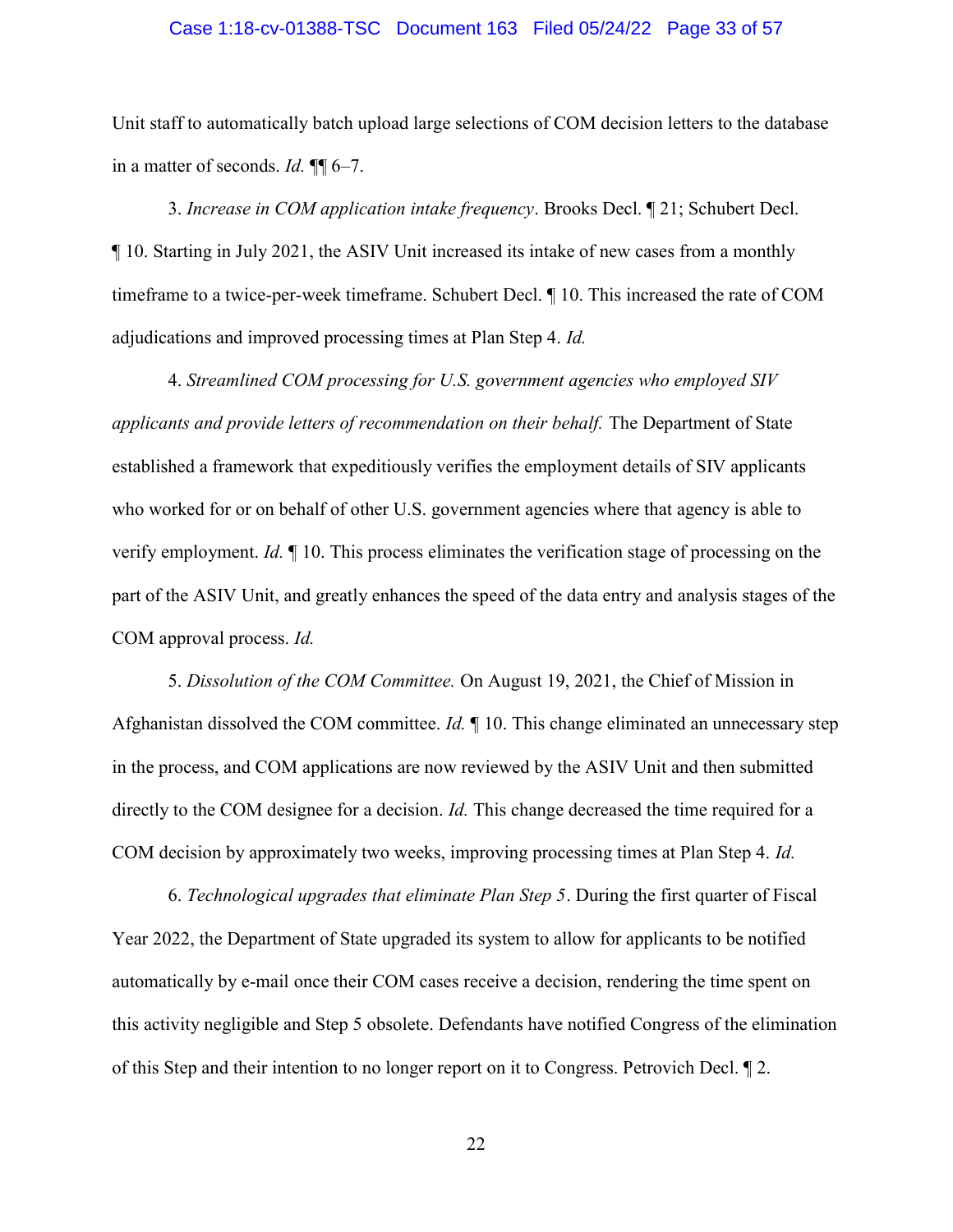Unit staff to automatically batch upload large selections of COM decision letters to the database in a matter of seconds. *Id.* ¶¶ 6–7.

3. *Increase in COM application intake frequency*. Brooks Decl. ¶ 21; Schubert Decl. ¶ 10. Starting in July 2021, the ASIV Unit increased its intake of new cases from a monthly timeframe to a twice-per-week timeframe. Schubert Decl. ¶ 10. This increased the rate of COM adjudications and improved processing times at Plan Step 4. *Id.*

4. *Streamlined COM processing for U.S. government agencies who employed SIV applicants and provide letters of recommendation on their behalf.* The Department of State established a framework that expeditiously verifies the employment details of SIV applicants who worked for or on behalf of other U.S. government agencies where that agency is able to verify employment. *Id.* ¶ 10. This process eliminates the verification stage of processing on the part of the ASIV Unit, and greatly enhances the speed of the data entry and analysis stages of the COM approval process. *Id.*

5. *Dissolution of the COM Committee.* On August 19, 2021, the Chief of Mission in Afghanistan dissolved the COM committee. *Id.* ¶ 10. This change eliminated an unnecessary step in the process, and COM applications are now reviewed by the ASIV Unit and then submitted directly to the COM designee for a decision. *Id.* This change decreased the time required for a COM decision by approximately two weeks, improving processing times at Plan Step 4. *Id.*

6. *Technological upgrades that eliminate Plan Step 5*. During the first quarter of Fiscal Year 2022, the Department of State upgraded its system to allow for applicants to be notified automatically by e-mail once their COM cases receive a decision, rendering the time spent on this activity negligible and Step 5 obsolete. Defendants have notified Congress of the elimination of this Step and their intention to no longer report on it to Congress. Petrovich Decl. ¶ 2.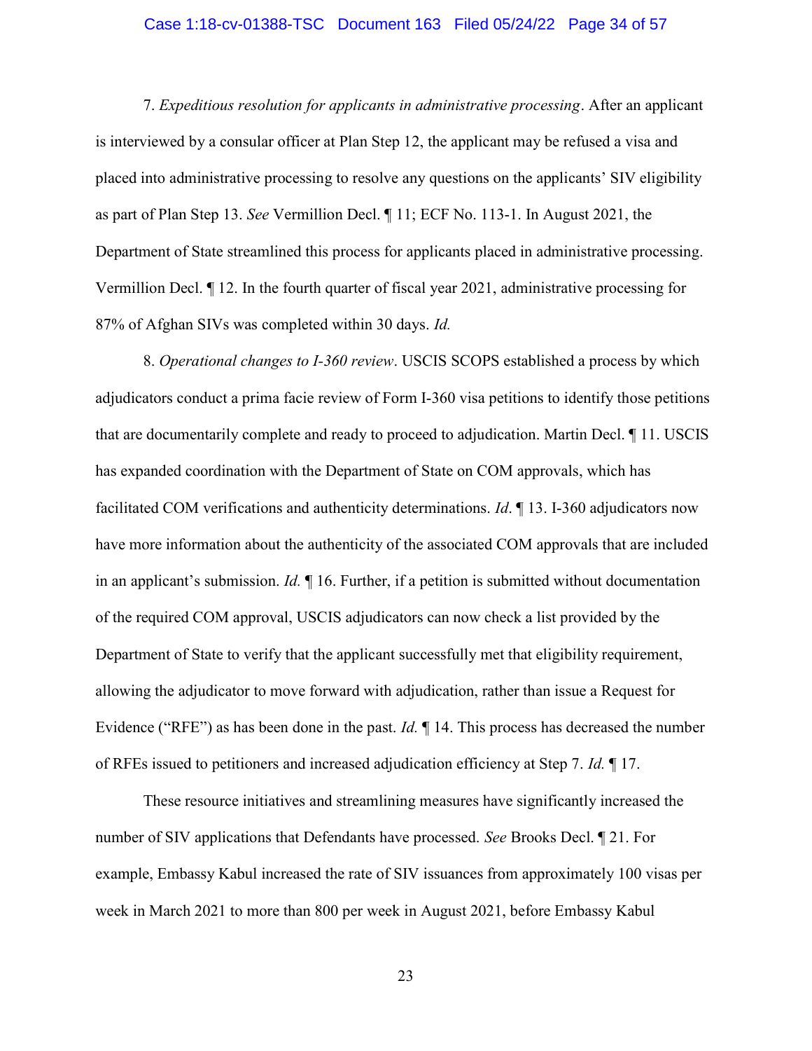7. *Expeditious resolution for applicants in administrative processing*. After an applicant is interviewed by a consular officer at Plan Step 12, the applicant may be refused a visa and placed into administrative processing to resolve any questions on the applicants' SIV eligibility as part of Plan Step 13. *See* Vermillion Decl. ¶ 11; ECF No. 113-1. In August 2021, the Department of State streamlined this process for applicants placed in administrative processing. Vermillion Decl. ¶ 12. In the fourth quarter of fiscal year 2021, administrative processing for 87% of Afghan SIVs was completed within 30 days. *Id.*

8. *Operational changes to I-360 review*. USCIS SCOPS established a process by which adjudicators conduct a prima facie review of Form I-360 visa petitions to identify those petitions that are documentarily complete and ready to proceed to adjudication. Martin Decl. ¶ 11. USCIS has expanded coordination with the Department of State on COM approvals, which has facilitated COM verifications and authenticity determinations. *Id*. ¶ 13. I-360 adjudicators now have more information about the authenticity of the associated COM approvals that are included in an applicant's submission. *Id.* ¶ 16. Further, if a petition is submitted without documentation of the required COM approval, USCIS adjudicators can now check a list provided by the Department of State to verify that the applicant successfully met that eligibility requirement, allowing the adjudicator to move forward with adjudication, rather than issue a Request for Evidence ("RFE") as has been done in the past. *Id.* ¶ 14. This process has decreased the number of RFEs issued to petitioners and increased adjudication efficiency at Step 7. *Id.* ¶ 17.

These resource initiatives and streamlining measures have significantly increased the number of SIV applications that Defendants have processed. *See* Brooks Decl. ¶ 21. For example, Embassy Kabul increased the rate of SIV issuances from approximately 100 visas per week in March 2021 to more than 800 per week in August 2021, before Embassy Kabul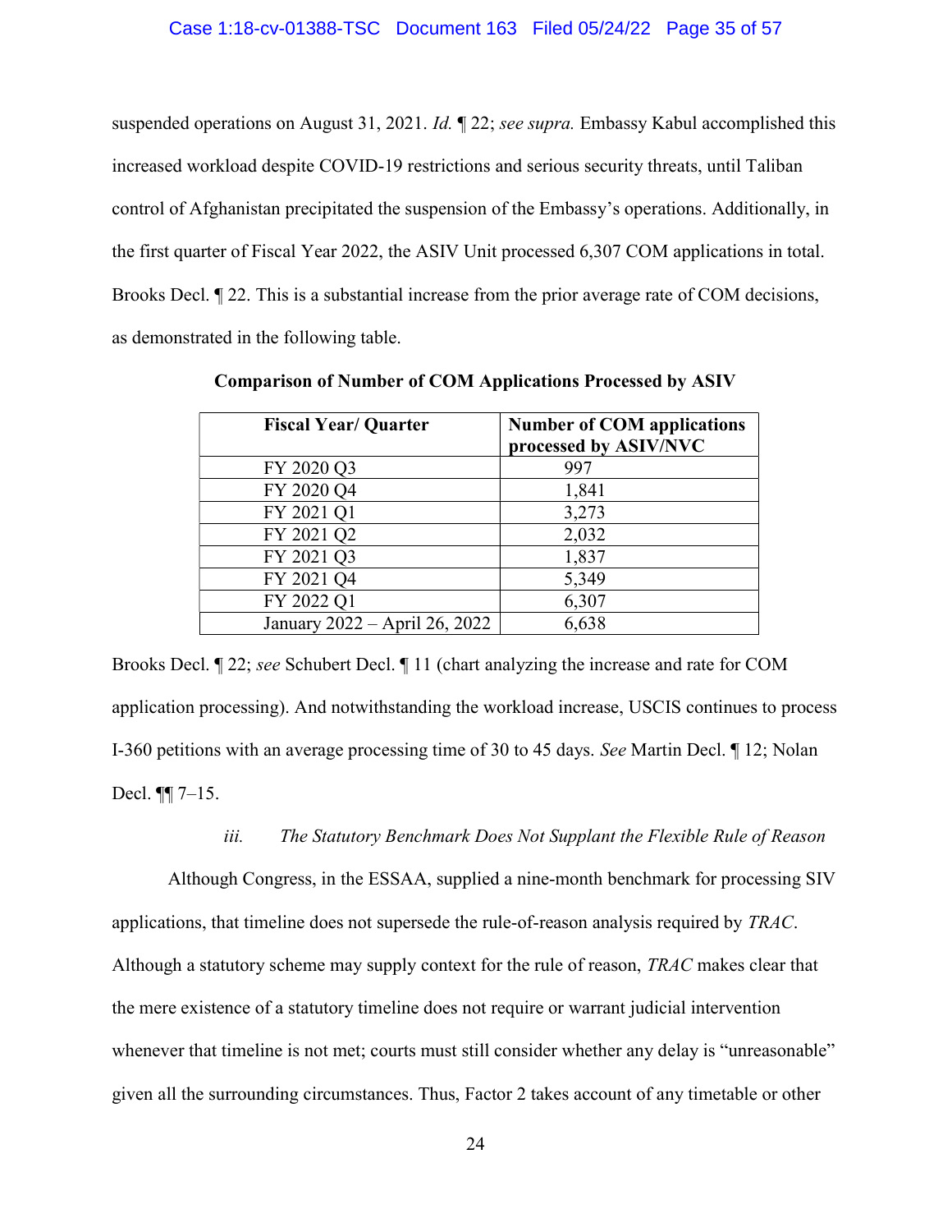suspended operations on August 31, 2021. *Id.* ¶ 22; *see supra.* Embassy Kabul accomplished this increased workload despite COVID-19 restrictions and serious security threats, until Taliban control of Afghanistan precipitated the suspension of the Embassy's operations. Additionally, in the first quarter of Fiscal Year 2022, the ASIV Unit processed 6,307 COM applications in total. Brooks Decl. ¶ 22. This is a substantial increase from the prior average rate of COM decisions, as demonstrated in the following table.

**Comparison of Number of COM Applications Processed by ASIV**

| Fiscal Year/ Quarter | Number of COM applications processed by ASIV/NVC |
|---|---|
| FY 2020 Q3 | 997 |
| FY 2020 Q4 | 1,841 |
| FY 2021 Q1 | 3,273 |
| FY 2021 Q2 | 2,032 |
| FY 2021 Q3 | 1,837 |
| FY 2021 Q4 | 5,349 |
| FY 2022 Q1 | 6,307 |
| January 2022 – April 26, 2022 | 6,638 |

Brooks Decl. ¶ 22; *see* Schubert Decl. ¶ 11 (chart analyzing the increase and rate for COM application processing). And notwithstanding the workload increase, USCIS continues to process I-360 petitions with an average processing time of 30 to 45 days. *See* Martin Decl. ¶ 12; Nolan Decl. ¶¶ 7–15.

*iii. The Statutory Benchmark Does Not Supplant the Flexible Rule of Reason*

Although Congress, in the ESSAA, supplied a nine-month benchmark for processing SIV applications, that timeline does not supersede the rule-of-reason analysis required by *TRAC*. Although a statutory scheme may supply context for the rule of reason, *TRAC* makes clear that the mere existence of a statutory timeline does not require or warrant judicial intervention whenever that timeline is not met; courts must still consider whether any delay is "unreasonable" given all the surrounding circumstances. Thus, Factor 2 takes account of any timetable or other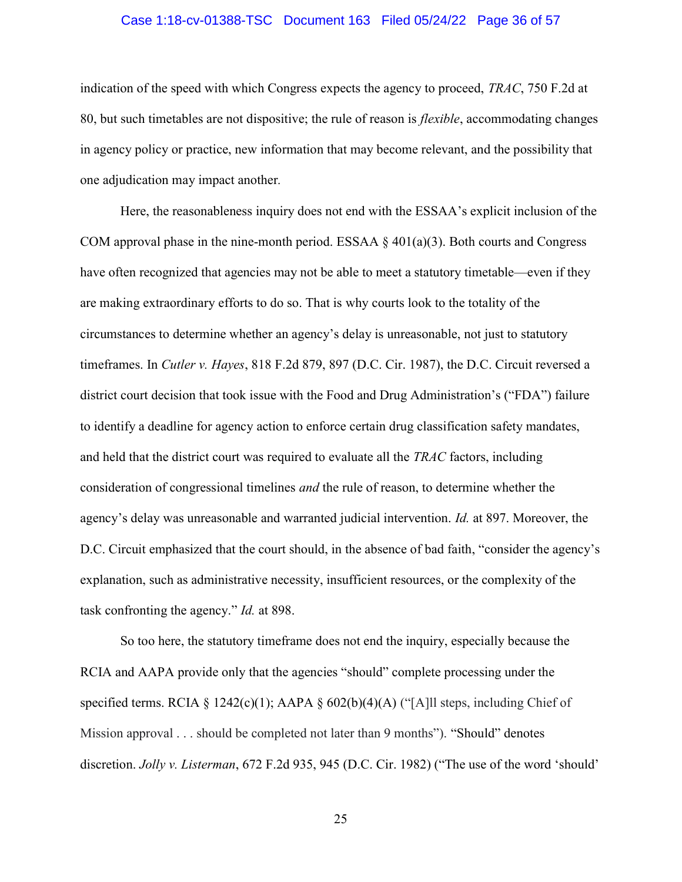indication of the speed with which Congress expects the agency to proceed, *TRAC*, 750 F.2d at 80, but such timetables are not dispositive; the rule of reason is *flexible*, accommodating changes in agency policy or practice, new information that may become relevant, and the possibility that one adjudication may impact another.

Here, the reasonableness inquiry does not end with the ESSAA's explicit inclusion of the COM approval phase in the nine-month period. ESSAA § 401(a)(3). Both courts and Congress have often recognized that agencies may not be able to meet a statutory timetable—even if they are making extraordinary efforts to do so. That is why courts look to the totality of the circumstances to determine whether an agency's delay is unreasonable, not just to statutory timeframes. In *Cutler v. Hayes*, 818 F.2d 879, 897 (D.C. Cir. 1987), the D.C. Circuit reversed a district court decision that took issue with the Food and Drug Administration's ("FDA") failure to identify a deadline for agency action to enforce certain drug classification safety mandates, and held that the district court was required to evaluate all the *TRAC* factors, including consideration of congressional timelines *and* the rule of reason, to determine whether the agency's delay was unreasonable and warranted judicial intervention. *Id.* at 897. Moreover, the D.C. Circuit emphasized that the court should, in the absence of bad faith, "consider the agency's explanation, such as administrative necessity, insufficient resources, or the complexity of the task confronting the agency." *Id.* at 898.

So too here, the statutory timeframe does not end the inquiry, especially because the RCIA and AAPA provide only that the agencies "should" complete processing under the specified terms. RCIA § 1242(c)(1); AAPA § 602(b)(4)(A) ("[A]ll steps, including Chief of Mission approval . . . should be completed not later than 9 months"). "Should" denotes discretion. *Jolly v. Listerman*, 672 F.2d 935, 945 (D.C. Cir. 1982) ("The use of the word 'should'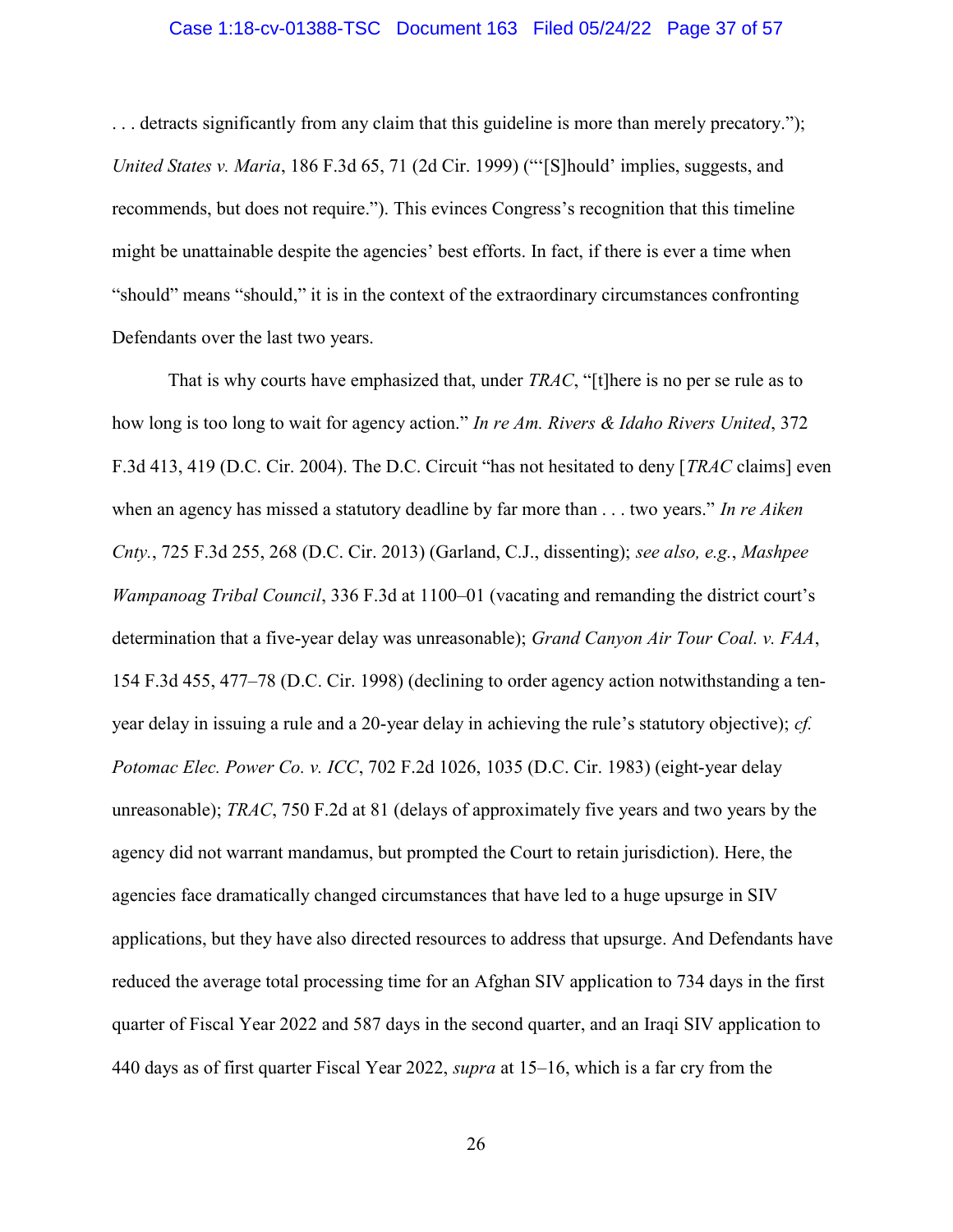. . . detracts significantly from any claim that this guideline is more than merely precatory."); *United States v. Maria*, 186 F.3d 65, 71 (2d Cir. 1999) ("'[S]hould' implies, suggests, and recommends, but does not require."). This evinces Congress's recognition that this timeline might be unattainable despite the agencies' best efforts. In fact, if there is ever a time when "should" means "should," it is in the context of the extraordinary circumstances confronting Defendants over the last two years.

That is why courts have emphasized that, under *TRAC*, "[t]here is no per se rule as to how long is too long to wait for agency action." *In re Am. Rivers & Idaho Rivers United*, 372 F.3d 413, 419 (D.C. Cir. 2004). The D.C. Circuit "has not hesitated to deny [*TRAC* claims] even when an agency has missed a statutory deadline by far more than . . . two years." *In re Aiken Cnty.*, 725 F.3d 255, 268 (D.C. Cir. 2013) (Garland, C.J., dissenting); *see also, e.g.*, *Mashpee Wampanoag Tribal Council*, 336 F.3d at 1100–01 (vacating and remanding the district court's determination that a five-year delay was unreasonable); *Grand Canyon Air Tour Coal. v. FAA*, 154 F.3d 455, 477–78 (D.C. Cir. 1998) (declining to order agency action notwithstanding a ten-year delay in issuing a rule and a 20-year delay in achieving the rule's statutory objective); *cf. Potomac Elec. Power Co. v. ICC*, 702 F.2d 1026, 1035 (D.C. Cir. 1983) (eight-year delay unreasonable); *TRAC*, 750 F.2d at 81 (delays of approximately five years and two years by the agency did not warrant mandamus, but prompted the Court to retain jurisdiction). Here, the agencies face dramatically changed circumstances that have led to a huge upsurge in SIV applications, but they have also directed resources to address that upsurge. And Defendants have reduced the average total processing time for an Afghan SIV application to 734 days in the first quarter of Fiscal Year 2022 and 587 days in the second quarter, and an Iraqi SIV application to 440 days as of first quarter Fiscal Year 2022, *supra* at 15–16, which is a far cry from the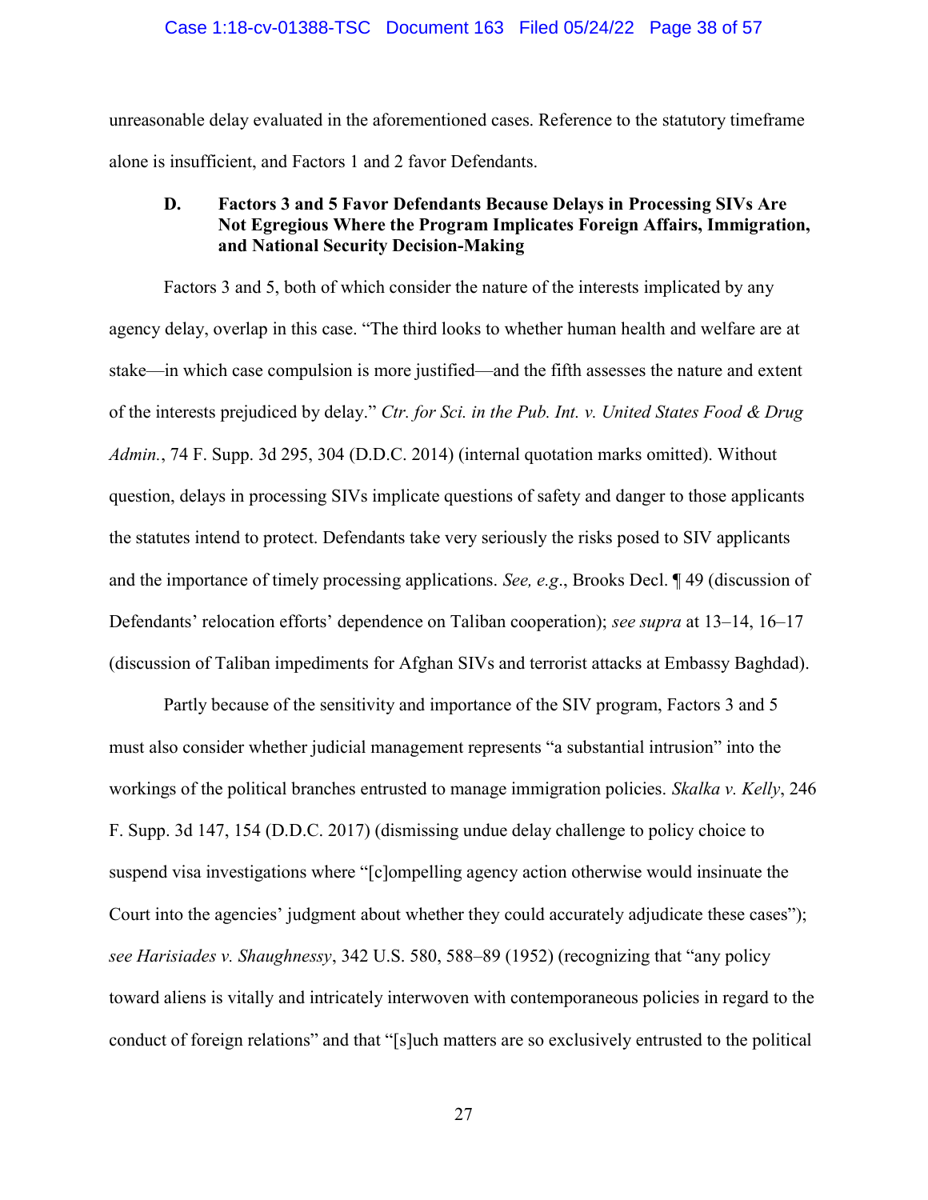unreasonable delay evaluated in the aforementioned cases. Reference to the statutory timeframe alone is insufficient, and Factors 1 and 2 favor Defendants.

### D. Factors 3 and 5 Favor Defendants Because Delays in Processing SIVs Are Not Egregious Where the Program Implicates Foreign Affairs, Immigration, and National Security Decision-Making

Factors 3 and 5, both of which consider the nature of the interests implicated by any agency delay, overlap in this case. "The third looks to whether human health and welfare are at stake—in which case compulsion is more justified—and the fifth assesses the nature and extent of the interests prejudiced by delay." *Ctr. for Sci. in the Pub. Int. v. United States Food & Drug Admin.*, 74 F. Supp. 3d 295, 304 (D.D.C. 2014) (internal quotation marks omitted). Without question, delays in processing SIVs implicate questions of safety and danger to those applicants the statutes intend to protect. Defendants take very seriously the risks posed to SIV applicants and the importance of timely processing applications. *See, e.g*., Brooks Decl. ¶ 49 (discussion of Defendants' relocation efforts' dependence on Taliban cooperation); *see supra* at 13–14, 16–17 (discussion of Taliban impediments for Afghan SIVs and terrorist attacks at Embassy Baghdad).

Partly because of the sensitivity and importance of the SIV program, Factors 3 and 5 must also consider whether judicial management represents "a substantial intrusion" into the workings of the political branches entrusted to manage immigration policies. *Skalka v. Kelly*, 246 F. Supp. 3d 147, 154 (D.D.C. 2017) (dismissing undue delay challenge to policy choice to suspend visa investigations where "[c]ompelling agency action otherwise would insinuate the Court into the agencies' judgment about whether they could accurately adjudicate these cases"); *see Harisiades v. Shaughnessy*, 342 U.S. 580, 588–89 (1952) (recognizing that "any policy toward aliens is vitally and intricately interwoven with contemporaneous policies in regard to the conduct of foreign relations" and that "[s]uch matters are so exclusively entrusted to the political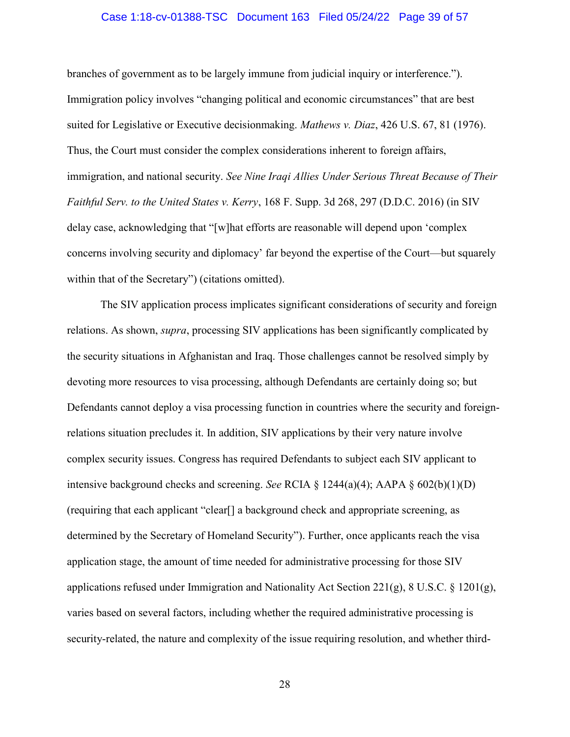branches of government as to be largely immune from judicial inquiry or interference."). Immigration policy involves "changing political and economic circumstances" that are best suited for Legislative or Executive decisionmaking. *Mathews v. Diaz*, 426 U.S. 67, 81 (1976). Thus, the Court must consider the complex considerations inherent to foreign affairs, immigration, and national security. *See Nine Iraqi Allies Under Serious Threat Because of Their Faithful Serv. to the United States v. Kerry*, 168 F. Supp. 3d 268, 297 (D.D.C. 2016) (in SIV delay case, acknowledging that "[w]hat efforts are reasonable will depend upon 'complex concerns involving security and diplomacy' far beyond the expertise of the Court—but squarely within that of the Secretary") (citations omitted).

The SIV application process implicates significant considerations of security and foreign relations. As shown, *supra*, processing SIV applications has been significantly complicated by the security situations in Afghanistan and Iraq. Those challenges cannot be resolved simply by devoting more resources to visa processing, although Defendants are certainly doing so; but Defendants cannot deploy a visa processing function in countries where the security and foreign-relations situation precludes it. In addition, SIV applications by their very nature involve complex security issues. Congress has required Defendants to subject each SIV applicant to intensive background checks and screening. *See* RCIA § 1244(a)(4); AAPA § 602(b)(1)(D) (requiring that each applicant "clear[] a background check and appropriate screening, as determined by the Secretary of Homeland Security"). Further, once applicants reach the visa application stage, the amount of time needed for administrative processing for those SIV applications refused under Immigration and Nationality Act Section 221(g), 8 U.S.C. § 1201(g), varies based on several factors, including whether the required administrative processing is security-related, the nature and complexity of the issue requiring resolution, and whether third-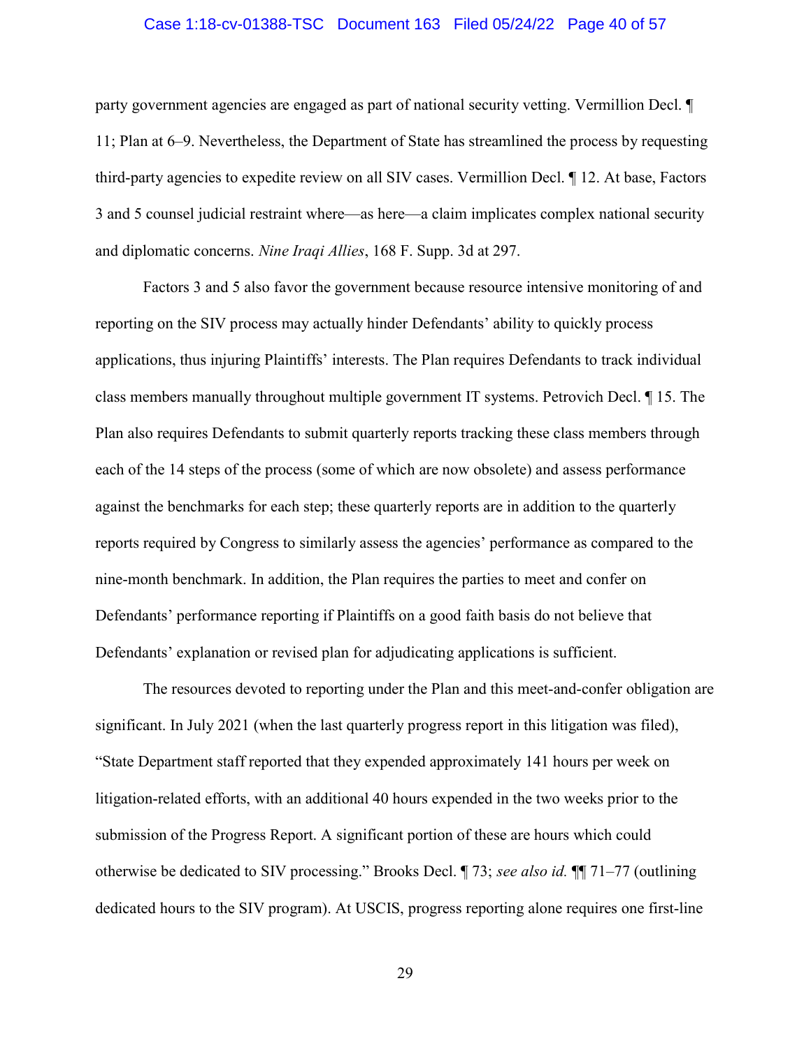party government agencies are engaged as part of national security vetting. Vermillion Decl. ¶ 11; Plan at 6–9. Nevertheless, the Department of State has streamlined the process by requesting third-party agencies to expedite review on all SIV cases. Vermillion Decl. ¶ 12. At base, Factors 3 and 5 counsel judicial restraint where—as here—a claim implicates complex national security and diplomatic concerns. *Nine Iraqi Allies*, 168 F. Supp. 3d at 297.

Factors 3 and 5 also favor the government because resource intensive monitoring of and reporting on the SIV process may actually hinder Defendants' ability to quickly process applications, thus injuring Plaintiffs' interests. The Plan requires Defendants to track individual class members manually throughout multiple government IT systems. Petrovich Decl. ¶ 15. The Plan also requires Defendants to submit quarterly reports tracking these class members through each of the 14 steps of the process (some of which are now obsolete) and assess performance against the benchmarks for each step; these quarterly reports are in addition to the quarterly reports required by Congress to similarly assess the agencies' performance as compared to the nine-month benchmark. In addition, the Plan requires the parties to meet and confer on Defendants' performance reporting if Plaintiffs on a good faith basis do not believe that Defendants' explanation or revised plan for adjudicating applications is sufficient.

The resources devoted to reporting under the Plan and this meet-and-confer obligation are significant. In July 2021 (when the last quarterly progress report in this litigation was filed), "State Department staff reported that they expended approximately 141 hours per week on litigation-related efforts, with an additional 40 hours expended in the two weeks prior to the submission of the Progress Report. A significant portion of these are hours which could otherwise be dedicated to SIV processing." Brooks Decl. ¶ 73; *see also id.* ¶¶ 71–77 (outlining dedicated hours to the SIV program). At USCIS, progress reporting alone requires one first-line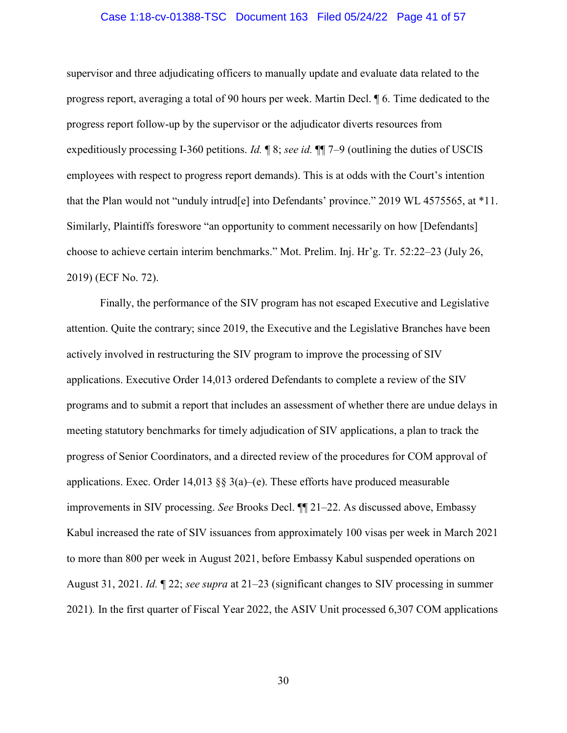supervisor and three adjudicating officers to manually update and evaluate data related to the progress report, averaging a total of 90 hours per week. Martin Decl. ¶ 6. Time dedicated to the progress report follow-up by the supervisor or the adjudicator diverts resources from expeditiously processing I-360 petitions. *Id.* ¶ 8; *see id.* ¶¶ 7–9 (outlining the duties of USCIS employees with respect to progress report demands). This is at odds with the Court's intention that the Plan would not "unduly intrud[e] into Defendants' province." 2019 WL 4575565, at *11. Similarly, Plaintiffs foreswore "an opportunity to comment necessarily on how [Defendants] choose to achieve certain interim benchmarks." Mot. Prelim. Inj. Hr'g. Tr. 52:22–23 (July 26, 2019) (ECF No. 72).

Finally, the performance of the SIV program has not escaped Executive and Legislative attention. Quite the contrary; since 2019, the Executive and the Legislative Branches have been actively involved in restructuring the SIV program to improve the processing of SIV applications. Executive Order 14,013 ordered Defendants to complete a review of the SIV programs and to submit a report that includes an assessment of whether there are undue delays in meeting statutory benchmarks for timely adjudication of SIV applications, a plan to track the progress of Senior Coordinators, and a directed review of the procedures for COM approval of applications. Exec. Order 14,013 §§ 3(a)–(e). These efforts have produced measurable improvements in SIV processing. *See* Brooks Decl. ¶¶ 21–22. As discussed above, Embassy Kabul increased the rate of SIV issuances from approximately 100 visas per week in March 2021 to more than 800 per week in August 2021, before Embassy Kabul suspended operations on August 31, 2021. *Id.* ¶ 22; *see supra* at 21–23 (significant changes to SIV processing in summer 2021). In the first quarter of Fiscal Year 2022, the ASIV Unit processed 6,307 COM applications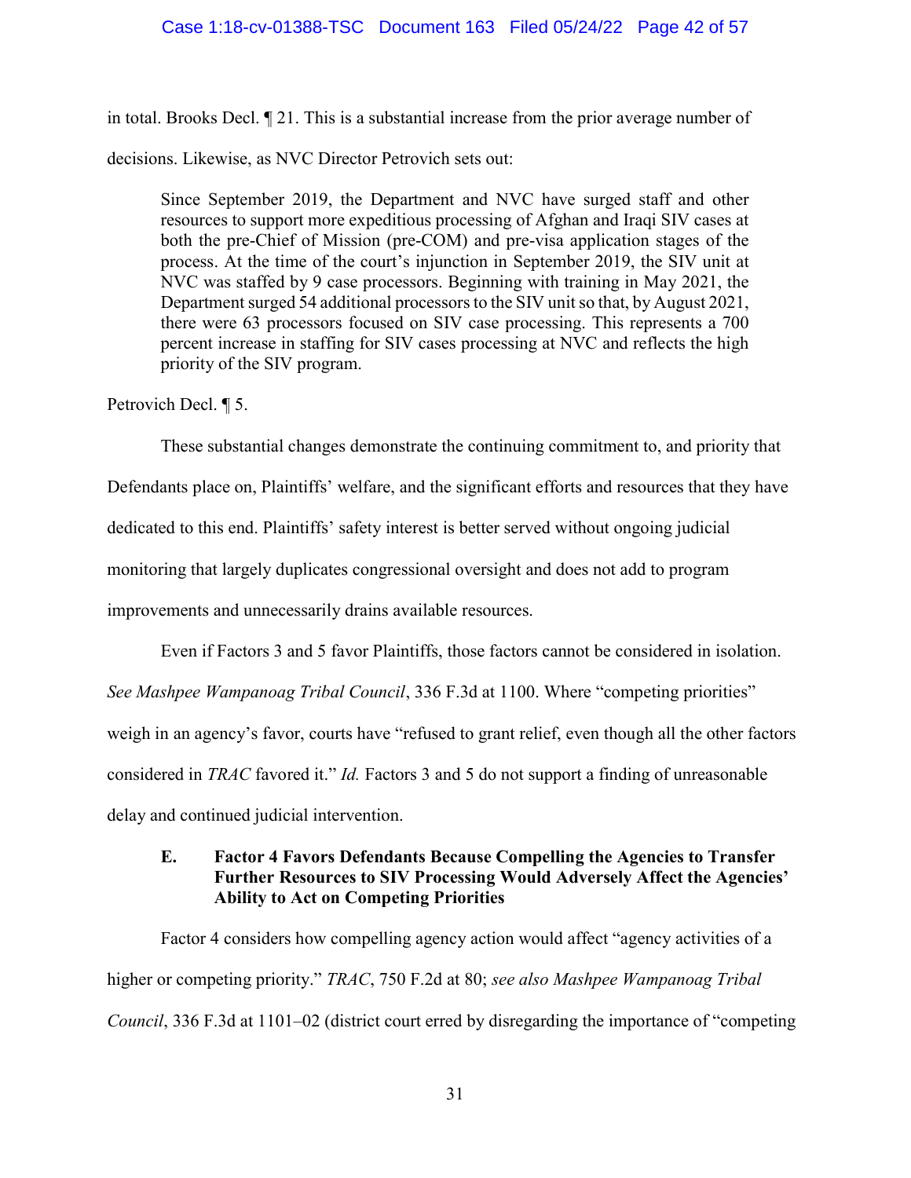in total. Brooks Decl. ¶ 21. This is a substantial increase from the prior average number of decisions. Likewise, as NVC Director Petrovich sets out:

> Since September 2019, the Department and NVC have surged staff and other resources to support more expeditious processing of Afghan and Iraqi SIV cases at both the pre-Chief of Mission (pre-COM) and pre-visa application stages of the process. At the time of the court's injunction in September 2019, the SIV unit at NVC was staffed by 9 case processors. Beginning with training in May 2021, the Department surged 54 additional processors to the SIV unit so that, by August 2021, there were 63 processors focused on SIV case processing. This represents a 700 percent increase in staffing for SIV cases processing at NVC and reflects the high priority of the SIV program.

Petrovich Decl. ¶ 5.

These substantial changes demonstrate the continuing commitment to, and priority that Defendants place on, Plaintiffs' welfare, and the significant efforts and resources that they have dedicated to this end. Plaintiffs' safety interest is better served without ongoing judicial monitoring that largely duplicates congressional oversight and does not add to program improvements and unnecessarily drains available resources.

Even if Factors 3 and 5 favor Plaintiffs, those factors cannot be considered in isolation. *See Mashpee Wampanoag Tribal Council*, 336 F.3d at 1100. Where "competing priorities" weigh in an agency's favor, courts have "refused to grant relief, even though all the other factors considered in *TRAC* favored it." *Id.* Factors 3 and 5 do not support a finding of unreasonable delay and continued judicial intervention.

### E. Factor 4 Favors Defendants Because Compelling the Agencies to Transfer Further Resources to SIV Processing Would Adversely Affect the Agencies' Ability to Act on Competing Priorities

Factor 4 considers how compelling agency action would affect "agency activities of a higher or competing priority." *TRAC*, 750 F.2d at 80; *see also Mashpee Wampanoag Tribal Council*, 336 F.3d at 1101–02 (district court erred by disregarding the importance of "competing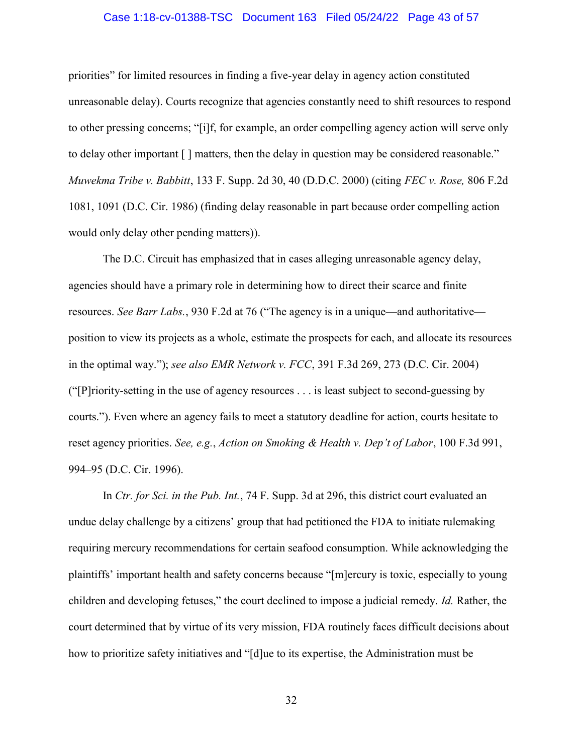priorities" for limited resources in finding a five-year delay in agency action constituted unreasonable delay). Courts recognize that agencies constantly need to shift resources to respond to other pressing concerns; "[i]f, for example, an order compelling agency action will serve only to delay other important [ ] matters, then the delay in question may be considered reasonable." *Muwekma Tribe v. Babbitt*, 133 F. Supp. 2d 30, 40 (D.D.C. 2000) (citing *FEC v. Rose,* 806 F.2d 1081, 1091 (D.C. Cir. 1986) (finding delay reasonable in part because order compelling action would only delay other pending matters)).

The D.C. Circuit has emphasized that in cases alleging unreasonable agency delay, agencies should have a primary role in determining how to direct their scarce and finite resources. *See Barr Labs.*, 930 F.2d at 76 ("The agency is in a unique—and authoritative—position to view its projects as a whole, estimate the prospects for each, and allocate its resources in the optimal way."); *see also EMR Network v. FCC*, 391 F.3d 269, 273 (D.C. Cir. 2004) ("[P]riority-setting in the use of agency resources . . . is least subject to second-guessing by courts."). Even where an agency fails to meet a statutory deadline for action, courts hesitate to reset agency priorities. *See, e.g.*, *Action on Smoking & Health v. Dep't of Labor*, 100 F.3d 991, 994–95 (D.C. Cir. 1996).

In *Ctr. for Sci. in the Pub. Int.*, 74 F. Supp. 3d at 296, this district court evaluated an undue delay challenge by a citizens' group that had petitioned the FDA to initiate rulemaking requiring mercury recommendations for certain seafood consumption. While acknowledging the plaintiffs' important health and safety concerns because "[m]ercury is toxic, especially to young children and developing fetuses," the court declined to impose a judicial remedy. *Id.* Rather, the court determined that by virtue of its very mission, FDA routinely faces difficult decisions about how to prioritize safety initiatives and "[d]ue to its expertise, the Administration must be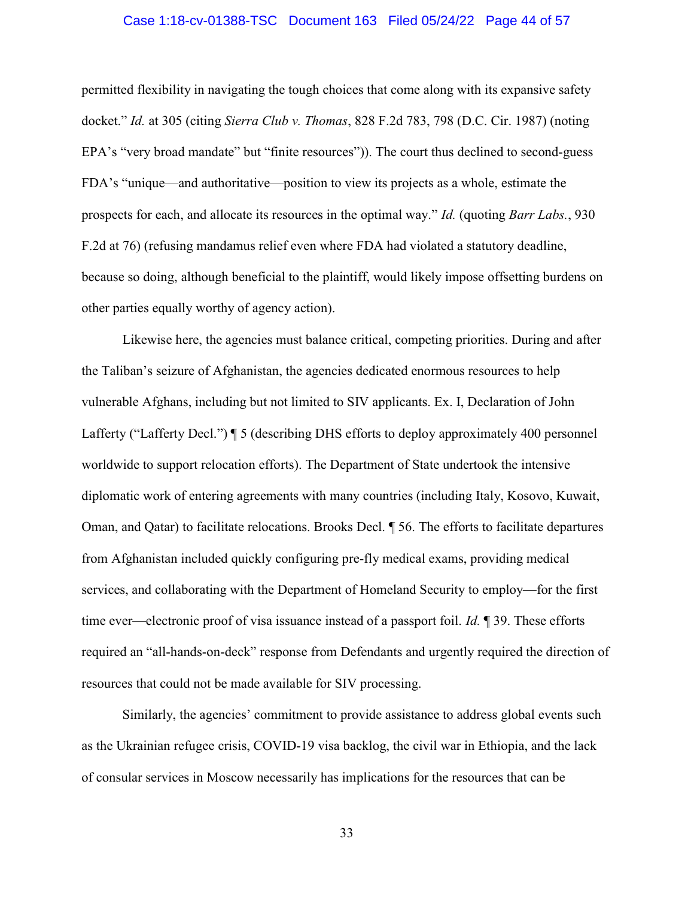permitted flexibility in navigating the tough choices that come along with its expansive safety docket." *Id.* at 305 (citing *Sierra Club v. Thomas*, 828 F.2d 783, 798 (D.C. Cir. 1987) (noting EPA's "very broad mandate" but "finite resources")). The court thus declined to second-guess FDA's "unique—and authoritative—position to view its projects as a whole, estimate the prospects for each, and allocate its resources in the optimal way." *Id.* (quoting *Barr Labs.*, 930 F.2d at 76) (refusing mandamus relief even where FDA had violated a statutory deadline, because so doing, although beneficial to the plaintiff, would likely impose offsetting burdens on other parties equally worthy of agency action).

Likewise here, the agencies must balance critical, competing priorities. During and after the Taliban's seizure of Afghanistan, the agencies dedicated enormous resources to help vulnerable Afghans, including but not limited to SIV applicants. Ex. I, Declaration of John Lafferty ("Lafferty Decl.") ¶ 5 (describing DHS efforts to deploy approximately 400 personnel worldwide to support relocation efforts). The Department of State undertook the intensive diplomatic work of entering agreements with many countries (including Italy, Kosovo, Kuwait, Oman, and Qatar) to facilitate relocations. Brooks Decl. ¶ 56. The efforts to facilitate departures from Afghanistan included quickly configuring pre-fly medical exams, providing medical services, and collaborating with the Department of Homeland Security to employ—for the first time ever—electronic proof of visa issuance instead of a passport foil. *Id.* ¶ 39. These efforts required an "all-hands-on-deck" response from Defendants and urgently required the direction of resources that could not be made available for SIV processing.

Similarly, the agencies' commitment to provide assistance to address global events such as the Ukrainian refugee crisis, COVID-19 visa backlog, the civil war in Ethiopia, and the lack of consular services in Moscow necessarily has implications for the resources that can be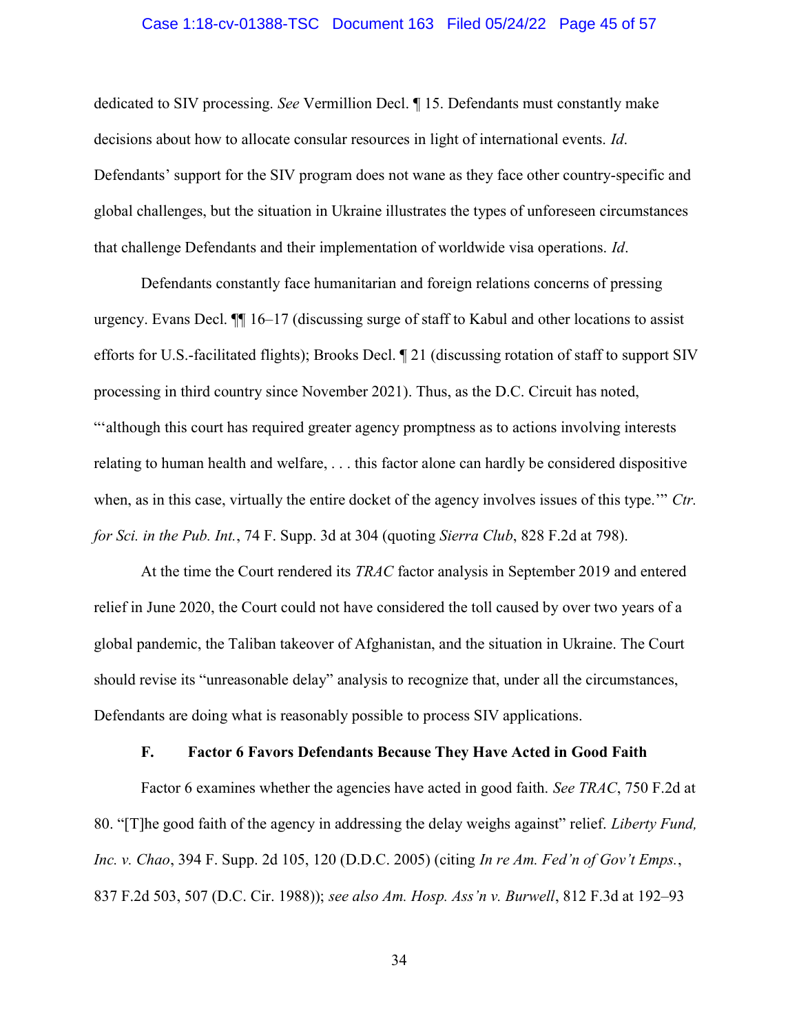dedicated to SIV processing. *See* Vermillion Decl. ¶ 15. Defendants must constantly make decisions about how to allocate consular resources in light of international events. *Id*. Defendants' support for the SIV program does not wane as they face other country-specific and global challenges, but the situation in Ukraine illustrates the types of unforeseen circumstances that challenge Defendants and their implementation of worldwide visa operations. *Id*.

Defendants constantly face humanitarian and foreign relations concerns of pressing urgency. Evans Decl. ¶¶ 16–17 (discussing surge of staff to Kabul and other locations to assist efforts for U.S.-facilitated flights); Brooks Decl. ¶ 21 (discussing rotation of staff to support SIV processing in third country since November 2021). Thus, as the D.C. Circuit has noted, "'although this court has required greater agency promptness as to actions involving interests relating to human health and welfare, . . . this factor alone can hardly be considered dispositive when, as in this case, virtually the entire docket of the agency involves issues of this type.'" *Ctr. for Sci. in the Pub. Int.*, 74 F. Supp. 3d at 304 (quoting *Sierra Club*, 828 F.2d at 798).

At the time the Court rendered its *TRAC* factor analysis in September 2019 and entered relief in June 2020, the Court could not have considered the toll caused by over two years of a global pandemic, the Taliban takeover of Afghanistan, and the situation in Ukraine. The Court should revise its "unreasonable delay" analysis to recognize that, under all the circumstances, Defendants are doing what is reasonably possible to process SIV applications.

### F. Factor 6 Favors Defendants Because They Have Acted in Good Faith

Factor 6 examines whether the agencies have acted in good faith. *See TRAC*, 750 F.2d at 80. "[T]he good faith of the agency in addressing the delay weighs against" relief. *Liberty Fund, Inc. v. Chao*, 394 F. Supp. 2d 105, 120 (D.D.C. 2005) (citing *In re Am. Fed'n of Gov't Emps.*, 837 F.2d 503, 507 (D.C. Cir. 1988)); *see also Am. Hosp. Ass'n v. Burwell*, 812 F.3d at 192–93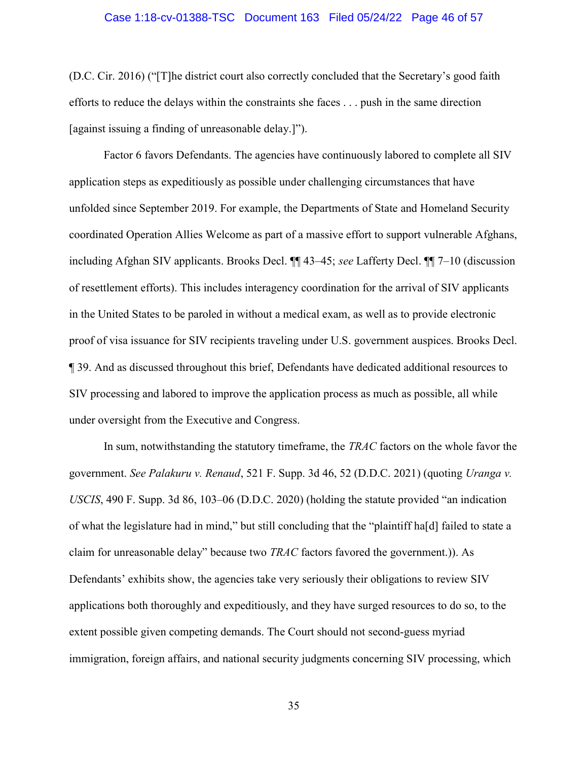(D.C. Cir. 2016) ("[T]he district court also correctly concluded that the Secretary's good faith efforts to reduce the delays within the constraints she faces . . . push in the same direction [against issuing a finding of unreasonable delay.]").

Factor 6 favors Defendants. The agencies have continuously labored to complete all SIV application steps as expeditiously as possible under challenging circumstances that have unfolded since September 2019. For example, the Departments of State and Homeland Security coordinated Operation Allies Welcome as part of a massive effort to support vulnerable Afghans, including Afghan SIV applicants. Brooks Decl. ¶¶ 43–45; *see* Lafferty Decl. ¶¶ 7–10 (discussion of resettlement efforts). This includes interagency coordination for the arrival of SIV applicants in the United States to be paroled in without a medical exam, as well as to provide electronic proof of visa issuance for SIV recipients traveling under U.S. government auspices. Brooks Decl. ¶ 39. And as discussed throughout this brief, Defendants have dedicated additional resources to SIV processing and labored to improve the application process as much as possible, all while under oversight from the Executive and Congress.

In sum, notwithstanding the statutory timeframe, the *TRAC* factors on the whole favor the government. *See Palakuru v. Renaud*, 521 F. Supp. 3d 46, 52 (D.D.C. 2021) (quoting *Uranga v. USCIS*, 490 F. Supp. 3d 86, 103–06 (D.D.C. 2020) (holding the statute provided "an indication of what the legislature had in mind," but still concluding that the "plaintiff ha[d] failed to state a claim for unreasonable delay" because two *TRAC* factors favored the government.)). As Defendants' exhibits show, the agencies take very seriously their obligations to review SIV applications both thoroughly and expeditiously, and they have surged resources to do so, to the extent possible given competing demands. The Court should not second-guess myriad immigration, foreign affairs, and national security judgments concerning SIV processing, which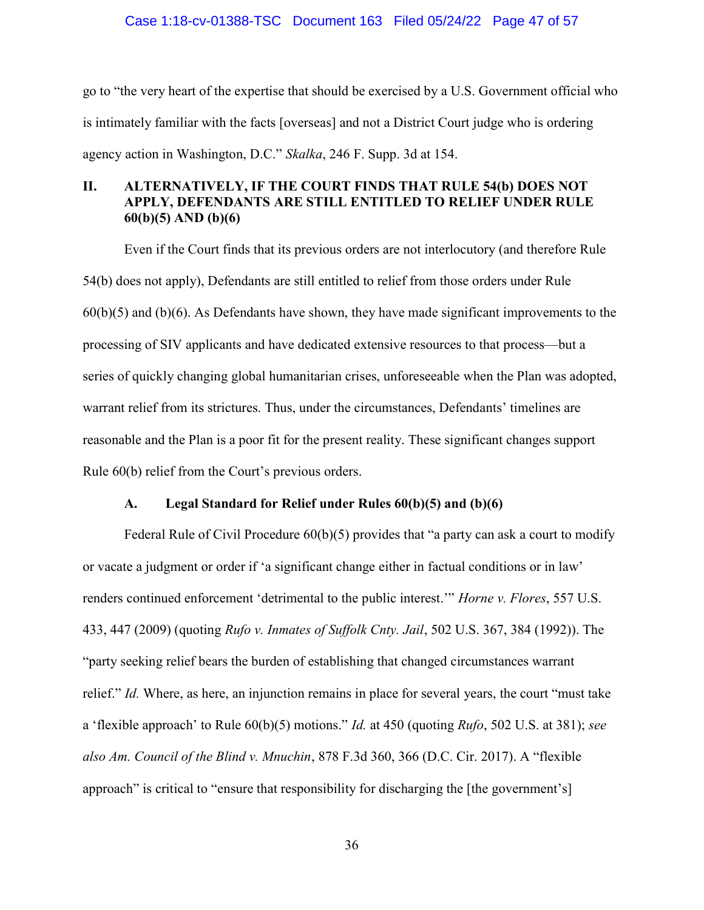go to "the very heart of the expertise that should be exercised by a U.S. Government official who is intimately familiar with the facts [overseas] and not a District Court judge who is ordering agency action in Washington, D.C." *Skalka*, 246 F. Supp. 3d at 154.

## II. ALTERNATIVELY, IF THE COURT FINDS THAT RULE 54(b) DOES NOT APPLY, DEFENDANTS ARE STILL ENTITLED TO RELIEF UNDER RULE 60(b)(5) AND (b)(6)

Even if the Court finds that its previous orders are not interlocutory (and therefore Rule 54(b) does not apply), Defendants are still entitled to relief from those orders under Rule 60(b)(5) and (b)(6). As Defendants have shown, they have made significant improvements to the processing of SIV applicants and have dedicated extensive resources to that process—but a series of quickly changing global humanitarian crises, unforeseeable when the Plan was adopted, warrant relief from its strictures. Thus, under the circumstances, Defendants' timelines are reasonable and the Plan is a poor fit for the present reality. These significant changes support Rule 60(b) relief from the Court's previous orders.

### A. Legal Standard for Relief under Rules 60(b)(5) and (b)(6)

Federal Rule of Civil Procedure 60(b)(5) provides that "a party can ask a court to modify or vacate a judgment or order if 'a significant change either in factual conditions or in law' renders continued enforcement 'detrimental to the public interest.'" *Horne v. Flores*, 557 U.S. 433, 447 (2009) (quoting *Rufo v. Inmates of Suffolk Cnty. Jail*, 502 U.S. 367, 384 (1992)). The "party seeking relief bears the burden of establishing that changed circumstances warrant relief." *Id.* Where, as here, an injunction remains in place for several years, the court "must take a 'flexible approach' to Rule 60(b)(5) motions." *Id.* at 450 (quoting *Rufo*, 502 U.S. at 381); *see also Am. Council of the Blind v. Mnuchin*, 878 F.3d 360, 366 (D.C. Cir. 2017). A "flexible approach" is critical to "ensure that responsibility for discharging the [the government's]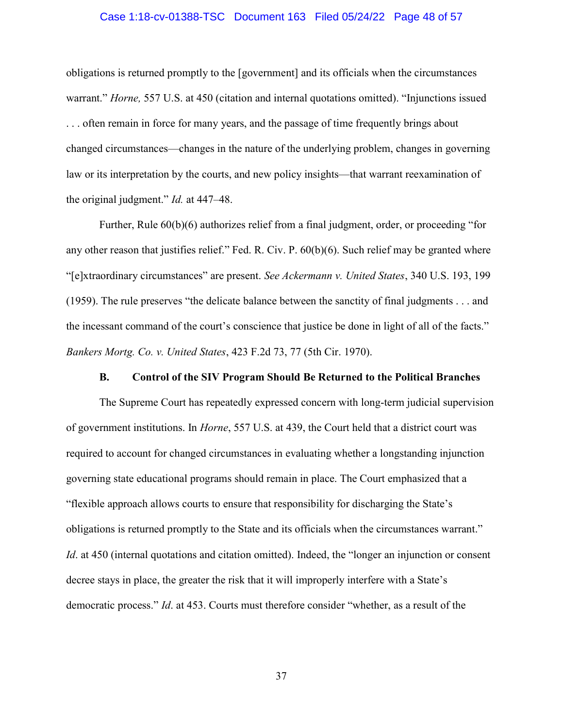obligations is returned promptly to the [government] and its officials when the circumstances warrant." *Horne,* 557 U.S. at 450 (citation and internal quotations omitted). "Injunctions issued . . . often remain in force for many years, and the passage of time frequently brings about changed circumstances—changes in the nature of the underlying problem, changes in governing law or its interpretation by the courts, and new policy insights—that warrant reexamination of the original judgment." *Id.* at 447–48.

Further, Rule 60(b)(6) authorizes relief from a final judgment, order, or proceeding "for any other reason that justifies relief." Fed. R. Civ. P. 60(b)(6). Such relief may be granted where "[e]xtraordinary circumstances" are present. *See Ackermann v. United States*, 340 U.S. 193, 199 (1959). The rule preserves "the delicate balance between the sanctity of final judgments . . . and the incessant command of the court's conscience that justice be done in light of all of the facts." *Bankers Mortg. Co. v. United States*, 423 F.2d 73, 77 (5th Cir. 1970).

### B. Control of the SIV Program Should Be Returned to the Political Branches

The Supreme Court has repeatedly expressed concern with long-term judicial supervision of government institutions. In *Horne*, 557 U.S. at 439, the Court held that a district court was required to account for changed circumstances in evaluating whether a longstanding injunction governing state educational programs should remain in place. The Court emphasized that a "flexible approach allows courts to ensure that responsibility for discharging the State's obligations is returned promptly to the State and its officials when the circumstances warrant." *Id*. at 450 (internal quotations and citation omitted). Indeed, the "longer an injunction or consent decree stays in place, the greater the risk that it will improperly interfere with a State's democratic process." *Id*. at 453. Courts must therefore consider "whether, as a result of the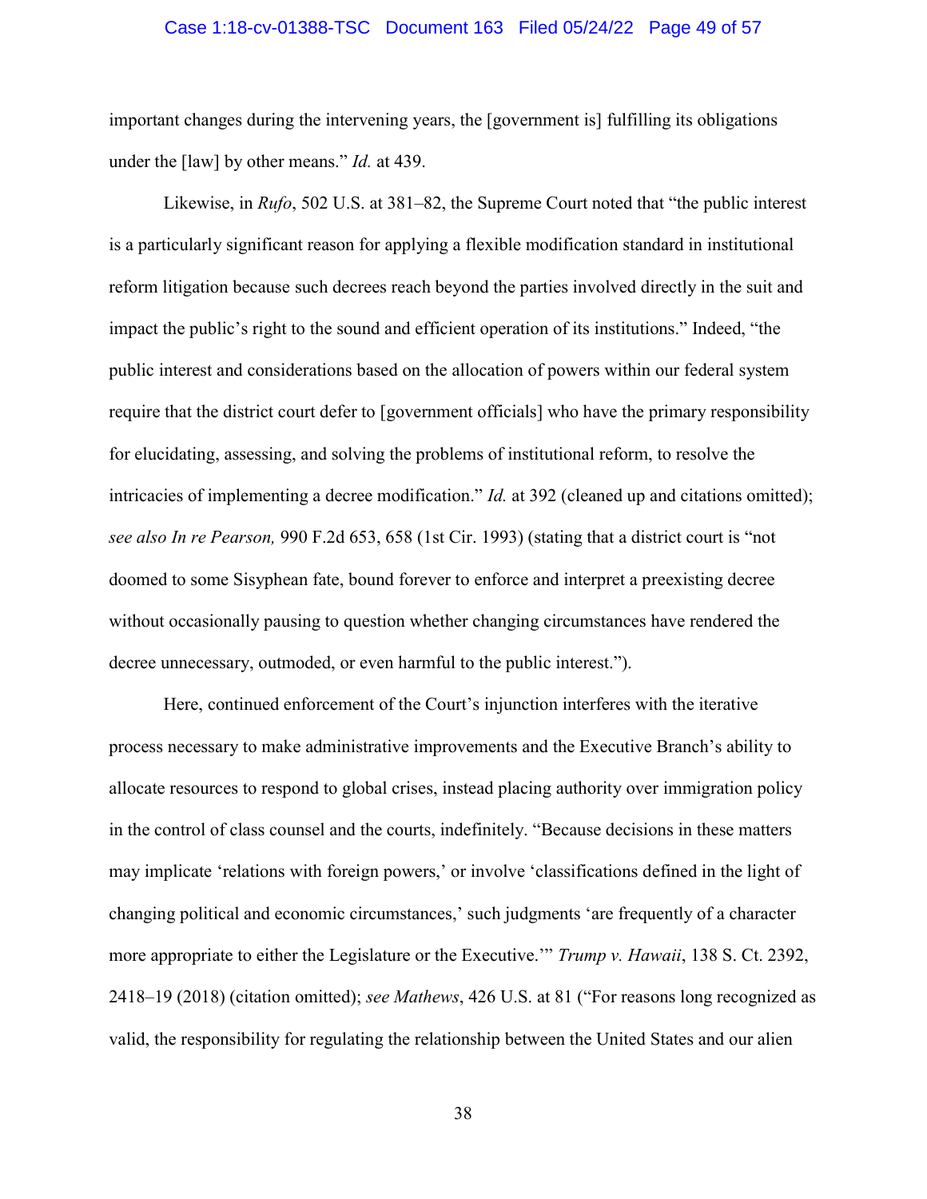important changes during the intervening years, the [government is] fulfilling its obligations under the [law] by other means." *Id.* at 439.

Likewise, in *Rufo*, 502 U.S. at 381–82, the Supreme Court noted that "the public interest is a particularly significant reason for applying a flexible modification standard in institutional reform litigation because such decrees reach beyond the parties involved directly in the suit and impact the public's right to the sound and efficient operation of its institutions." Indeed, "the public interest and considerations based on the allocation of powers within our federal system require that the district court defer to [government officials] who have the primary responsibility for elucidating, assessing, and solving the problems of institutional reform, to resolve the intricacies of implementing a decree modification." *Id.* at 392 (cleaned up and citations omitted); *see also In re Pearson,* 990 F.2d 653, 658 (1st Cir. 1993) (stating that a district court is "not doomed to some Sisyphean fate, bound forever to enforce and interpret a preexisting decree without occasionally pausing to question whether changing circumstances have rendered the decree unnecessary, outmoded, or even harmful to the public interest.").

Here, continued enforcement of the Court's injunction interferes with the iterative process necessary to make administrative improvements and the Executive Branch's ability to allocate resources to respond to global crises, instead placing authority over immigration policy in the control of class counsel and the courts, indefinitely. "Because decisions in these matters may implicate 'relations with foreign powers,' or involve 'classifications defined in the light of changing political and economic circumstances,' such judgments 'are frequently of a character more appropriate to either the Legislature or the Executive.'" *Trump v. Hawaii*, 138 S. Ct. 2392, 2418–19 (2018) (citation omitted); *see Mathews*, 426 U.S. at 81 ("For reasons long recognized as valid, the responsibility for regulating the relationship between the United States and our alien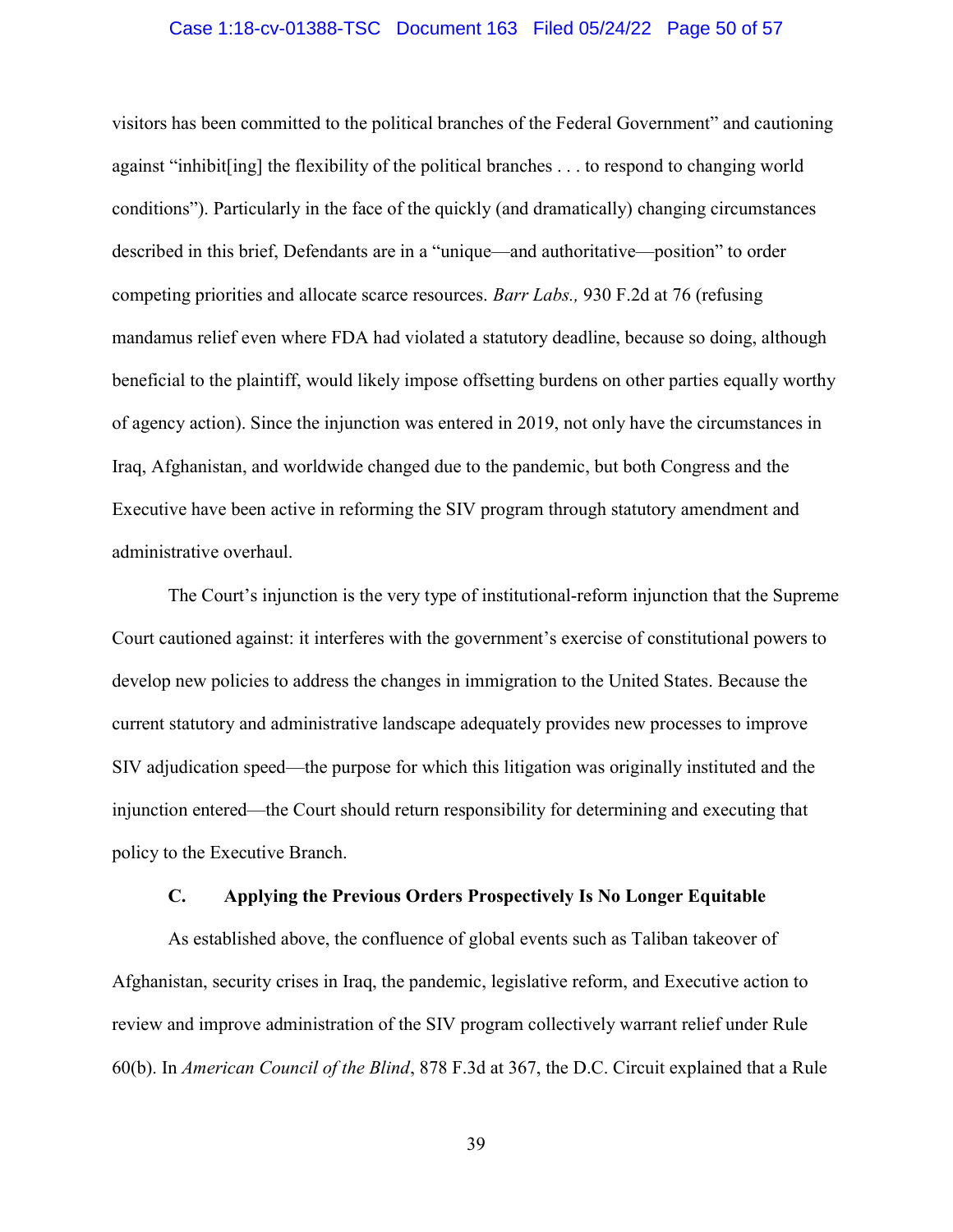visitors has been committed to the political branches of the Federal Government" and cautioning against "inhibit[ing] the flexibility of the political branches . . . to respond to changing world conditions"). Particularly in the face of the quickly (and dramatically) changing circumstances described in this brief, Defendants are in a "unique—and authoritative—position" to order competing priorities and allocate scarce resources. *Barr Labs.,* 930 F.2d at 76 (refusing mandamus relief even where FDA had violated a statutory deadline, because so doing, although beneficial to the plaintiff, would likely impose offsetting burdens on other parties equally worthy of agency action). Since the injunction was entered in 2019, not only have the circumstances in Iraq, Afghanistan, and worldwide changed due to the pandemic, but both Congress and the Executive have been active in reforming the SIV program through statutory amendment and administrative overhaul.

The Court's injunction is the very type of institutional-reform injunction that the Supreme Court cautioned against: it interferes with the government's exercise of constitutional powers to develop new policies to address the changes in immigration to the United States. Because the current statutory and administrative landscape adequately provides new processes to improve SIV adjudication speed—the purpose for which this litigation was originally instituted and the injunction entered—the Court should return responsibility for determining and executing that policy to the Executive Branch.

### C. Applying the Previous Orders Prospectively Is No Longer Equitable

As established above, the confluence of global events such as Taliban takeover of Afghanistan, security crises in Iraq, the pandemic, legislative reform, and Executive action to review and improve administration of the SIV program collectively warrant relief under Rule 60(b). In *American Council of the Blind*, 878 F.3d at 367, the D.C. Circuit explained that a Rule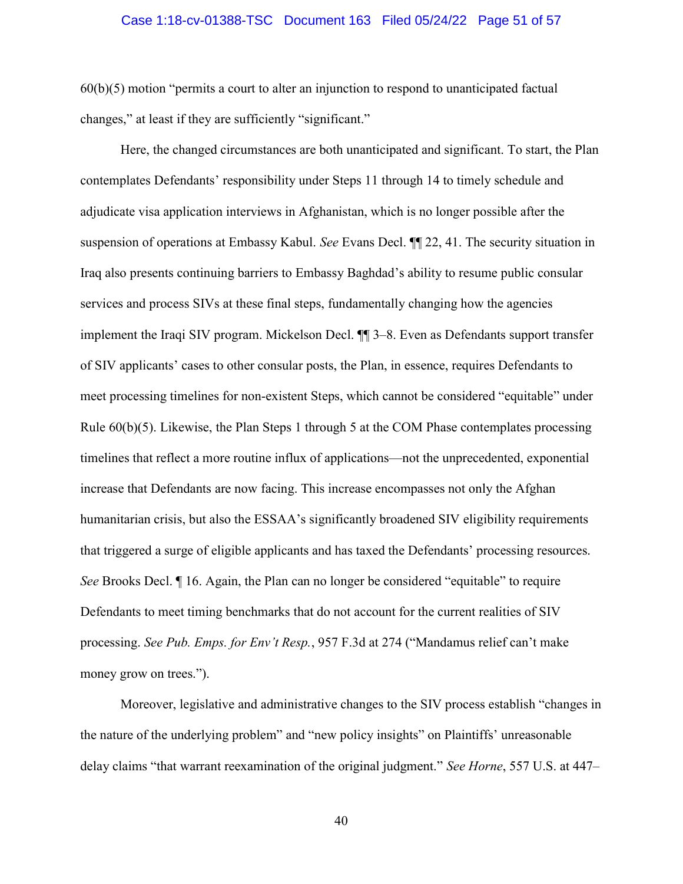60(b)(5) motion "permits a court to alter an injunction to respond to unanticipated factual changes," at least if they are sufficiently "significant."

Here, the changed circumstances are both unanticipated and significant. To start, the Plan contemplates Defendants' responsibility under Steps 11 through 14 to timely schedule and adjudicate visa application interviews in Afghanistan, which is no longer possible after the suspension of operations at Embassy Kabul. *See* Evans Decl. ¶¶ 22, 41. The security situation in Iraq also presents continuing barriers to Embassy Baghdad's ability to resume public consular services and process SIVs at these final steps, fundamentally changing how the agencies implement the Iraqi SIV program. Mickelson Decl. ¶¶ 3–8. Even as Defendants support transfer of SIV applicants' cases to other consular posts, the Plan, in essence, requires Defendants to meet processing timelines for non-existent Steps, which cannot be considered "equitable" under Rule 60(b)(5). Likewise, the Plan Steps 1 through 5 at the COM Phase contemplates processing timelines that reflect a more routine influx of applications—not the unprecedented, exponential increase that Defendants are now facing. This increase encompasses not only the Afghan humanitarian crisis, but also the ESSAA's significantly broadened SIV eligibility requirements that triggered a surge of eligible applicants and has taxed the Defendants' processing resources. *See* Brooks Decl. ¶ 16. Again, the Plan can no longer be considered "equitable" to require Defendants to meet timing benchmarks that do not account for the current realities of SIV processing. *See Pub. Emps. for Env't Resp.*, 957 F.3d at 274 ("Mandamus relief can't make money grow on trees.").

Moreover, legislative and administrative changes to the SIV process establish "changes in the nature of the underlying problem" and "new policy insights" on Plaintiffs' unreasonable delay claims "that warrant reexamination of the original judgment." *See Horne*, 557 U.S. at 447–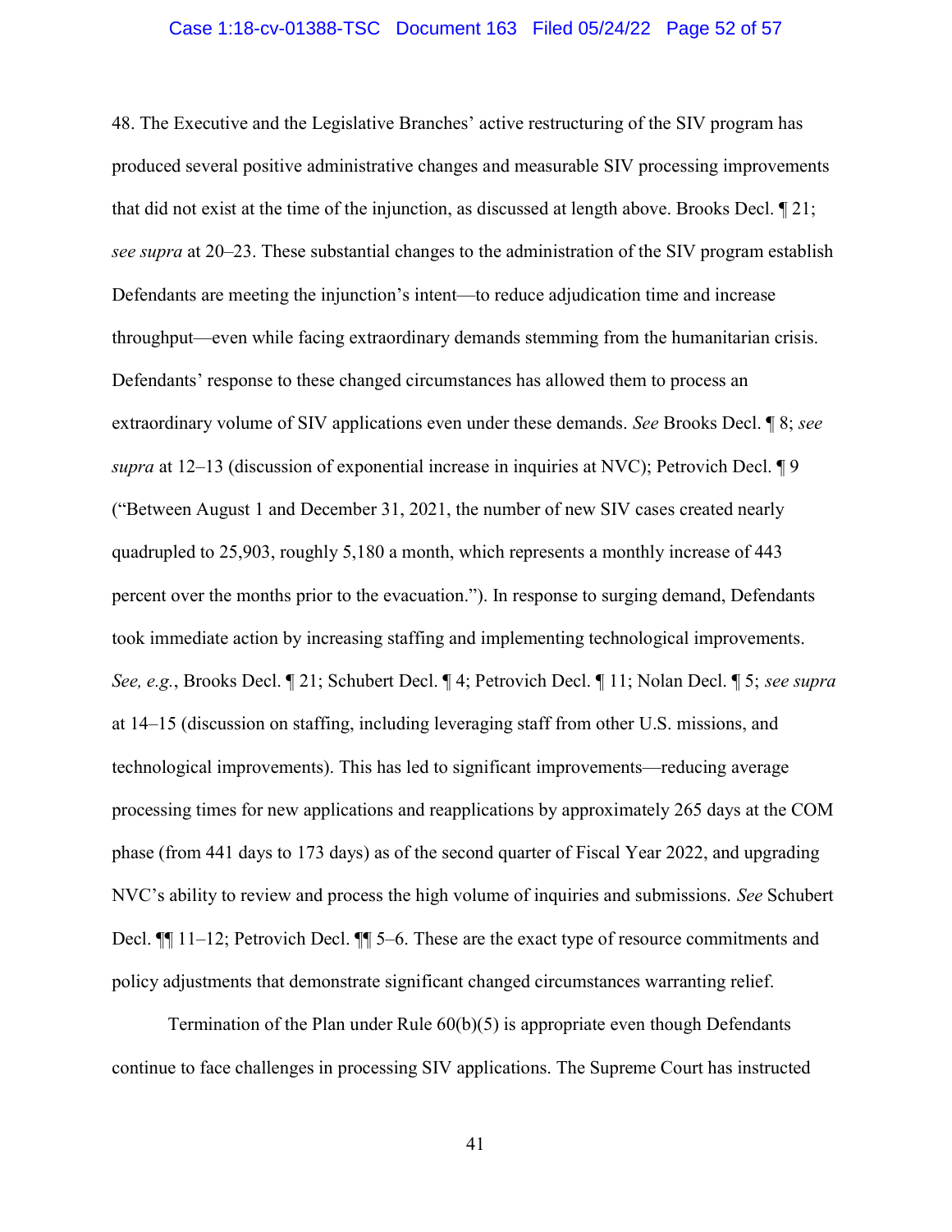48. The Executive and the Legislative Branches' active restructuring of the SIV program has produced several positive administrative changes and measurable SIV processing improvements that did not exist at the time of the injunction, as discussed at length above. Brooks Decl. ¶ 21; *see supra* at 20–23. These substantial changes to the administration of the SIV program establish Defendants are meeting the injunction's intent—to reduce adjudication time and increase throughput—even while facing extraordinary demands stemming from the humanitarian crisis. Defendants' response to these changed circumstances has allowed them to process an extraordinary volume of SIV applications even under these demands. *See* Brooks Decl. ¶ 8; *see supra* at 12–13 (discussion of exponential increase in inquiries at NVC); Petrovich Decl. ¶ 9 ("Between August 1 and December 31, 2021, the number of new SIV cases created nearly quadrupled to 25,903, roughly 5,180 a month, which represents a monthly increase of 443 percent over the months prior to the evacuation."). In response to surging demand, Defendants took immediate action by increasing staffing and implementing technological improvements. *See, e.g.*, Brooks Decl. ¶ 21; Schubert Decl. ¶ 4; Petrovich Decl. ¶ 11; Nolan Decl. ¶ 5; *see supra* at 14–15 (discussion on staffing, including leveraging staff from other U.S. missions, and technological improvements). This has led to significant improvements—reducing average processing times for new applications and reapplications by approximately 265 days at the COM phase (from 441 days to 173 days) as of the second quarter of Fiscal Year 2022, and upgrading NVC's ability to review and process the high volume of inquiries and submissions. *See* Schubert Decl. ¶¶ 11–12; Petrovich Decl. ¶¶ 5–6. These are the exact type of resource commitments and policy adjustments that demonstrate significant changed circumstances warranting relief.

Termination of the Plan under Rule 60(b)(5) is appropriate even though Defendants continue to face challenges in processing SIV applications. The Supreme Court has instructed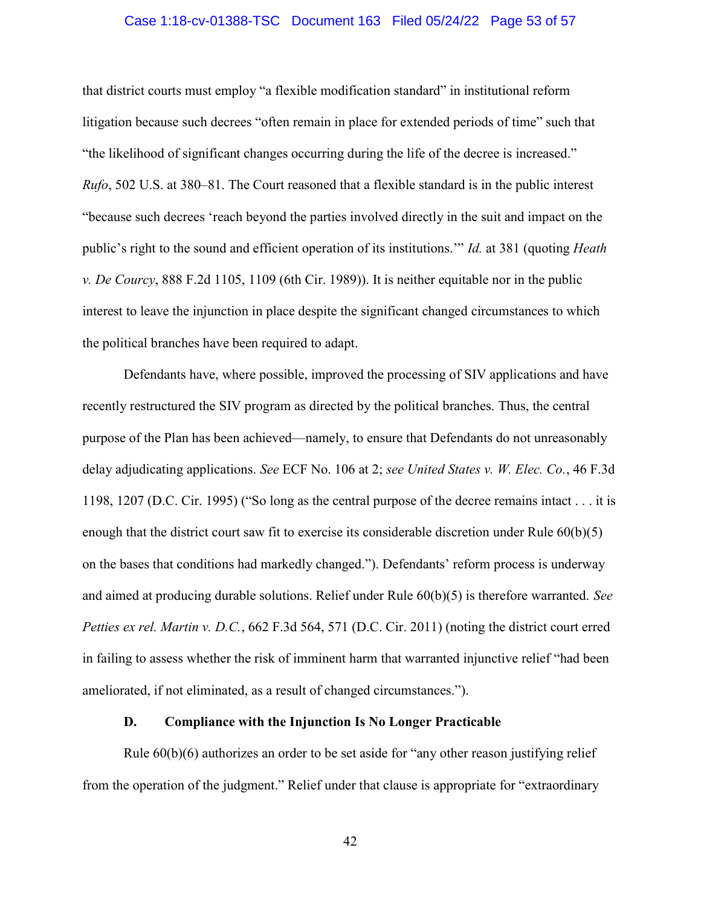that district courts must employ "a flexible modification standard" in institutional reform litigation because such decrees "often remain in place for extended periods of time" such that "the likelihood of significant changes occurring during the life of the decree is increased." *Rufo*, 502 U.S. at 380–81. The Court reasoned that a flexible standard is in the public interest "because such decrees 'reach beyond the parties involved directly in the suit and impact on the public's right to the sound and efficient operation of its institutions.'" *Id.* at 381 (quoting *Heath v. De Courcy*, 888 F.2d 1105, 1109 (6th Cir. 1989)). It is neither equitable nor in the public interest to leave the injunction in place despite the significant changed circumstances to which the political branches have been required to adapt.

Defendants have, where possible, improved the processing of SIV applications and have recently restructured the SIV program as directed by the political branches. Thus, the central purpose of the Plan has been achieved—namely, to ensure that Defendants do not unreasonably delay adjudicating applications. *See* ECF No. 106 at 2; *see United States v. W. Elec. Co.*, 46 F.3d 1198, 1207 (D.C. Cir. 1995) ("So long as the central purpose of the decree remains intact . . . it is enough that the district court saw fit to exercise its considerable discretion under Rule 60(b)(5) on the bases that conditions had markedly changed."). Defendants' reform process is underway and aimed at producing durable solutions. Relief under Rule 60(b)(5) is therefore warranted. *See Petties ex rel. Martin v. D.C.*, 662 F.3d 564, 571 (D.C. Cir. 2011) (noting the district court erred in failing to assess whether the risk of imminent harm that warranted injunctive relief "had been ameliorated, if not eliminated, as a result of changed circumstances.").

### D. Compliance with the Injunction Is No Longer Practicable

Rule 60(b)(6) authorizes an order to be set aside for "any other reason justifying relief from the operation of the judgment." Relief under that clause is appropriate for "extraordinary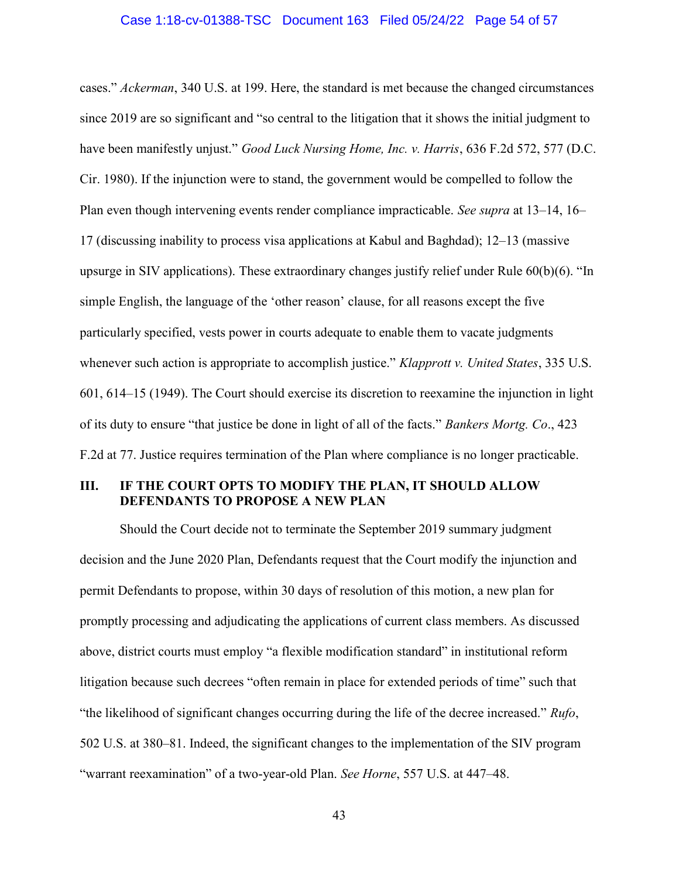cases." *Ackerman*, 340 U.S. at 199. Here, the standard is met because the changed circumstances since 2019 are so significant and "so central to the litigation that it shows the initial judgment to have been manifestly unjust." *Good Luck Nursing Home, Inc. v. Harris*, 636 F.2d 572, 577 (D.C. Cir. 1980). If the injunction were to stand, the government would be compelled to follow the Plan even though intervening events render compliance impracticable. *See supra* at 13–14, 16–17 (discussing inability to process visa applications at Kabul and Baghdad); 12–13 (massive upsurge in SIV applications). These extraordinary changes justify relief under Rule 60(b)(6). "In simple English, the language of the 'other reason' clause, for all reasons except the five particularly specified, vests power in courts adequate to enable them to vacate judgments whenever such action is appropriate to accomplish justice." *Klapprott v. United States*, 335 U.S. 601, 614–15 (1949). The Court should exercise its discretion to reexamine the injunction in light of its duty to ensure "that justice be done in light of all of the facts." *Bankers Mortg. Co*., 423 F.2d at 77. Justice requires termination of the Plan where compliance is no longer practicable.

## III. IF THE COURT OPTS TO MODIFY THE PLAN, IT SHOULD ALLOW DEFENDANTS TO PROPOSE A NEW PLAN

Should the Court decide not to terminate the September 2019 summary judgment decision and the June 2020 Plan, Defendants request that the Court modify the injunction and permit Defendants to propose, within 30 days of resolution of this motion, a new plan for promptly processing and adjudicating the applications of current class members. As discussed above, district courts must employ "a flexible modification standard" in institutional reform litigation because such decrees "often remain in place for extended periods of time" such that "the likelihood of significant changes occurring during the life of the decree increased." *Rufo*, 502 U.S. at 380–81. Indeed, the significant changes to the implementation of the SIV program "warrant reexamination" of a two-year-old Plan. *See Horne*, 557 U.S. at 447–48.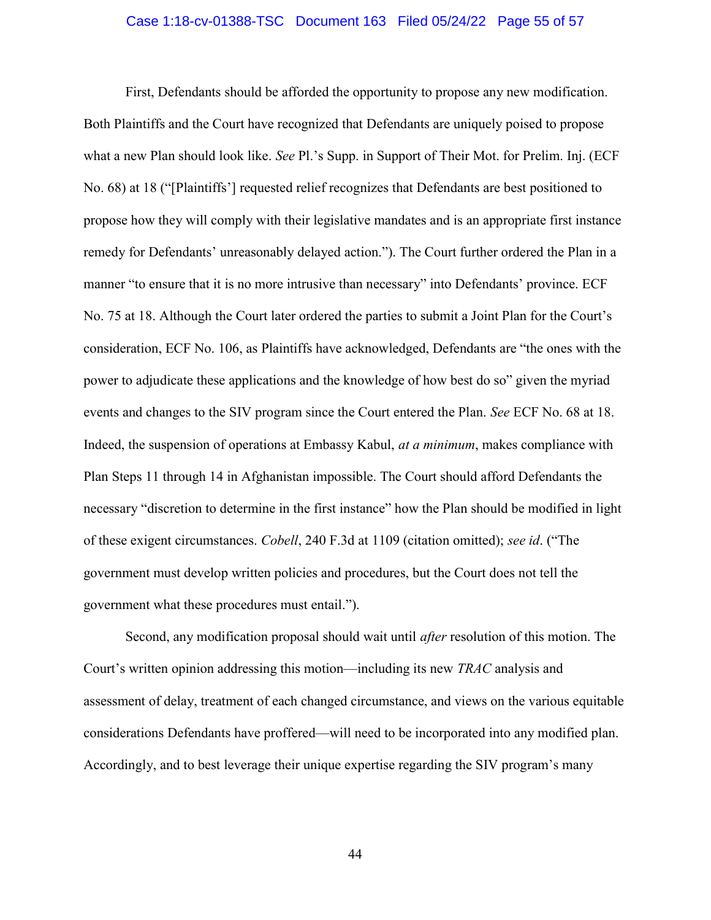First, Defendants should be afforded the opportunity to propose any new modification. Both Plaintiffs and the Court have recognized that Defendants are uniquely poised to propose what a new Plan should look like. *See* Pl.'s Supp. in Support of Their Mot. for Prelim. Inj. (ECF No. 68) at 18 ("[Plaintiffs'] requested relief recognizes that Defendants are best positioned to propose how they will comply with their legislative mandates and is an appropriate first instance remedy for Defendants' unreasonably delayed action."). The Court further ordered the Plan in a manner "to ensure that it is no more intrusive than necessary" into Defendants' province. ECF No. 75 at 18. Although the Court later ordered the parties to submit a Joint Plan for the Court's consideration, ECF No. 106, as Plaintiffs have acknowledged, Defendants are "the ones with the power to adjudicate these applications and the knowledge of how best do so" given the myriad events and changes to the SIV program since the Court entered the Plan. *See* ECF No. 68 at 18. Indeed, the suspension of operations at Embassy Kabul, *at a minimum*, makes compliance with Plan Steps 11 through 14 in Afghanistan impossible. The Court should afford Defendants the necessary "discretion to determine in the first instance" how the Plan should be modified in light of these exigent circumstances. *Cobell*, 240 F.3d at 1109 (citation omitted); *see id*. ("The government must develop written policies and procedures, but the Court does not tell the government what these procedures must entail.").

Second, any modification proposal should wait until *after* resolution of this motion. The Court's written opinion addressing this motion—including its new *TRAC* analysis and assessment of delay, treatment of each changed circumstance, and views on the various equitable considerations Defendants have proffered—will need to be incorporated into any modified plan. Accordingly, and to best leverage their unique expertise regarding the SIV program's many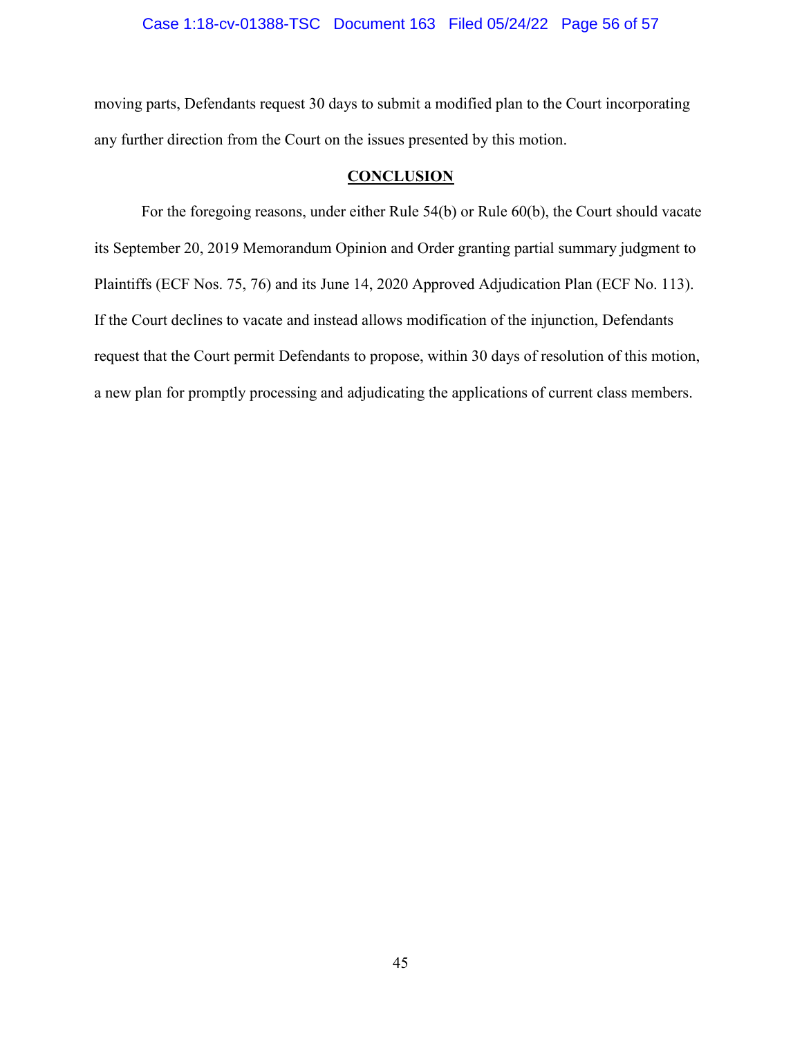moving parts, Defendants request 30 days to submit a modified plan to the Court incorporating any further direction from the Court on the issues presented by this motion.

## CONCLUSION

For the foregoing reasons, under either Rule 54(b) or Rule 60(b), the Court should vacate its September 20, 2019 Memorandum Opinion and Order granting partial summary judgment to Plaintiffs (ECF Nos. 75, 76) and its June 14, 2020 Approved Adjudication Plan (ECF No. 113). If the Court declines to vacate and instead allows modification of the injunction, Defendants request that the Court permit Defendants to propose, within 30 days of resolution of this motion, a new plan for promptly processing and adjudicating the applications of current class members.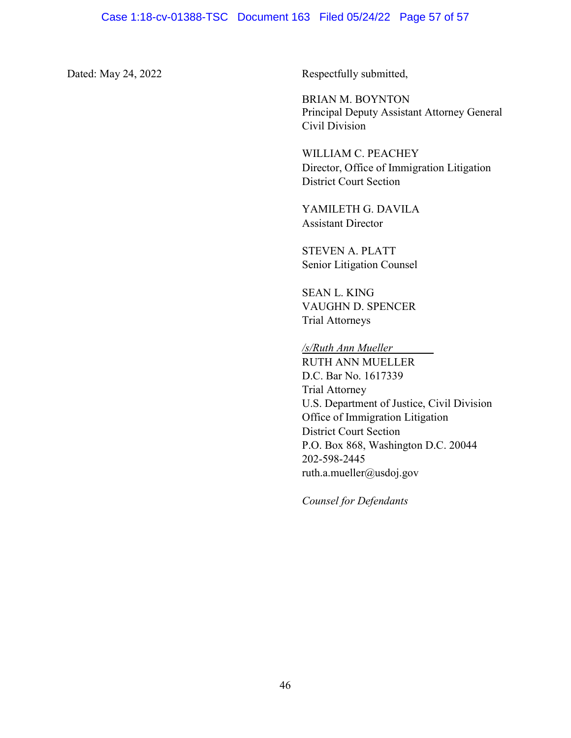Dated: May 24, 2022

Respectfully submitted,

BRIAN M. BOYNTON  
Principal Deputy Assistant Attorney General  
Civil Division

WILLIAM C. PEACHEY  
Director, Office of Immigration Litigation  
District Court Section

YAMILETH G. DAVILA  
Assistant Director

STEVEN A. PLATT  
Senior Litigation Counsel

SEAN L. KING  
VAUGHN D. SPENCER  
Trial Attorneys

*/s/Ruth Ann Mueller*  
RUTH ANN MUELLER  
D.C. Bar No. 1617339  
Trial Attorney  
U.S. Department of Justice, Civil Division  
Office of Immigration Litigation  
District Court Section  
P.O. Box 868, Washington D.C. 20044  
202-598-2445  
ruth.a.mueller@usdoj.gov

*Counsel for Defendants*